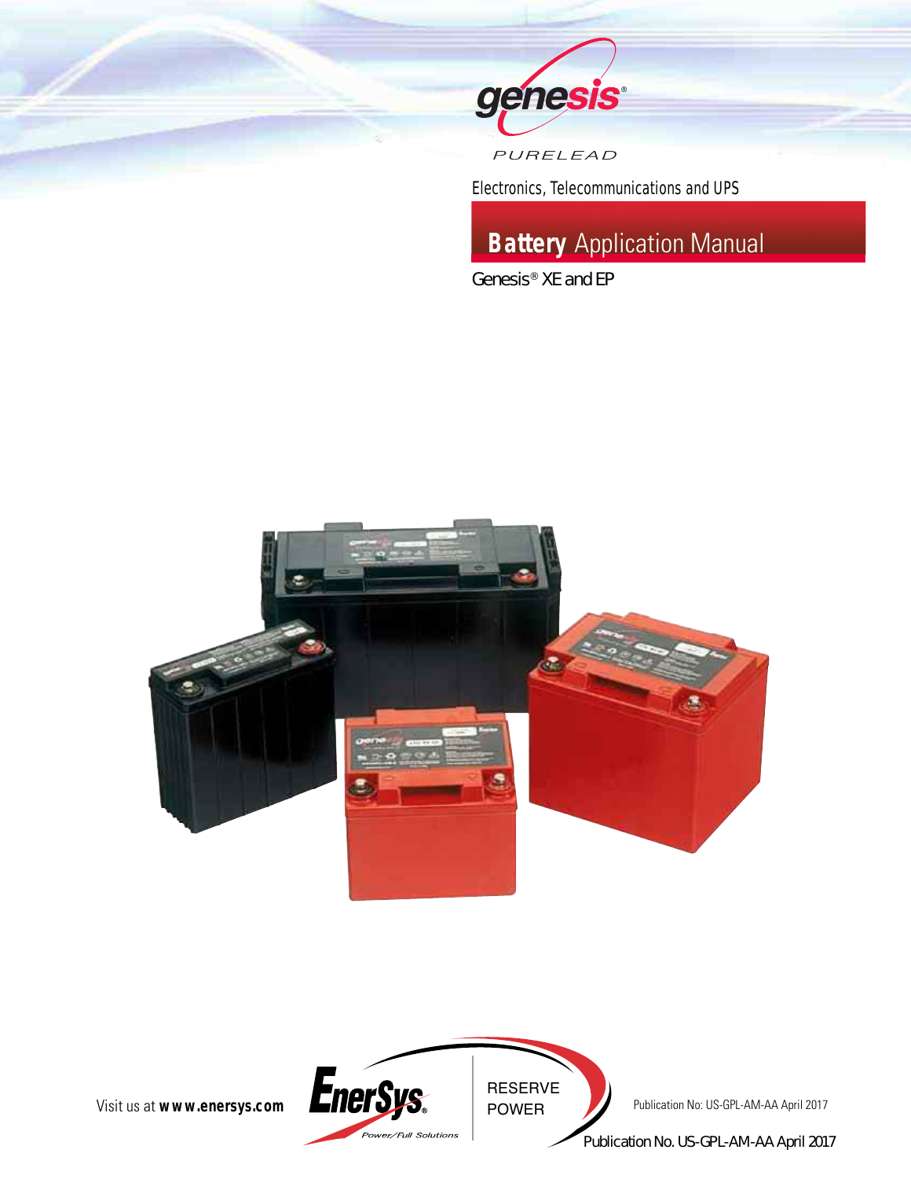genesis®

PURELEAD

Electronics, Telecommunications and UPS

# Battery Application Manual

Genesis® XE and EP

Visit us at **www.enersys.com**

EnerSys® Power/Full Solutions

RESERVE POWER

Publication No: US-GPL-AM-AA April 2017

Publication No. US-GPL-AM-AA April 2017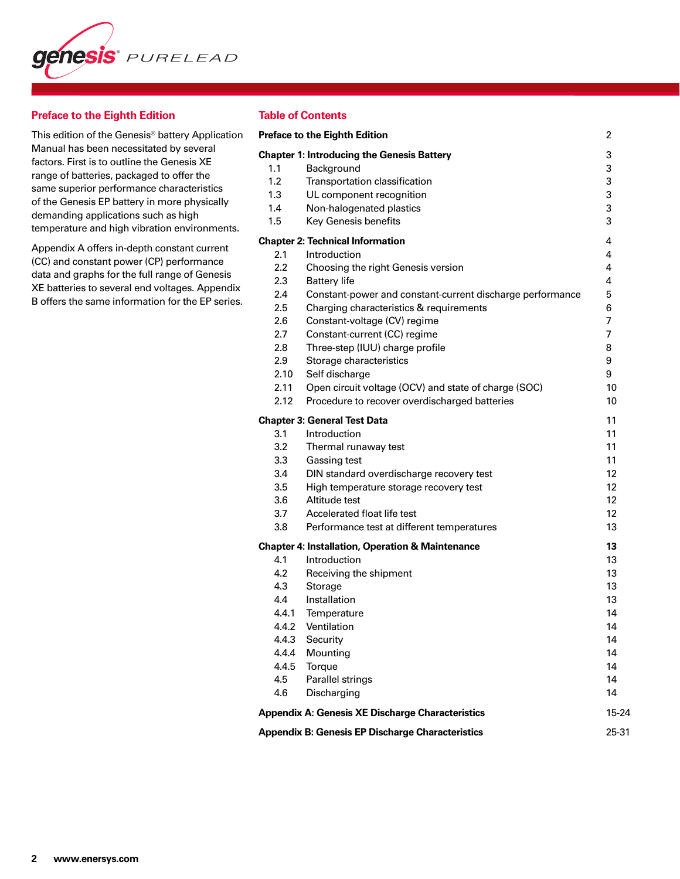## Preface to the Eighth Edition

This edition of the Genesis® battery Application Manual has been necessitated by several factors. First is to outline the Genesis XE range of batteries, packaged to offer the same superior performance characteristics of the Genesis EP battery in more physically demanding applications such as high temperature and high vibration environments.

Appendix A offers in-depth constant current (CC) and constant power (CP) performance data and graphs for the full range of Genesis XE batteries to several end voltages. Appendix B offers the same information for the EP series.

## Table of Contents

| | | |
|---|---|---|
| **Preface to the Eighth Edition** | | 2 |
| **Chapter 1: Introducing the Genesis Battery** | | 3 |
| 1.1 | Background | 3 |
| 1.2 | Transportation classification | 3 |
| 1.3 | UL component recognition | 3 |
| 1.4 | Non-halogenated plastics | 3 |
| 1.5 | Key Genesis benefits | 3 |
| **Chapter 2: Technical Information** | | 4 |
| 2.1 | Introduction | 4 |
| 2.2 | Choosing the right Genesis version | 4 |
| 2.3 | Battery life | 4 |
| 2.4 | Constant-power and constant-current discharge performance | 5 |
| 2.5 | Charging characteristics & requirements | 6 |
| 2.6 | Constant-voltage (CV) regime | 7 |
| 2.7 | Constant-current (CC) regime | 7 |
| 2.8 | Three-step (IUU) charge profile | 8 |
| 2.9 | Storage characteristics | 9 |
| 2.10 | Self discharge | 9 |
| 2.11 | Open circuit voltage (OCV) and state of charge (SOC) | 10 |
| 2.12 | Procedure to recover overdischarged batteries | 10 |
| **Chapter 3: General Test Data** | | 11 |
| 3.1 | Introduction | 11 |
| 3.2 | Thermal runaway test | 11 |
| 3.3 | Gassing test | 11 |
| 3.4 | DIN standard overdischarge recovery test | 12 |
| 3.5 | High temperature storage recovery test | 12 |
| 3.6 | Altitude test | 12 |
| 3.7 | Accelerated float life test | 12 |
| 3.8 | Performance test at different temperatures | 13 |
| **Chapter 4: Installation, Operation & Maintenance** | | **13** |
| 4.1 | Introduction | 13 |
| 4.2 | Receiving the shipment | 13 |
| 4.3 | Storage | 13 |
| 4.4 | Installation | 13 |
| 4.4.1 | Temperature | 14 |
| 4.4.2 | Ventilation | 14 |
| 4.4.3 | Security | 14 |
| 4.4.4 | Mounting | 14 |
| 4.4.5 | Torque | 14 |
| 4.5 | Parallel strings | 14 |
| 4.6 | Discharging | 14 |
| **Appendix A: Genesis XE Discharge Characteristics** | | 15-24 |
| **Appendix B: Genesis EP Discharge Characteristics** | | 25-31 |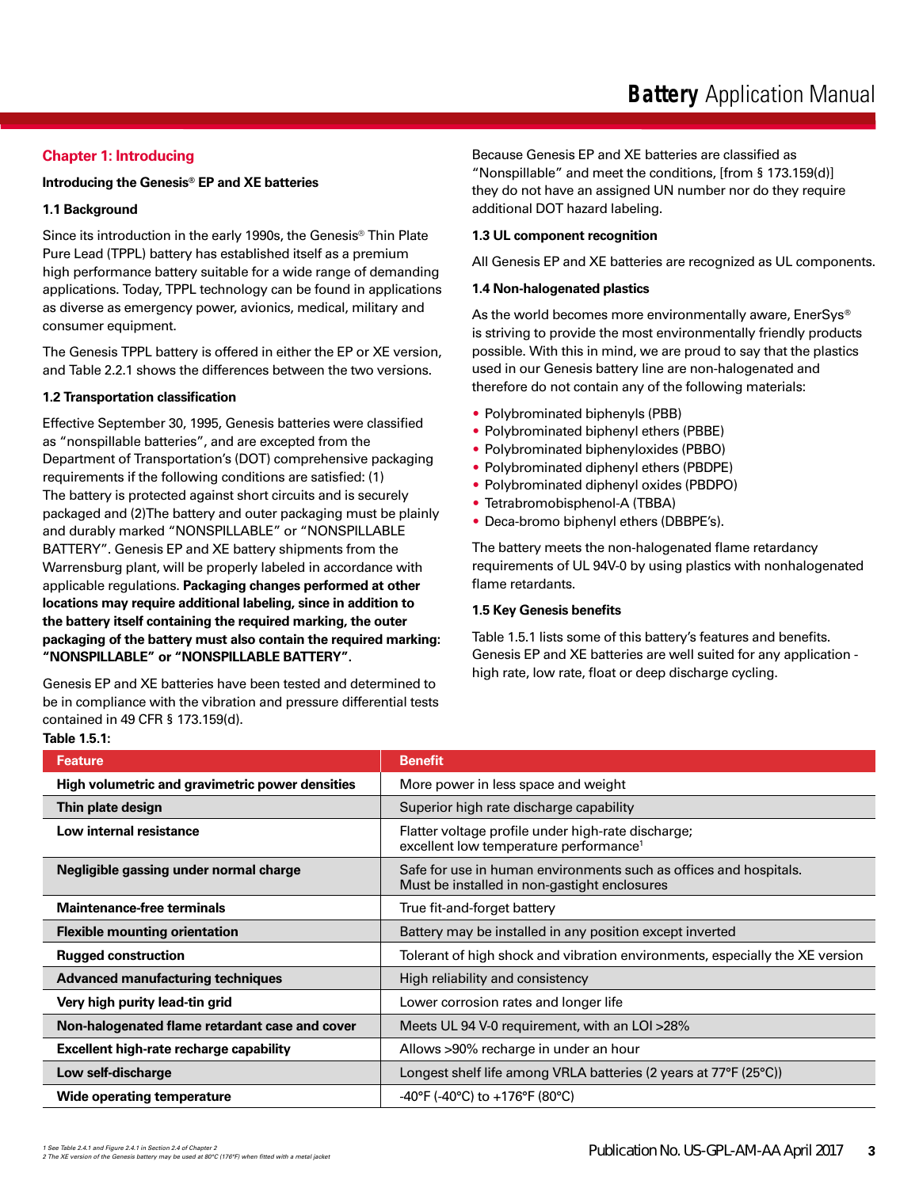## Chapter 1: Introducing

**Introducing the Genesis® EP and XE batteries**

### 1.1 Background

Since its introduction in the early 1990s, the Genesis® Thin Plate Pure Lead (TPPL) battery has established itself as a premium high performance battery suitable for a wide range of demanding applications. Today, TPPL technology can be found in applications as diverse as emergency power, avionics, medical, military and consumer equipment.

The Genesis TPPL battery is offered in either the EP or XE version, and Table 2.2.1 shows the differences between the two versions.

### 1.2 Transportation classification

Effective September 30, 1995, Genesis batteries were classified as "nonspillable batteries", and are excepted from the Department of Transportation's (DOT) comprehensive packaging requirements if the following conditions are satisfied: (1) The battery is protected against short circuits and is securely packaged and (2)The battery and outer packaging must be plainly and durably marked "NONSPILLABLE" or "NONSPILLABLE BATTERY". Genesis EP and XE battery shipments from the Warrensburg plant, will be properly labeled in accordance with applicable regulations. **Packaging changes performed at other locations may require additional labeling, since in addition to the battery itself containing the required marking, the outer packaging of the battery must also contain the required marking: "NONSPILLABLE" or "NONSPILLABLE BATTERY".**

Genesis EP and XE batteries have been tested and determined to be in compliance with the vibration and pressure differential tests contained in 49 CFR § 173.159(d).

Because Genesis EP and XE batteries are classified as "Nonspillable" and meet the conditions, [from § 173.159(d)] they do not have an assigned UN number nor do they require additional DOT hazard labeling.

### 1.3 UL component recognition

All Genesis EP and XE batteries are recognized as UL components.

### 1.4 Non-halogenated plastics

As the world becomes more environmentally aware, EnerSys® is striving to provide the most environmentally friendly products possible. With this in mind, we are proud to say that the plastics used in our Genesis battery line are non-halogenated and therefore do not contain any of the following materials:

- Polybrominated biphenyls (PBB)
- Polybrominated biphenyl ethers (PBBE)
- Polybrominated biphenyloxides (PBBO)
- Polybrominated diphenyl ethers (PBDPE)
- Polybrominated diphenyl oxides (PBDPO)
- Tetrabromobisphenol-A (TBBA)
- Deca-bromo biphenyl ethers (DBBPE's).

The battery meets the non-halogenated flame retardancy requirements of UL 94V-0 by using plastics with nonhalogenated flame retardants.

### 1.5 Key Genesis benefits

Table 1.5.1 lists some of this battery's features and benefits. Genesis EP and XE batteries are well suited for any application - high rate, low rate, float or deep discharge cycling.

**Table 1.5.1:**

| Feature | Benefit |
|---|---|
| **High volumetric and gravimetric power densities** | More power in less space and weight |
| **Thin plate design** | Superior high rate discharge capability |
| **Low internal resistance** | Flatter voltage profile under high-rate discharge; excellent low temperature performance[1] |
| **Negligible gassing under normal charge** | Safe for use in human environments such as offices and hospitals. Must be installed in non-gastight enclosures |
| **Maintenance-free terminals** | True fit-and-forget battery |
| **Flexible mounting orientation** | Battery may be installed in any position except inverted |
| **Rugged construction** | Tolerant of high shock and vibration environments, especially the XE version |
| **Advanced manufacturing techniques** | High reliability and consistency |
| **Very high purity lead-tin grid** | Lower corrosion rates and longer life |
| **Non-halogenated flame retardant case and cover** | Meets UL 94 V-0 requirement, with an LOI >28% |
| **Excellent high-rate recharge capability** | Allows >90% recharge in under an hour |
| **Low self-discharge** | Longest shelf life among VRLA batteries (2 years at 77°F (25°C)) |
| **Wide operating temperature** | -40°F (-40°C) to +176°F (80°C) |

1 See Table 2.4.1 and Figure 2.4.1 in Section 2.4 of Chapter 2
2 The XE version of the Genesis battery may be used at 80°C (176°F) when fitted with a metal jacket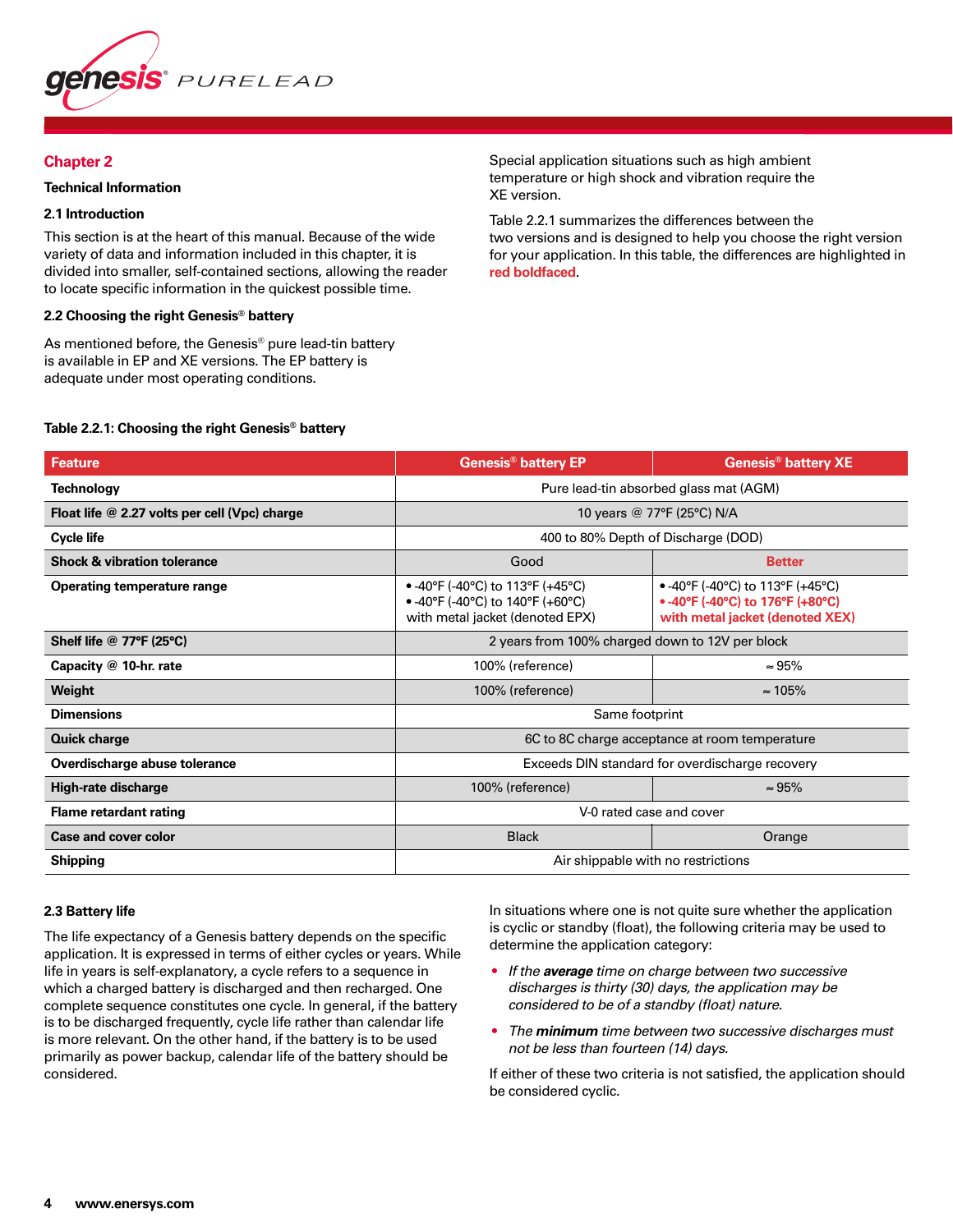# Chapter 2

## Technical Information

### 2.1 Introduction

This section is at the heart of this manual. Because of the wide variety of data and information included in this chapter, it is divided into smaller, self-contained sections, allowing the reader to locate specific information in the quickest possible time.

### 2.2 Choosing the right Genesis® battery

As mentioned before, the Genesis® pure lead-tin battery is available in EP and XE versions. The EP battery is adequate under most operating conditions.

Special application situations such as high ambient temperature or high shock and vibration require the XE version.

Table 2.2.1 summarizes the differences between the two versions and is designed to help you choose the right version for your application. In this table, the differences are highlighted in **red boldfaced**.

**Table 2.2.1: Choosing the right Genesis® battery**

| Feature | Genesis® battery EP | Genesis® battery XE |
|---|---|---|
| **Technology** | Pure lead-tin absorbed glass mat (AGM) | |
| **Float life @ 2.27 volts per cell (Vpc) charge** | 10 years @ 77°F (25°C) N/A | |
| **Cycle life** | 400 to 80% Depth of Discharge (DOD) | |
| **Shock & vibration tolerance** | Good | **Better** |
| **Operating temperature range** | • -40°F (-40°C) to 113°F (+45°C)<br>• -40°F (-40°C) to 140°F (+60°C) with metal jacket (denoted EPX) | • -40°F (-40°C) to 113°F (+45°C)<br>• **-40°F (-40°C) to 176°F (+80°C) with metal jacket (denoted XEX)** |
| **Shelf life @ 77°F (25°C)** | 2 years from 100% charged down to 12V per block | |
| **Capacity @ 10-hr. rate** | 100% (reference) | ≈ 95% |
| **Weight** | 100% (reference) | ≈ 105% |
| **Dimensions** | Same footprint | |
| **Quick charge** | 6C to 8C charge acceptance at room temperature | |
| **Overdischarge abuse tolerance** | Exceeds DIN standard for overdischarge recovery | |
| **High-rate discharge** | 100% (reference) | ≈ 95% |
| **Flame retardant rating** | V-0 rated case and cover | |
| **Case and cover color** | Black | Orange |
| **Shipping** | Air shippable with no restrictions | |

### 2.3 Battery life

The life expectancy of a Genesis battery depends on the specific application. It is expressed in terms of either cycles or years. While life in years is self-explanatory, a cycle refers to a sequence in which a charged battery is discharged and then recharged. One complete sequence constitutes one cycle. In general, if the battery is to be discharged frequently, cycle life rather than calendar life is more relevant. On the other hand, if the battery is to be used primarily as power backup, calendar life of the battery should be considered.

In situations where one is not quite sure whether the application is cyclic or standby (float), the following criteria may be used to determine the application category:

- *If the **average** time on charge between two successive discharges is thirty (30) days, the application may be considered to be of a standby (float) nature.*
- *The **minimum** time between two successive discharges must not be less than fourteen (14) days.*

If either of these two criteria is not satisfied, the application should be considered cyclic.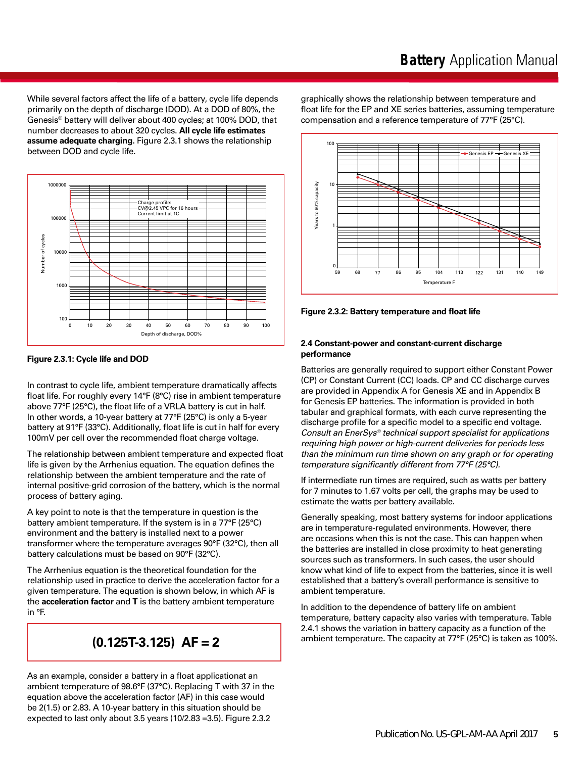While several factors affect the life of a battery, cycle life depends primarily on the depth of discharge (DOD). At a DOD of 80%, the Genesis® battery will deliver about 400 cycles; at 100% DOD, that number decreases to about 320 cycles. **All cycle life estimates assume adequate charging.** Figure 2.3.1 shows the relationship between DOD and cycle life.

**Figure 2.3.1: Cycle life and DOD**

In contrast to cycle life, ambient temperature dramatically affects float life. For roughly every 14°F (8°C) rise in ambient temperature above 77°F (25°C), the float life of a VRLA battery is cut in half. In other words, a 10-year battery at 77°F (25°C) is only a 5-year battery at 91°F (33°C). Additionally, float life is cut in half for every 100mV per cell over the recommended float charge voltage.

The relationship between ambient temperature and expected float life is given by the Arrhenius equation. The equation defines the relationship between the ambient temperature and the rate of internal positive-grid corrosion of the battery, which is the normal process of battery aging.

A key point to note is that the temperature in question is the battery ambient temperature. If the system is in a 77°F (25°C) environment and the battery is installed next to a power transformer where the temperature averages 90°F (32°C), then all battery calculations must be based on 90°F (32°C).

The Arrhenius equation is the theoretical foundation for the relationship used in practice to derive the acceleration factor for a given temperature. The equation is shown below, in which AF is the **acceleration factor** and **T** is the battery ambient temperature in °F.

$$AF = 2^{(0.125T-3.125)}$$

As an example, consider a battery in a float applicationat an ambient temperature of 98.6°F (37°C). Replacing T with 37 in the equation above the acceleration factor (AF) in this case would be 2(1.5) or 2.83. A 10-year battery in this situation should be expected to last only about 3.5 years (10/2.83 =3.5). Figure 2.3.2 graphically shows the relationship between temperature and float life for the EP and XE series batteries, assuming temperature compensation and a reference temperature of 77°F (25°C).

**Figure 2.3.2: Battery temperature and float life**

### 2.4 Constant-power and constant-current discharge performance

Batteries are generally required to support either Constant Power (CP) or Constant Current (CC) loads. CP and CC discharge curves are provided in Appendix A for Genesis XE and in Appendix B for Genesis EP batteries. The information is provided in both tabular and graphical formats, with each curve representing the discharge profile for a specific model to a specific end voltage. *Consult an EnerSys® technical support specialist for applications requiring high power or high-current deliveries for periods less than the minimum run time shown on any graph or for operating temperature significantly different from 77°F (25°C).*

If intermediate run times are required, such as watts per battery for 7 minutes to 1.67 volts per cell, the graphs may be used to estimate the watts per battery available.

Generally speaking, most battery systems for indoor applications are in temperature-regulated environments. However, there are occasions when this is not the case. This can happen when the batteries are installed in close proximity to heat generating sources such as transformers. In such cases, the user should know what kind of life to expect from the batteries, since it is well established that a battery's overall performance is sensitive to ambient temperature.

In addition to the dependence of battery life on ambient temperature, battery capacity also varies with temperature. Table 2.4.1 shows the variation in battery capacity as a function of the ambient temperature. The capacity at 77°F (25°C) is taken as 100%.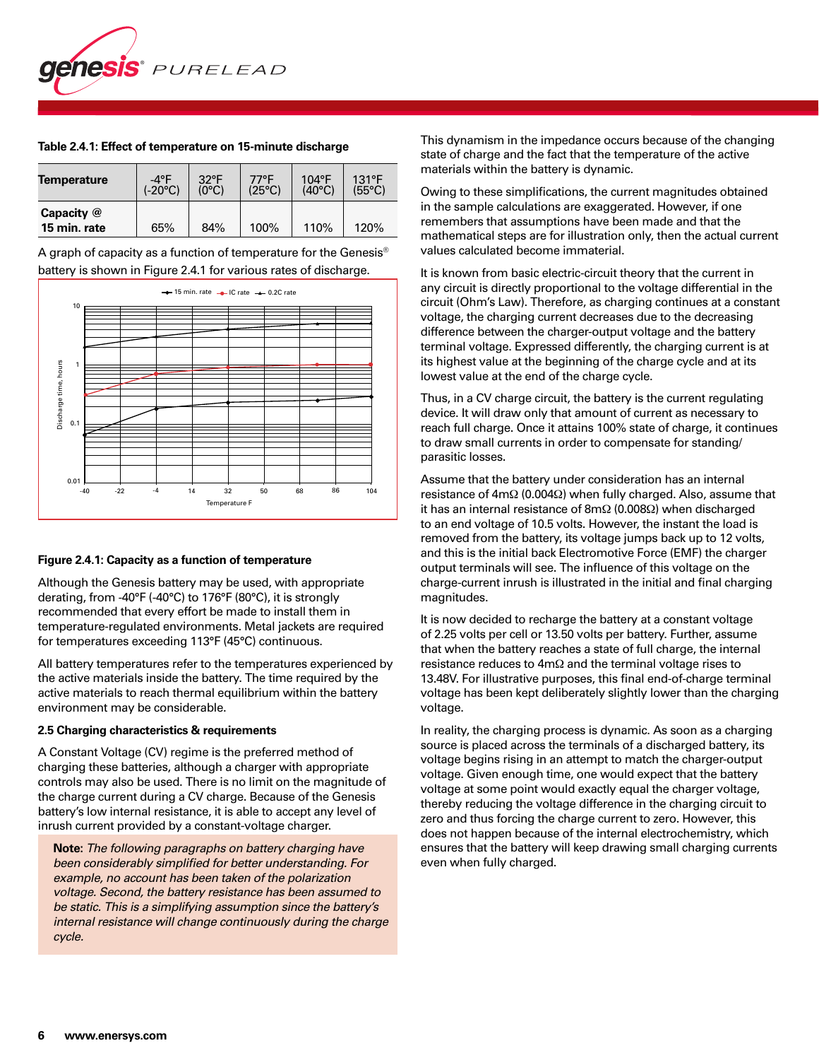**Table 2.4.1: Effect of temperature on 15-minute discharge**

| Temperature | -4°F (-20°C) | 32°F (0°C) | 77°F (25°C) | 104°F (40°C) | 131°F (55°C) |
|---|---|---|---|---|---|
| Capacity @ 15 min. rate | 65% | 84% | 100% | 110% | 120% |

A graph of capacity as a function of temperature for the Genesis® battery is shown in Figure 2.4.1 for various rates of discharge.

**Figure 2.4.1: Capacity as a function of temperature**

Although the Genesis battery may be used, with appropriate derating, from -40°F (-40°C) to 176°F (80°C), it is strongly recommended that every effort be made to install them in temperature-regulated environments. Metal jackets are required for temperatures exceeding 113°F (45°C) continuous.

All battery temperatures refer to the temperatures experienced by the active materials inside the battery. The time required by the active materials to reach thermal equilibrium within the battery environment may be considerable.

### 2.5 Charging characteristics & requirements

A Constant Voltage (CV) regime is the preferred method of charging these batteries, although a charger with appropriate controls may also be used. There is no limit on the magnitude of the charge current during a CV charge. Because of the Genesis battery's low internal resistance, it is able to accept any level of inrush current provided by a constant-voltage charger.

> **Note:** *The following paragraphs on battery charging have been considerably simplified for better understanding. For example, no account has been taken of the polarization voltage. Second, the battery resistance has been assumed to be static. This is a simplifying assumption since the battery's internal resistance will change continuously during the charge cycle.*

This dynamism in the impedance occurs because of the changing state of charge and the fact that the temperature of the active materials within the battery is dynamic.

Owing to these simplifications, the current magnitudes obtained in the sample calculations are exaggerated. However, if one remembers that assumptions have been made and that the mathematical steps are for illustration only, then the actual current values calculated become immaterial.

It is known from basic electric-circuit theory that the current in any circuit is directly proportional to the voltage differential in the circuit (Ohm's Law). Therefore, as charging continues at a constant voltage, the charging current decreases due to the decreasing difference between the charger-output voltage and the battery terminal voltage. Expressed differently, the charging current is at its highest value at the beginning of the charge cycle and at its lowest value at the end of the charge cycle.

Thus, in a CV charge circuit, the battery is the current regulating device. It will draw only that amount of current as necessary to reach full charge. Once it attains 100% state of charge, it continues to draw small currents in order to compensate for standing/parasitic losses.

Assume that the battery under consideration has an internal resistance of 4mΩ (0.004Ω) when fully charged. Also, assume that it has an internal resistance of 8mΩ (0.008Ω) when discharged to an end voltage of 10.5 volts. However, the instant the load is removed from the battery, its voltage jumps back up to 12 volts, and this is the initial back Electromotive Force (EMF) the charger output terminals will see. The influence of this voltage on the charge-current inrush is illustrated in the initial and final charging magnitudes.

It is now decided to recharge the battery at a constant voltage of 2.25 volts per cell or 13.50 volts per battery. Further, assume that when the battery reaches a state of full charge, the internal resistance reduces to 4mΩ and the terminal voltage rises to 13.48V. For illustrative purposes, this final end-of-charge terminal voltage has been kept deliberately slightly lower than the charging voltage.

In reality, the charging process is dynamic. As soon as a charging source is placed across the terminals of a discharged battery, its voltage begins rising in an attempt to match the charger-output voltage. Given enough time, one would expect that the battery voltage at some point would exactly equal the charger voltage, thereby reducing the voltage difference in the charging circuit to zero and thus forcing the charge current to zero. However, this does not happen because of the internal electrochemistry, which ensures that the battery will keep drawing small charging currents even when fully charged.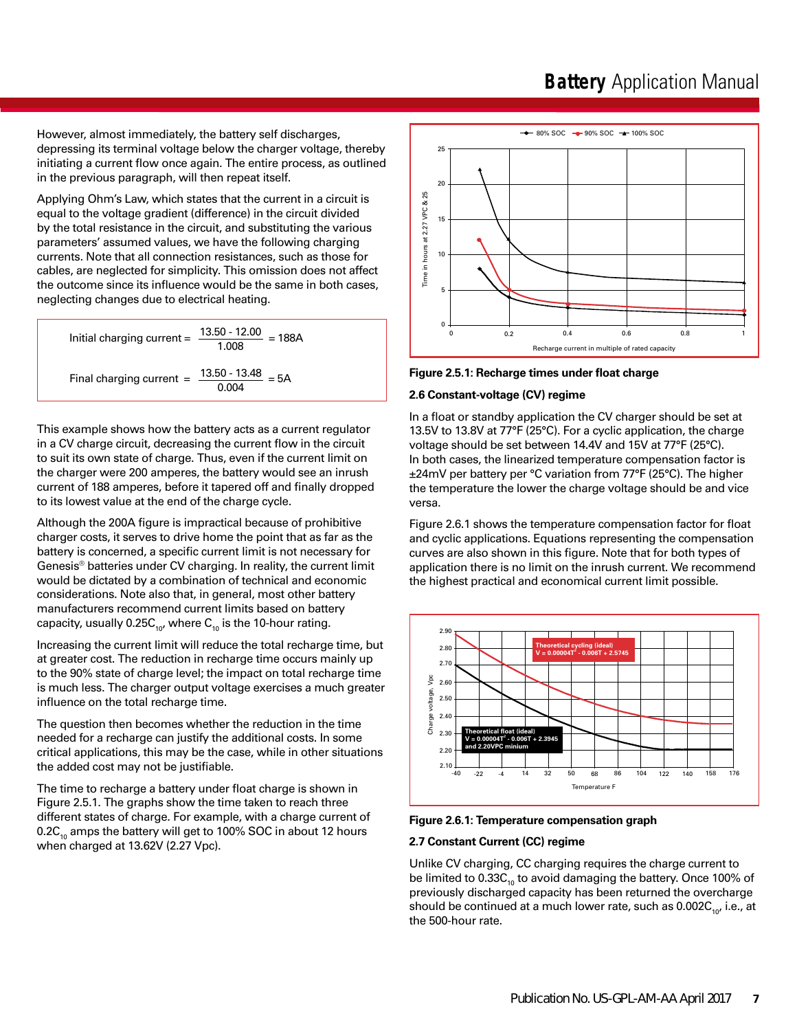However, almost immediately, the battery self discharges, depressing its terminal voltage below the charger voltage, thereby initiating a current flow once again. The entire process, as outlined in the previous paragraph, will then repeat itself.

Applying Ohm's Law, which states that the current in a circuit is equal to the voltage gradient (difference) in the circuit divided by the total resistance in the circuit, and substituting the various parameters' assumed values, we have the following charging currents. Note that all connection resistances, such as those for cables, are neglected for simplicity. This omission does not affect the outcome since its influence would be the same in both cases, neglecting changes due to electrical heating.

$$\text{Initial charging current} = \frac{13.50 - 12.00}{1.008} = 188\text{A}$$

$$\text{Final charging current} = \frac{13.50 - 13.48}{0.004} = 5\text{A}$$

This example shows how the battery acts as a current regulator in a CV charge circuit, decreasing the current flow in the circuit to suit its own state of charge. Thus, even if the current limit on the charger were 200 amperes, the battery would see an inrush current of 188 amperes, before it tapered off and finally dropped to its lowest value at the end of the charge cycle.

Although the 200A figure is impractical because of prohibitive charger costs, it serves to drive home the point that as far as the battery is concerned, a specific current limit is not necessary for Genesis® batteries under CV charging. In reality, the current limit would be dictated by a combination of technical and economic considerations. Note also that, in general, most other battery manufacturers recommend current limits based on battery capacity, usually $0.25C_{10}$, where $C_{10}$ is the 10-hour rating.

Increasing the current limit will reduce the total recharge time, but at greater cost. The reduction in recharge time occurs mainly up to the 90% state of charge level; the impact on total recharge time is much less. The charger output voltage exercises a much greater influence on the total recharge time.

The question then becomes whether the reduction in the time needed for a recharge can justify the additional costs. In some critical applications, this may be the case, while in other situations the added cost may not be justifiable.

The time to recharge a battery under float charge is shown in Figure 2.5.1. The graphs show the time taken to reach three different states of charge. For example, with a charge current of $0.2C_{10}$ amps the battery will get to 100% SOC in about 12 hours when charged at 13.62V (2.27 Vpc).

**Figure 2.5.1: Recharge times under float charge**

### 2.6 Constant-voltage (CV) regime

In a float or standby application the CV charger should be set at 13.5V to 13.8V at 77°F (25°C). For a cyclic application, the charge voltage should be set between 14.4V and 15V at 77°F (25°C). In both cases, the linearized temperature compensation factor is ±24mV per battery per °C variation from 77°F (25°C). The higher the temperature the lower the charge voltage should be and vice versa.

Figure 2.6.1 shows the temperature compensation factor for float and cyclic applications. Equations representing the compensation curves are also shown in this figure. Note that for both types of application there is no limit on the inrush current. We recommend the highest practical and economical current limit possible.

**Figure 2.6.1: Temperature compensation graph**

### 2.7 Constant Current (CC) regime

Unlike CV charging, CC charging requires the charge current to be limited to $0.33C_{10}$ to avoid damaging the battery. Once 100% of previously discharged capacity has been returned the overcharge should be continued at a much lower rate, such as $0.002C_{10}$, i.e., at the 500-hour rate.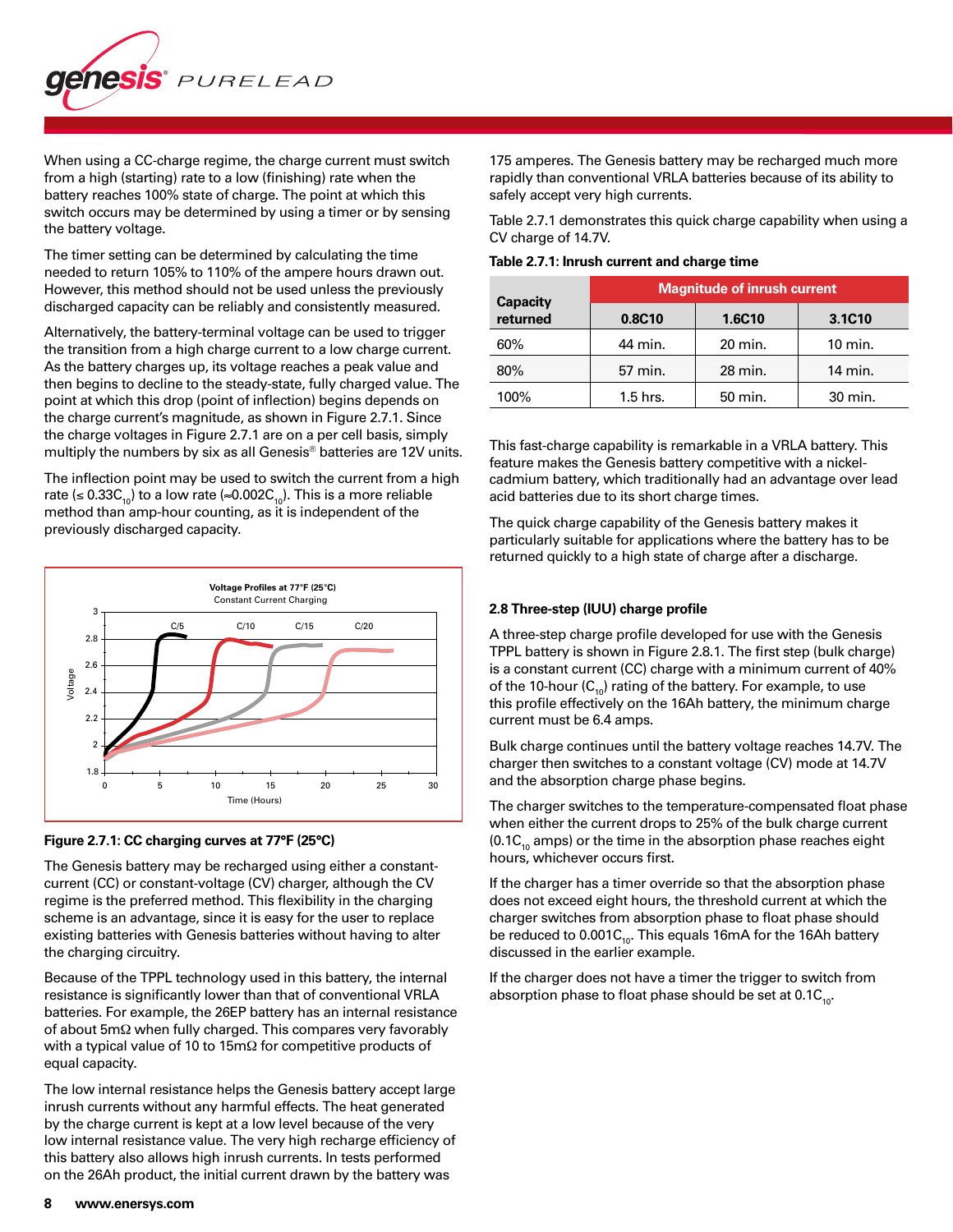When using a CC-charge regime, the charge current must switch from a high (starting) rate to a low (finishing) rate when the battery reaches 100% state of charge. The point at which this switch occurs may be determined by using a timer or by sensing the battery voltage.

The timer setting can be determined by calculating the time needed to return 105% to 110% of the ampere hours drawn out. However, this method should not be used unless the previously discharged capacity can be reliably and consistently measured.

Alternatively, the battery-terminal voltage can be used to trigger the transition from a high charge current to a low charge current. As the battery charges up, its voltage reaches a peak value and then begins to decline to the steady-state, fully charged value. The point at which this drop (point of inflection) begins depends on the charge current's magnitude, as shown in Figure 2.7.1. Since the charge voltages in Figure 2.7.1 are on a per cell basis, simply multiply the numbers by six as all Genesis® batteries are 12V units.

The inflection point may be used to switch the current from a high rate (≤ $0.33C_{10}$) to a low rate (≈$0.002C_{10}$). This is a more reliable method than amp-hour counting, as it is independent of the previously discharged capacity.

**Figure 2.7.1: CC charging curves at 77°F (25°C)**

The Genesis battery may be recharged using either a constant-current (CC) or constant-voltage (CV) charger, although the CV regime is the preferred method. This flexibility in the charging scheme is an advantage, since it is easy for the user to replace existing batteries with Genesis batteries without having to alter the charging circuitry.

Because of the TPPL technology used in this battery, the internal resistance is significantly lower than that of conventional VRLA batteries. For example, the 26EP battery has an internal resistance of about 5mΩ when fully charged. This compares very favorably with a typical value of 10 to 15mΩ for competitive products of equal capacity.

The low internal resistance helps the Genesis battery accept large inrush currents without any harmful effects. The heat generated by the charge current is kept at a low level because of the very low internal resistance value. The very high recharge efficiency of this battery also allows high inrush currents. In tests performed on the 26Ah product, the initial current drawn by the battery was 175 amperes. The Genesis battery may be recharged much more rapidly than conventional VRLA batteries because of its ability to safely accept very high currents.

Table 2.7.1 demonstrates this quick charge capability when using a CV charge of 14.7V.

**Table 2.7.1: Inrush current and charge time**

| Capacity returned | Magnitude of inrush current | | |
|---|---|---|---|
| | 0.8C10 | 1.6C10 | 3.1C10 |
| 60% | 44 min. | 20 min. | 10 min. |
| 80% | 57 min. | 28 min. | 14 min. |
| 100% | 1.5 hrs. | 50 min. | 30 min. |

This fast-charge capability is remarkable in a VRLA battery. This feature makes the Genesis battery competitive with a nickel-cadmium battery, which traditionally had an advantage over lead acid batteries due to its short charge times.

The quick charge capability of the Genesis battery makes it particularly suitable for applications where the battery has to be returned quickly to a high state of charge after a discharge.

### 2.8 Three-step (IUU) charge profile

A three-step charge profile developed for use with the Genesis TPPL battery is shown in Figure 2.8.1. The first step (bulk charge) is a constant current (CC) charge with a minimum current of 40% of the 10-hour ($C_{10}$) rating of the battery. For example, to use this profile effectively on the 16Ah battery, the minimum charge current must be 6.4 amps.

Bulk charge continues until the battery voltage reaches 14.7V. The charger then switches to a constant voltage (CV) mode at 14.7V and the absorption charge phase begins.

The charger switches to the temperature-compensated float phase when either the current drops to 25% of the bulk charge current ($0.1C_{10}$ amps) or the time in the absorption phase reaches eight hours, whichever occurs first.

If the charger has a timer override so that the absorption phase does not exceed eight hours, the threshold current at which the charger switches from absorption phase to float phase should be reduced to $0.001C_{10}$. This equals 16mA for the 16Ah battery discussed in the earlier example.

If the charger does not have a timer the trigger to switch from absorption phase to float phase should be set at $0.1C_{10}$.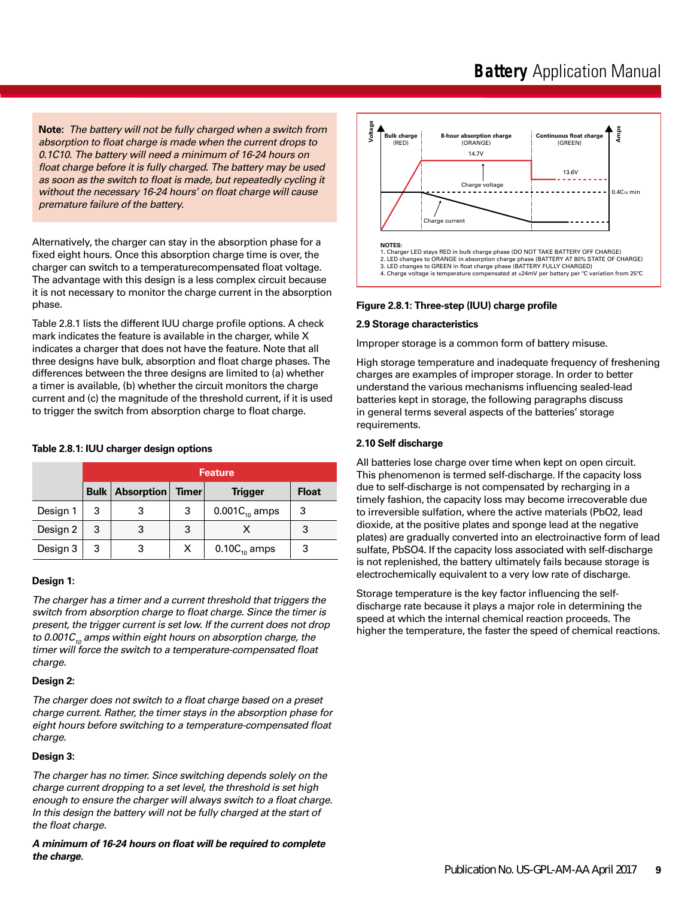**Note**: *The battery will not be fully charged when a switch from absorption to float charge is made when the current drops to 0.1C10. The battery will need a minimum of 16-24 hours on float charge before it is fully charged. The battery may be used as soon as the switch to float is made, but repeatedly cycling it without the necessary 16-24 hours' on float charge will cause premature failure of the battery.*

Alternatively, the charger can stay in the absorption phase for a fixed eight hours. Once this absorption charge time is over, the charger can switch to a temperaturecompensated float voltage. The advantage with this design is a less complex circuit because it is not necessary to monitor the charge current in the absorption phase.

Table 2.8.1 lists the different IUU charge profile options. A check mark indicates the feature is available in the charger, while X indicates a charger that does not have the feature. Note that all three designs have bulk, absorption and float charge phases. The differences between the three designs are limited to (a) whether a timer is available, (b) whether the circuit monitors the charge current and (c) the magnitude of the threshold current, if it is used to trigger the switch from absorption charge to float charge.

**Table 2.8.1: IUU charger design options**

| | Feature | | | | |
|---|---|---|---|---|---|
| | Bulk | Absorption | Timer | Trigger | Float |
| Design 1 | 3 | 3 | 3 | $0.001C_{10}$ amps | 3 |
| Design 2 | 3 | 3 | 3 | X | 3 |
| Design 3 | 3 | 3 | X | $0.10C_{10}$ amps | 3 |

**Design 1:**

*The charger has a timer and a current threshold that triggers the switch from absorption charge to float charge. Since the timer is present, the trigger current is set low. If the current does not drop to $0.001C_{10}$ amps within eight hours on absorption charge, the timer will force the switch to a temperature-compensated float charge.*

**Design 2:**

*The charger does not switch to a float charge based on a preset charge current. Rather, the timer stays in the absorption phase for eight hours before switching to a temperature-compensated float charge.*

**Design 3:**

*The charger has no timer. Since switching depends solely on the charge current dropping to a set level, the threshold is set high enough to ensure the charger will always switch to a float charge. In this design the battery will not be fully charged at the start of the float charge.*

***A minimum of 16-24 hours on float will be required to complete the charge.***

Voltage | Amps

Bulk charge (RED) | 8-hour absorption charge (ORANGE) | Continuous float charge (GREEN)

14.7V | 13.6V | Charge voltage | $0.4C_{10}$ min | Charge current

NOTES:
1. Charger LED stays RED in bulk charge phase (DO NOT TAKE BATTERY OFF CHARGE)
2. LED changes to ORANGE in absorption charge phase (BATTERY AT 80% STATE OF CHARGE)
3. LED changes to GREEN in float charge phase (BATTERY FULLY CHARGED)
4. Charge voltage is temperature compensated at ±24mV per battery per °C variation from 25°C

**Figure 2.8.1: Three-step (IUU) charge profile**

**2.9 Storage characteristics**

Improper storage is a common form of battery misuse.

High storage temperature and inadequate frequency of freshening charges are examples of improper storage. In order to better understand the various mechanisms influencing sealed-lead batteries kept in storage, the following paragraphs discuss in general terms several aspects of the batteries' storage requirements.

**2.10 Self discharge**

All batteries lose charge over time when kept on open circuit. This phenomenon is termed self-discharge. If the capacity loss due to self-discharge is not compensated by recharging in a timely fashion, the capacity loss may become irrecoverable due to irreversible sulfation, where the active materials ($PbO_2$, lead dioxide, at the positive plates and sponge lead at the negative plates) are gradually converted into an electroinactive form of lead sulfate, $PbSO_4$. If the capacity loss associated with self-discharge is not replenished, the battery ultimately fails because storage is electrochemically equivalent to a very low rate of discharge.

Storage temperature is the key factor influencing the self-discharge rate because it plays a major role in determining the speed at which the internal chemical reaction proceeds. The higher the temperature, the faster the speed of chemical reactions.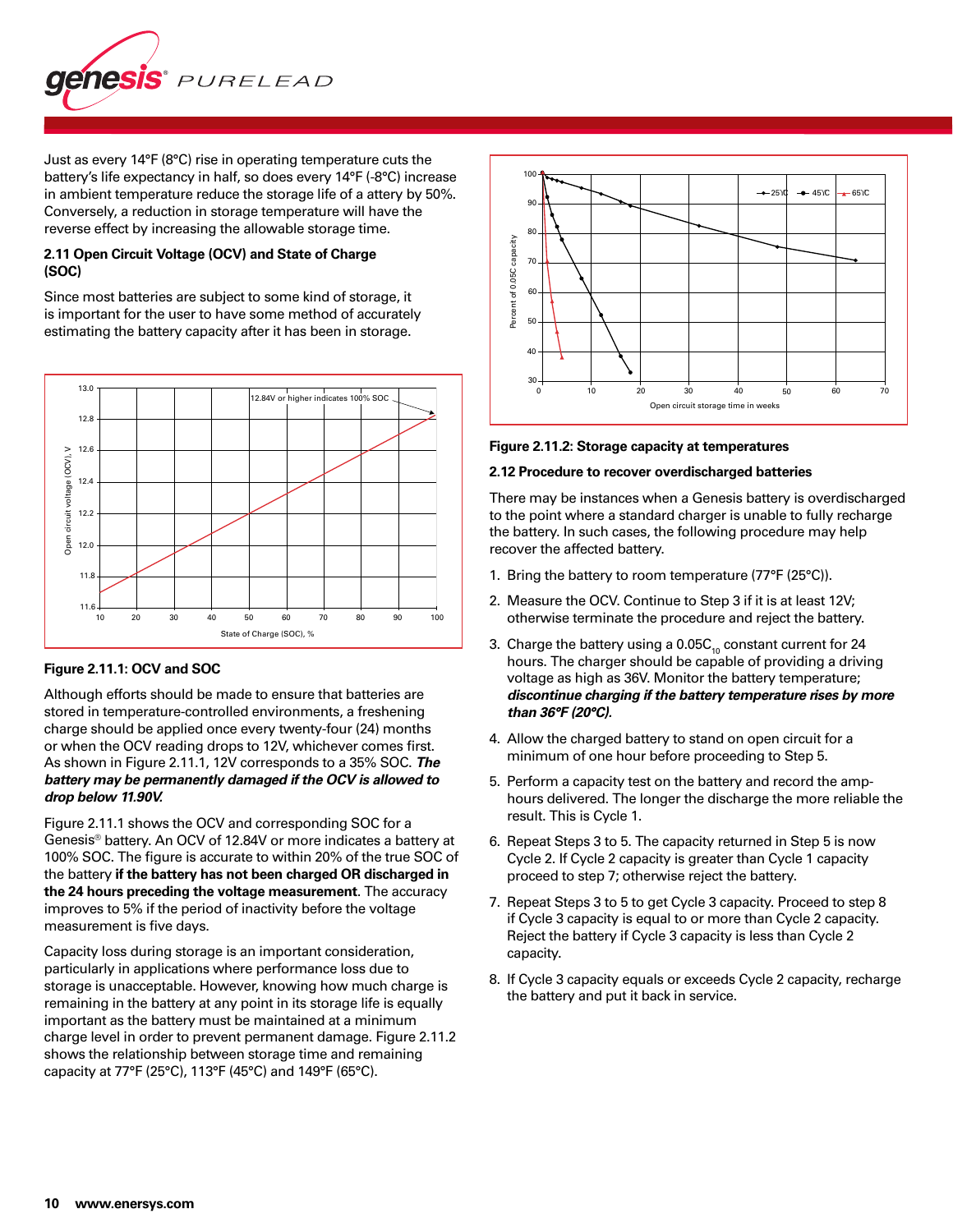Just as every 14°F (8°C) rise in operating temperature cuts the battery's life expectancy in half, so does every 14°F (-8°C) increase in ambient temperature reduce the storage life of a attery by 50%. Conversely, a reduction in storage temperature will have the reverse effect by increasing the allowable storage time.

### 2.11 Open Circuit Voltage (OCV) and State of Charge (SOC)

Since most batteries are subject to some kind of storage, it is important for the user to have some method of accurately estimating the battery capacity after it has been in storage.

**Figure 2.11.1: OCV and SOC**

Although efforts should be made to ensure that batteries are stored in temperature-controlled environments, a freshening charge should be applied once every twenty-four (24) months or when the OCV reading drops to 12V, whichever comes first. As shown in Figure 2.11.1, 12V corresponds to a 35% SOC. ***The battery may be permanently damaged if the OCV is allowed to drop below 11.90V.***

Figure 2.11.1 shows the OCV and corresponding SOC for a Genesis® battery. An OCV of 12.84V or more indicates a battery at 100% SOC. The figure is accurate to within 20% of the true SOC of the battery **if the battery has not been charged OR discharged in the 24 hours preceding the voltage measurement**. The accuracy improves to 5% if the period of inactivity before the voltage measurement is five days.

Capacity loss during storage is an important consideration, particularly in applications where performance loss due to storage is unacceptable. However, knowing how much charge is remaining in the battery at any point in its storage life is equally important as the battery must be maintained at a minimum charge level in order to prevent permanent damage. Figure 2.11.2 shows the relationship between storage time and remaining capacity at 77°F (25°C), 113°F (45°C) and 149°F (65°C).

**Figure 2.11.2: Storage capacity at temperatures**

### 2.12 Procedure to recover overdischarged batteries

There may be instances when a Genesis battery is overdischarged to the point where a standard charger is unable to fully recharge the battery. In such cases, the following procedure may help recover the affected battery.

1. Bring the battery to room temperature (77°F (25°C)).
2. Measure the OCV. Continue to Step 3 if it is at least 12V; otherwise terminate the procedure and reject the battery.
3. Charge the battery using a $0.05C_{10}$ constant current for 24 hours. The charger should be capable of providing a driving voltage as high as 36V. Monitor the battery temperature; ***discontinue charging if the battery temperature rises by more than 36°F (20°C).***
4. Allow the charged battery to stand on open circuit for a minimum of one hour before proceeding to Step 5.
5. Perform a capacity test on the battery and record the amp-hours delivered. The longer the discharge the more reliable the result. This is Cycle 1.
6. Repeat Steps 3 to 5. The capacity returned in Step 5 is now Cycle 2. If Cycle 2 capacity is greater than Cycle 1 capacity proceed to step 7; otherwise reject the battery.
7. Repeat Steps 3 to 5 to get Cycle 3 capacity. Proceed to step 8 if Cycle 3 capacity is equal to or more than Cycle 2 capacity. Reject the battery if Cycle 3 capacity is less than Cycle 2 capacity.
8. If Cycle 3 capacity equals or exceeds Cycle 2 capacity, recharge the battery and put it back in service.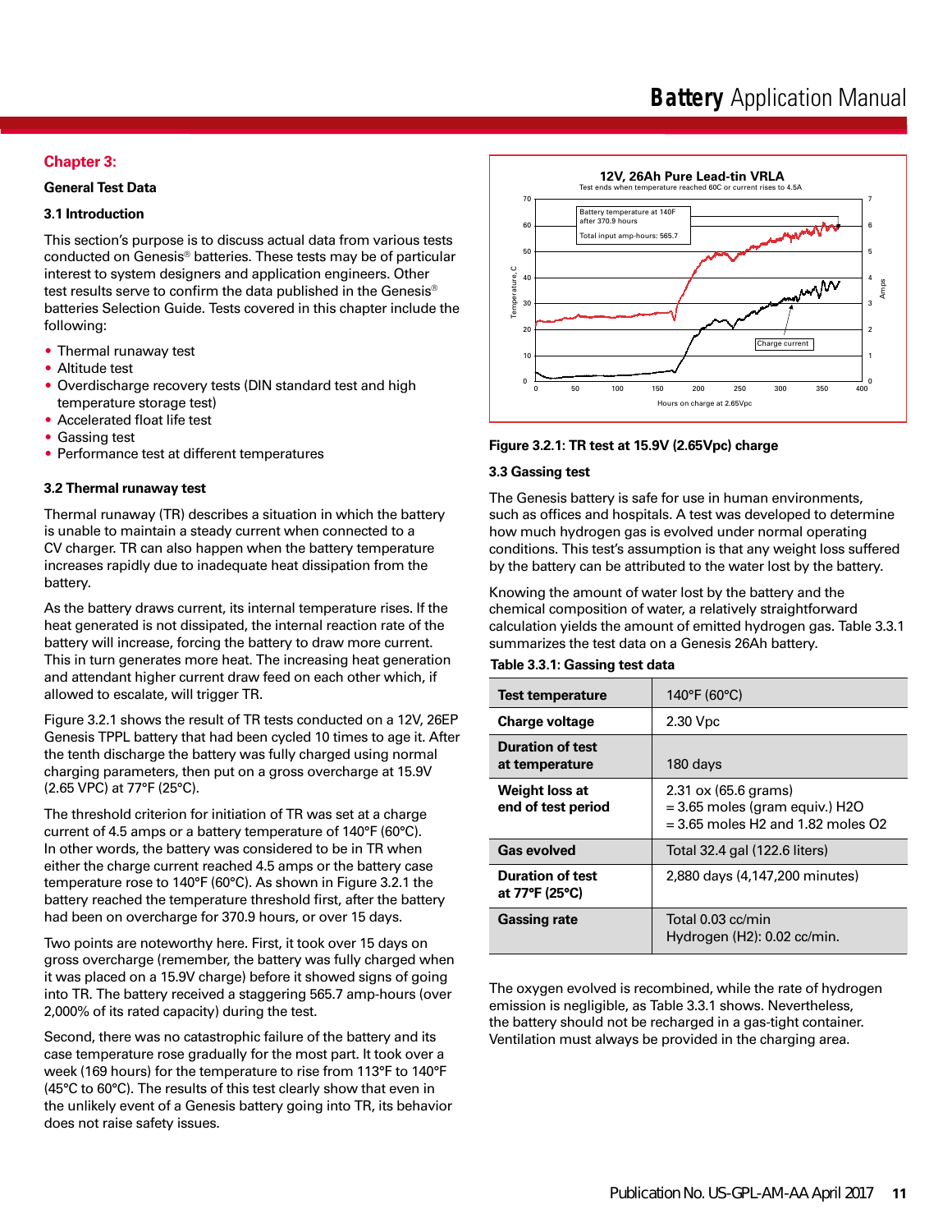## Chapter 3:

### General Test Data

### 3.1 Introduction

This section's purpose is to discuss actual data from various tests conducted on Genesis® batteries. These tests may be of particular interest to system designers and application engineers. Other test results serve to confirm the data published in the Genesis® batteries Selection Guide. Tests covered in this chapter include the following:

- Thermal runaway test
- Altitude test
- Overdischarge recovery tests (DIN standard test and high temperature storage test)
- Accelerated float life test
- Gassing test
- Performance test at different temperatures

### 3.2 Thermal runaway test

Thermal runaway (TR) describes a situation in which the battery is unable to maintain a steady current when connected to a CV charger. TR can also happen when the battery temperature increases rapidly due to inadequate heat dissipation from the battery.

As the battery draws current, its internal temperature rises. If the heat generated is not dissipated, the internal reaction rate of the battery will increase, forcing the battery to draw more current. This in turn generates more heat. The increasing heat generation and attendant higher current draw feed on each other which, if allowed to escalate, will trigger TR.

Figure 3.2.1 shows the result of TR tests conducted on a 12V, 26EP Genesis TPPL battery that had been cycled 10 times to age it. After the tenth discharge the battery was fully charged using normal charging parameters, then put on a gross overcharge at 15.9V (2.65 VPC) at 77°F (25°C).

The threshold criterion for initiation of TR was set at a charge current of 4.5 amps or a battery temperature of 140°F (60°C). In other words, the battery was considered to be in TR when either the charge current reached 4.5 amps or the battery case temperature rose to 140°F (60°C). As shown in Figure 3.2.1 the battery reached the temperature threshold first, after the battery had been on overcharge for 370.9 hours, or over 15 days.

Two points are noteworthy here. First, it took over 15 days on gross overcharge (remember, the battery was fully charged when it was placed on a 15.9V charge) before it showed signs of going into TR. The battery received a staggering 565.7 amp-hours (over 2,000% of its rated capacity) during the test.

Second, there was no catastrophic failure of the battery and its case temperature rose gradually for the most part. It took over a week (169 hours) for the temperature to rise from 113°F to 140°F (45°C to 60°C). The results of this test clearly show that even in the unlikely event of a Genesis battery going into TR, its behavior does not raise safety issues.

12V, 26Ah Pure Lead-tin VRLA
Test ends when temperature reached 60C or current rises to 4.5A

Battery temperature at 140F after 370.9 hours
Total input amp-hours: 565.7
Charge current

**Figure 3.2.1: TR test at 15.9V (2.65Vpc) charge**

### 3.3 Gassing test

The Genesis battery is safe for use in human environments, such as offices and hospitals. A test was developed to determine how much hydrogen gas is evolved under normal operating conditions. This test's assumption is that any weight loss suffered by the battery can be attributed to the water lost by the battery.

Knowing the amount of water lost by the battery and the chemical composition of water, a relatively straightforward calculation yields the amount of emitted hydrogen gas. Table 3.3.1 summarizes the test data on a Genesis 26Ah battery.

**Table 3.3.1: Gassing test data**

| | |
|---|---|
| **Test temperature** | 140°F (60°C) |
| **Charge voltage** | 2.30 Vpc |
| **Duration of test at temperature** | 180 days |
| **Weight loss at end of test period** | 2.31 ox (65.6 grams)<br>= 3.65 moles (gram equiv.) H2O<br>= 3.65 moles H2 and 1.82 moles O2 |
| **Gas evolved** | Total 32.4 gal (122.6 liters) |
| **Duration of test at 77°F (25°C)** | 2,880 days (4,147,200 minutes) |
| **Gassing rate** | Total 0.03 cc/min<br>Hydrogen (H2): 0.02 cc/min. |

The oxygen evolved is recombined, while the rate of hydrogen emission is negligible, as Table 3.3.1 shows. Nevertheless, the battery should not be recharged in a gas-tight container. Ventilation must always be provided in the charging area.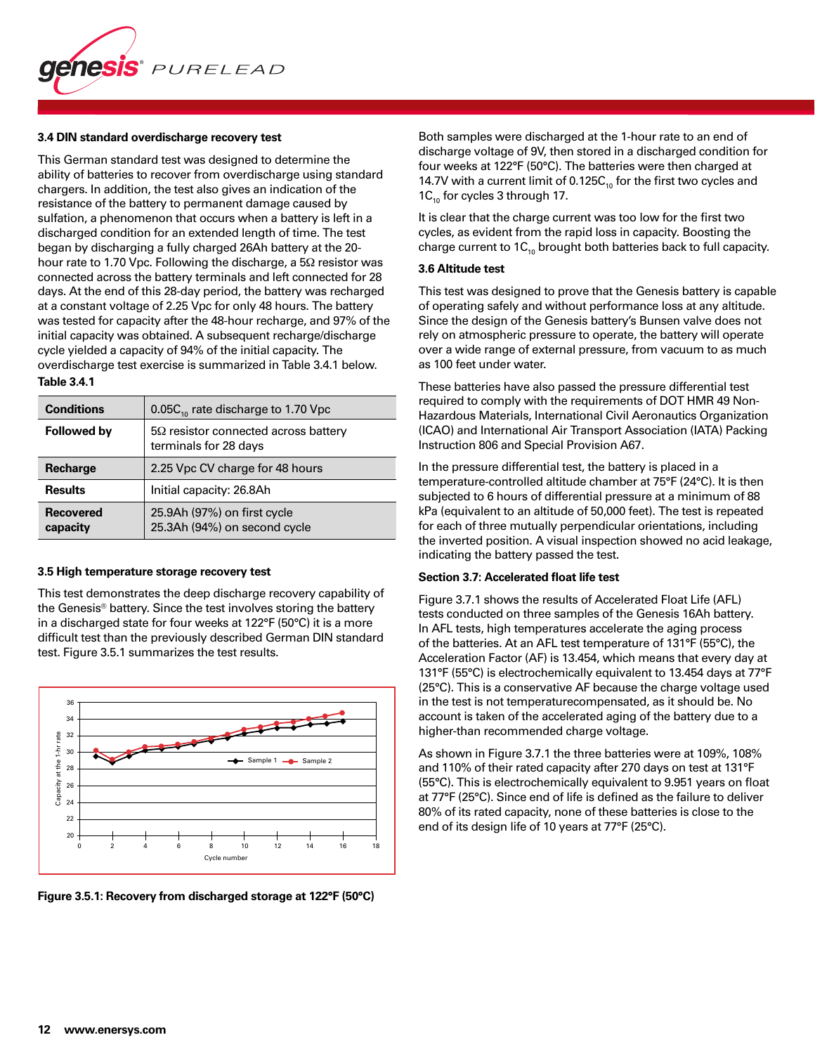### 3.4 DIN standard overdischarge recovery test

This German standard test was designed to determine the ability of batteries to recover from overdischarge using standard chargers. In addition, the test also gives an indication of the resistance of the battery to permanent damage caused by sulfation, a phenomenon that occurs when a battery is left in a discharged condition for an extended length of time. The test began by discharging a fully charged 26Ah battery at the 20-hour rate to 1.70 Vpc. Following the discharge, a 5Ω resistor was connected across the battery terminals and left connected for 28 days. At the end of this 28-day period, the battery was recharged at a constant voltage of 2.25 Vpc for only 48 hours. The battery was tested for capacity after the 48-hour recharge, and 97% of the initial capacity was obtained. A subsequent recharge/discharge cycle yielded a capacity of 94% of the initial capacity. The overdischarge test exercise is summarized in Table 3.4.1 below.

**Table 3.4.1**

| | |
|---|---|
| **Conditions** | $0.05C_{10}$ rate discharge to 1.70 Vpc |
| **Followed by** | 5Ω resistor connected across battery terminals for 28 days |
| **Recharge** | 2.25 Vpc CV charge for 48 hours |
| **Results** | Initial capacity: 26.8Ah |
| **Recovered capacity** | 25.9Ah (97%) on first cycle<br>25.3Ah (94%) on second cycle |

### 3.5 High temperature storage recovery test

This test demonstrates the deep discharge recovery capability of the Genesis® battery. Since the test involves storing the battery in a discharged state for four weeks at 122°F (50°C) it is a more difficult test than the previously described German DIN standard test. Figure 3.5.1 summarizes the test results.

**Figure 3.5.1: Recovery from discharged storage at 122°F (50°C)**

Both samples were discharged at the 1-hour rate to an end of discharge voltage of 9V, then stored in a discharged condition for four weeks at 122°F (50°C). The batteries were then charged at 14.7V with a current limit of $0.125C_{10}$ for the first two cycles and $1C_{10}$ for cycles 3 through 17.

It is clear that the charge current was too low for the first two cycles, as evident from the rapid loss in capacity. Boosting the charge current to $1C_{10}$ brought both batteries back to full capacity.

### 3.6 Altitude test

This test was designed to prove that the Genesis battery is capable of operating safely and without performance loss at any altitude. Since the design of the Genesis battery's Bunsen valve does not rely on atmospheric pressure to operate, the battery will operate over a wide range of external pressure, from vacuum to as much as 100 feet under water.

These batteries have also passed the pressure differential test required to comply with the requirements of DOT HMR 49 Non-Hazardous Materials, International Civil Aeronautics Organization (ICAO) and International Air Transport Association (IATA) Packing Instruction 806 and Special Provision A67.

In the pressure differential test, the battery is placed in a temperature-controlled altitude chamber at 75°F (24°C). It is then subjected to 6 hours of differential pressure at a minimum of 88 kPa (equivalent to an altitude of 50,000 feet). The test is repeated for each of three mutually perpendicular orientations, including the inverted position. A visual inspection showed no acid leakage, indicating the battery passed the test.

### Section 3.7: Accelerated float life test

Figure 3.7.1 shows the results of Accelerated Float Life (AFL) tests conducted on three samples of the Genesis 16Ah battery. In AFL tests, high temperatures accelerate the aging process of the batteries. At an AFL test temperature of 131°F (55°C), the Acceleration Factor (AF) is 13.454, which means that every day at 131°F (55°C) is electrochemically equivalent to 13.454 days at 77°F (25°C). This is a conservative AF because the charge voltage used in the test is not temperaturecompensated, as it should be. No account is taken of the accelerated aging of the battery due to a higher-than recommended charge voltage.

As shown in Figure 3.7.1 the three batteries were at 109%, 108% and 110% of their rated capacity after 270 days on test at 131°F (55°C). This is electrochemically equivalent to 9.951 years on float at 77°F (25°C). Since end of life is defined as the failure to deliver 80% of its rated capacity, none of these batteries is close to the end of its design life of 10 years at 77°F (25°C).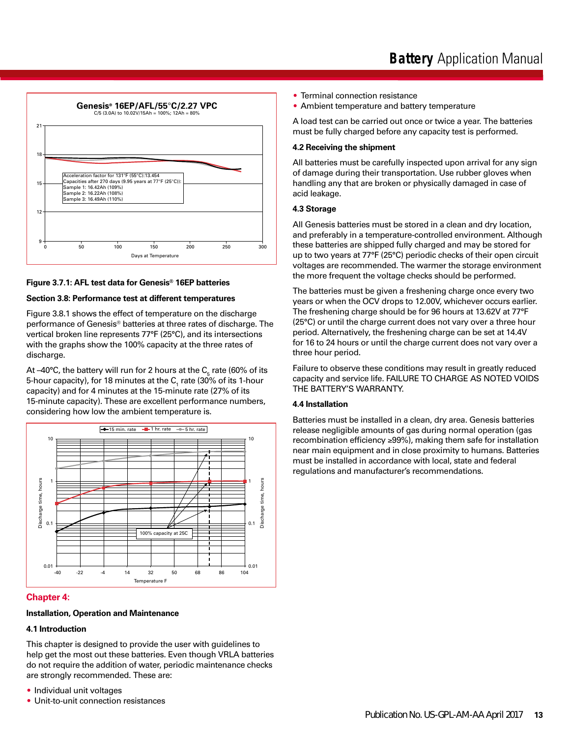Figure 3.7.1: AFL test data for Genesis® 16EP batteries

**Section 3.8: Performance test at different temperatures**

Figure 3.8.1 shows the effect of temperature on the discharge performance of Genesis® batteries at three rates of discharge. The vertical broken line represents 77°F (25°C), and its intersections with the graphs show the 100% capacity at the three rates of discharge.

At –40°C, the battery will run for 2 hours at the $C_5$ rate (60% of its 5-hour capacity), for 18 minutes at the $C_1$ rate (30% of its 1-hour capacity) and for 4 minutes at the 15-minute rate (27% of its 15-minute capacity). These are excellent performance numbers, considering how low the ambient temperature is.

## Chapter 4:

### Installation, Operation and Maintenance

### 4.1 Introduction

This chapter is designed to provide the user with guidelines to help get the most out these batteries. Even though VRLA batteries do not require the addition of water, periodic maintenance checks are strongly recommended. These are:

- Individual unit voltages
- Unit-to-unit connection resistances
- Terminal connection resistance
- Ambient temperature and battery temperature

A load test can be carried out once or twice a year. The batteries must be fully charged before any capacity test is performed.

### 4.2 Receiving the shipment

All batteries must be carefully inspected upon arrival for any sign of damage during their transportation. Use rubber gloves when handling any that are broken or physically damaged in case of acid leakage.

### 4.3 Storage

All Genesis batteries must be stored in a clean and dry location, and preferably in a temperature-controlled environment. Although these batteries are shipped fully charged and may be stored for up to two years at 77°F (25°C) periodic checks of their open circuit voltages are recommended. The warmer the storage environment the more frequent the voltage checks should be performed.

The batteries must be given a freshening charge once every two years or when the OCV drops to 12.00V, whichever occurs earlier. The freshening charge should be for 96 hours at 13.62V at 77°F (25°C) or until the charge current does not vary over a three hour period. Alternatively, the freshening charge can be set at 14.4V for 16 to 24 hours or until the charge current does not vary over a three hour period.

Failure to observe these conditions may result in greatly reduced capacity and service life. FAILURE TO CHARGE AS NOTED VOIDS THE BATTERY'S WARRANTY.

### 4.4 Installation

Batteries must be installed in a clean, dry area. Genesis batteries release negligible amounts of gas during normal operation (gas recombination efficiency ≥99%), making them safe for installation near main equipment and in close proximity to humans. Batteries must be installed in accordance with local, state and federal regulations and manufacturer's recommendations.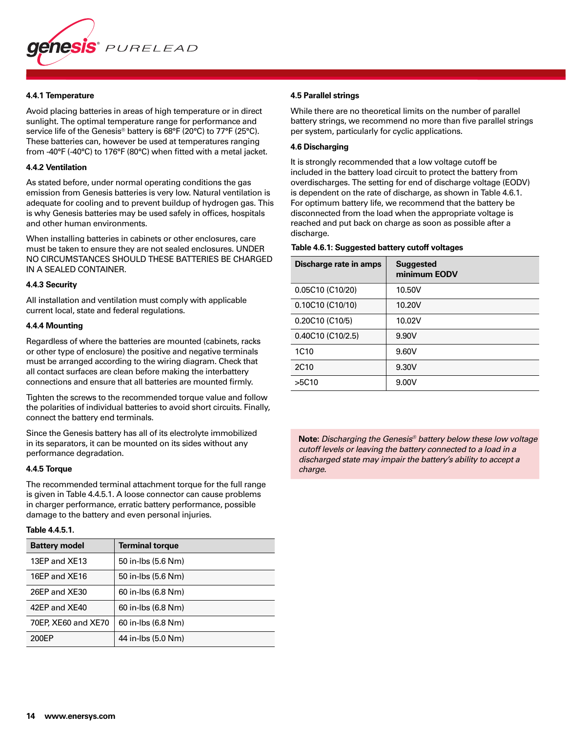#### 4.4.1 Temperature

Avoid placing batteries in areas of high temperature or in direct sunlight. The optimal temperature range for performance and service life of the Genesis® battery is 68°F (20°C) to 77°F (25°C). These batteries can, however be used at temperatures ranging from -40°F (-40°C) to 176°F (80°C) when fitted with a metal jacket.

#### 4.4.2 Ventilation

As stated before, under normal operating conditions the gas emission from Genesis batteries is very low. Natural ventilation is adequate for cooling and to prevent buildup of hydrogen gas. This is why Genesis batteries may be used safely in offices, hospitals and other human environments.

When installing batteries in cabinets or other enclosures, care must be taken to ensure they are not sealed enclosures. UNDER NO CIRCUMSTANCES SHOULD THESE BATTERIES BE CHARGED IN A SEALED CONTAINER.

#### 4.4.3 Security

All installation and ventilation must comply with applicable current local, state and federal regulations.

#### 4.4.4 Mounting

Regardless of where the batteries are mounted (cabinets, racks or other type of enclosure) the positive and negative terminals must be arranged according to the wiring diagram. Check that all contact surfaces are clean before making the interbattery connections and ensure that all batteries are mounted firmly.

Tighten the screws to the recommended torque value and follow the polarities of individual batteries to avoid short circuits. Finally, connect the battery end terminals.

Since the Genesis battery has all of its electrolyte immobilized in its separators, it can be mounted on its sides without any performance degradation.

#### 4.4.5 Torque

The recommended terminal attachment torque for the full range is given in Table 4.4.5.1. A loose connector can cause problems in charger performance, erratic battery performance, possible damage to the battery and even personal injuries.

**Table 4.4.5.1.**

| Battery model | Terminal torque |
|---|---|
| 13EP and XE13 | 50 in-lbs (5.6 Nm) |
| 16EP and XE16 | 50 in-lbs (5.6 Nm) |
| 26EP and XE30 | 60 in-lbs (6.8 Nm) |
| 42EP and XE40 | 60 in-lbs (6.8 Nm) |
| 70EP, XE60 and XE70 | 60 in-lbs (6.8 Nm) |
| 200EP | 44 in-lbs (5.0 Nm) |

### 4.5 Parallel strings

While there are no theoretical limits on the number of parallel battery strings, we recommend no more than five parallel strings per system, particularly for cyclic applications.

### 4.6 Discharging

It is strongly recommended that a low voltage cutoff be included in the battery load circuit to protect the battery from overdischarges. The setting for end of discharge voltage (EODV) is dependent on the rate of discharge, as shown in Table 4.6.1. For optimum battery life, we recommend that the battery be disconnected from the load when the appropriate voltage is reached and put back on charge as soon as possible after a discharge.

**Table 4.6.1: Suggested battery cutoff voltages**

| Discharge rate in amps | Suggested minimum EODV |
|---|---|
| 0.05C10 (C10/20) | 10.50V |
| 0.10C10 (C10/10) | 10.20V |
| 0.20C10 (C10/5) | 10.02V |
| 0.40C10 (C10/2.5) | 9.90V |
| 1C10 | 9.60V |
| 2C10 | 9.30V |
| >5C10 | 9.00V |

**Note:** *Discharging the Genesis® battery below these low voltage cutoff levels or leaving the battery connected to a load in a discharged state may impair the battery's ability to accept a charge.*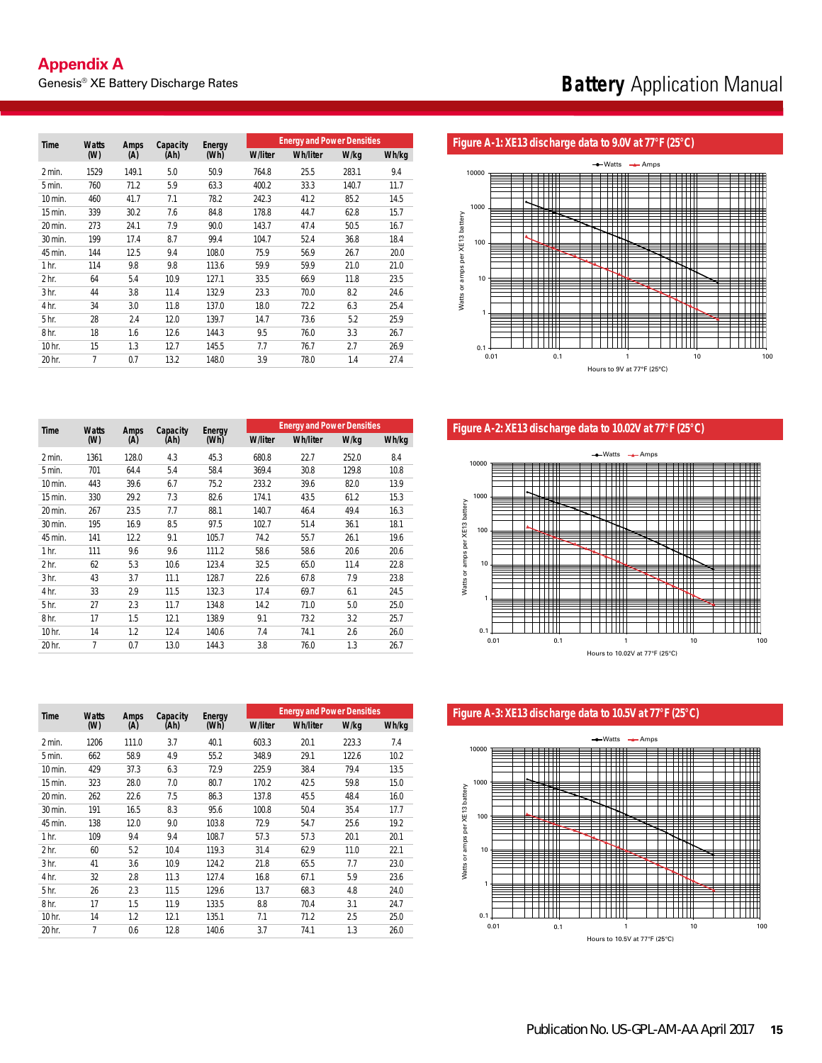## Appendix A

Genesis® XE Battery Discharge Rates

| Time | Watts (W) | Amps (A) | Capacity (Ah) | Energy (Wh) | Energy and Power Densities | | | |
|---|---|---|---|---|---|---|---|---|
| | | | | | W/liter | Wh/liter | W/kg | Wh/kg |
| 2 min. | 1529 | 149.1 | 5.0 | 50.9 | 764.8 | 25.5 | 283.1 | 9.4 |
| 5 min. | 760 | 71.2 | 5.9 | 63.3 | 400.2 | 33.3 | 140.7 | 11.7 |
| 10 min. | 460 | 41.7 | 7.1 | 78.2 | 242.3 | 41.2 | 85.2 | 14.5 |
| 15 min. | 339 | 30.2 | 7.6 | 84.8 | 178.8 | 44.7 | 62.8 | 15.7 |
| 20 min. | 273 | 24.1 | 7.9 | 90.0 | 143.7 | 47.4 | 50.5 | 16.7 |
| 30 min. | 199 | 17.4 | 8.7 | 99.4 | 104.7 | 52.4 | 36.8 | 18.4 |
| 45 min. | 144 | 12.5 | 9.4 | 108.0 | 75.9 | 56.9 | 26.7 | 20.0 |
| 1 hr. | 114 | 9.8 | 9.8 | 113.6 | 59.9 | 59.9 | 21.0 | 21.0 |
| 2 hr. | 64 | 5.4 | 10.9 | 127.1 | 33.5 | 66.9 | 11.8 | 23.5 |
| 3 hr. | 44 | 3.8 | 11.4 | 132.9 | 23.3 | 70.0 | 8.2 | 24.6 |
| 4 hr. | 34 | 3.0 | 11.8 | 137.0 | 18.0 | 72.2 | 6.3 | 25.4 |
| 5 hr. | 28 | 2.4 | 12.0 | 139.7 | 14.7 | 73.6 | 5.2 | 25.9 |
| 8 hr. | 18 | 1.6 | 12.6 | 144.3 | 9.5 | 76.0 | 3.3 | 26.7 |
| 10 hr. | 15 | 1.3 | 12.7 | 145.5 | 7.7 | 76.7 | 2.7 | 26.9 |
| 20 hr. | 7 | 0.7 | 13.2 | 148.0 | 3.9 | 78.0 | 1.4 | 27.4 |

**Figure A-1: XE13 discharge data to 9.0V at 77°F (25°C)**

| Time | Watts (W) | Amps (A) | Capacity (Ah) | Energy (Wh) | Energy and Power Densities | | | |
|---|---|---|---|---|---|---|---|---|
| | | | | | W/liter | Wh/liter | W/kg | Wh/kg |
| 2 min. | 1361 | 128.0 | 4.3 | 45.3 | 680.8 | 22.7 | 252.0 | 8.4 |
| 5 min. | 701 | 64.4 | 5.4 | 58.4 | 369.4 | 30.8 | 129.8 | 10.8 |
| 10 min. | 443 | 39.6 | 6.7 | 75.2 | 233.2 | 39.6 | 82.0 | 13.9 |
| 15 min. | 330 | 29.2 | 7.3 | 82.6 | 174.1 | 43.5 | 61.2 | 15.3 |
| 20 min. | 267 | 23.5 | 7.7 | 88.1 | 140.7 | 46.4 | 49.4 | 16.3 |
| 30 min. | 195 | 16.9 | 8.5 | 97.5 | 102.7 | 51.4 | 36.1 | 18.1 |
| 45 min. | 141 | 12.2 | 9.1 | 105.7 | 74.2 | 55.7 | 26.1 | 19.6 |
| 1 hr. | 111 | 9.6 | 9.6 | 111.2 | 58.6 | 58.6 | 20.6 | 20.6 |
| 2 hr. | 62 | 5.3 | 10.6 | 123.4 | 32.5 | 65.0 | 11.4 | 22.8 |
| 3 hr. | 43 | 3.7 | 11.1 | 128.7 | 22.6 | 67.8 | 7.9 | 23.8 |
| 4 hr. | 33 | 2.9 | 11.5 | 132.3 | 17.4 | 69.7 | 6.1 | 24.5 |
| 5 hr. | 27 | 2.3 | 11.7 | 134.8 | 14.2 | 71.0 | 5.0 | 25.0 |
| 8 hr. | 17 | 1.5 | 12.1 | 138.9 | 9.1 | 73.2 | 3.2 | 25.7 |
| 10 hr. | 14 | 1.2 | 12.4 | 140.6 | 7.4 | 74.1 | 2.6 | 26.0 |
| 20 hr. | 7 | 0.7 | 13.0 | 144.3 | 3.8 | 76.0 | 1.3 | 26.7 |

**Figure A-2: XE13 discharge data to 10.02V at 77°F (25°C)**

| Time | Watts (W) | Amps (A) | Capacity (Ah) | Energy (Wh) | Energy and Power Densities | | | |
|---|---|---|---|---|---|---|---|---|
| | | | | | W/liter | Wh/liter | W/kg | Wh/kg |
| 2 min. | 1206 | 111.0 | 3.7 | 40.1 | 603.3 | 20.1 | 223.3 | 7.4 |
| 5 min. | 662 | 58.9 | 4.9 | 55.2 | 348.9 | 29.1 | 122.6 | 10.2 |
| 10 min. | 429 | 37.3 | 6.3 | 72.9 | 225.9 | 38.4 | 79.4 | 13.5 |
| 15 min. | 323 | 28.0 | 7.0 | 80.7 | 170.2 | 42.5 | 59.8 | 15.0 |
| 20 min. | 262 | 22.6 | 7.5 | 86.3 | 137.8 | 45.5 | 48.4 | 16.0 |
| 30 min. | 191 | 16.5 | 8.3 | 95.6 | 100.8 | 50.4 | 35.4 | 17.7 |
| 45 min. | 138 | 12.0 | 9.0 | 103.8 | 72.9 | 54.7 | 25.6 | 19.2 |
| 1 hr. | 109 | 9.4 | 9.4 | 108.7 | 57.3 | 57.3 | 20.1 | 20.1 |
| 2 hr. | 60 | 5.2 | 10.4 | 119.3 | 31.4 | 62.9 | 11.0 | 22.1 |
| 3 hr. | 41 | 3.6 | 10.9 | 124.2 | 21.8 | 65.5 | 7.7 | 23.0 |
| 4 hr. | 32 | 2.8 | 11.3 | 127.4 | 16.8 | 67.1 | 5.9 | 23.6 |
| 5 hr. | 26 | 2.3 | 11.5 | 129.6 | 13.7 | 68.3 | 4.8 | 24.0 |
| 8 hr. | 17 | 1.5 | 11.9 | 133.5 | 8.8 | 70.4 | 3.1 | 24.7 |
| 10 hr. | 14 | 1.2 | 12.1 | 135.1 | 7.1 | 71.2 | 2.5 | 25.0 |
| 20 hr. | 7 | 0.6 | 12.8 | 140.6 | 3.7 | 74.1 | 1.3 | 26.0 |

**Figure A-3: XE13 discharge data to 10.5V at 77°F (25°C)**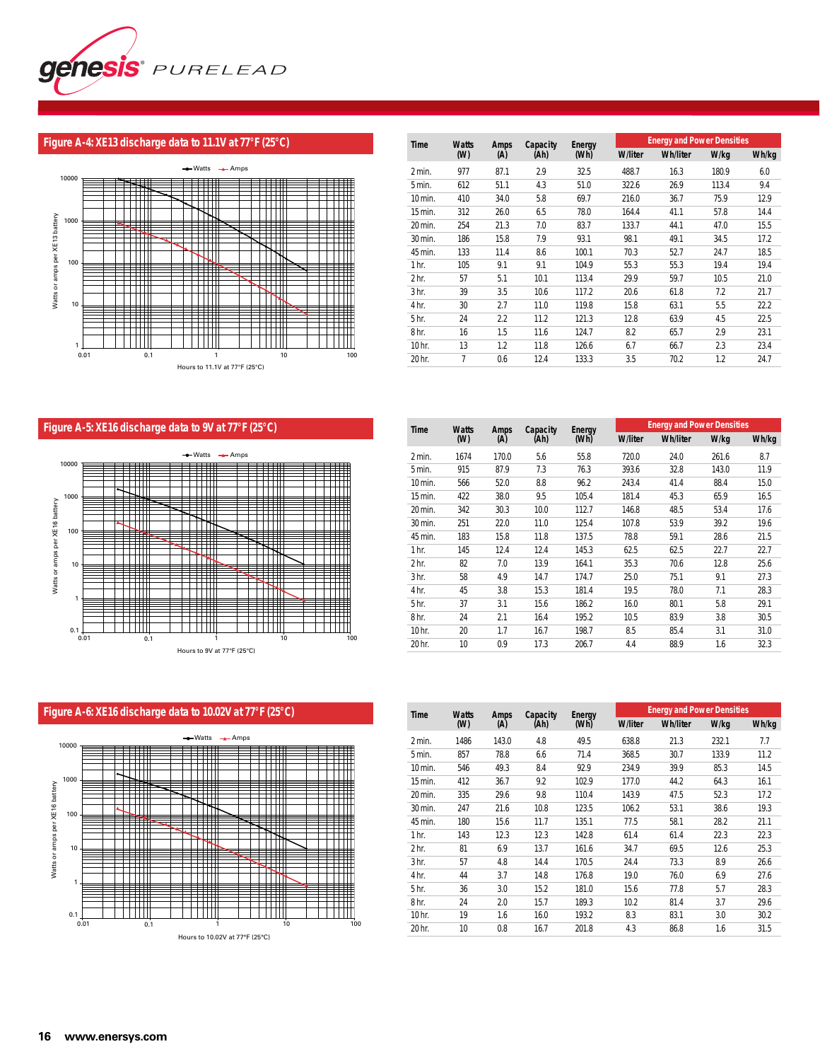genesis® PURELEAD

## Figure A-4: XE13 discharge data to 11.1V at 77°F (25°C)

| Time | Watts (W) | Amps (A) | Capacity (Ah) | Energy (Wh) | Energy and Power Densities | | | |
|---|---|---|---|---|---|---|---|---|
| | | | | | W/liter | Wh/liter | W/kg | Wh/kg |
| 2 min. | 977 | 87.1 | 2.9 | 32.5 | 488.7 | 16.3 | 180.9 | 6.0 |
| 5 min. | 612 | 51.1 | 4.3 | 51.0 | 322.6 | 26.9 | 113.4 | 9.4 |
| 10 min. | 410 | 34.0 | 5.8 | 69.7 | 216.0 | 36.7 | 75.9 | 12.9 |
| 15 min. | 312 | 26.0 | 6.5 | 78.0 | 164.4 | 41.1 | 57.8 | 14.4 |
| 20 min. | 254 | 21.3 | 7.0 | 83.7 | 133.7 | 44.1 | 47.0 | 15.5 |
| 30 min. | 186 | 15.8 | 7.9 | 93.1 | 98.1 | 49.1 | 34.5 | 17.2 |
| 45 min. | 133 | 11.4 | 8.6 | 100.1 | 70.3 | 52.7 | 24.7 | 18.5 |
| 1 hr. | 105 | 9.1 | 9.1 | 104.9 | 55.3 | 55.3 | 19.4 | 19.4 |
| 2 hr. | 57 | 5.1 | 10.1 | 113.4 | 29.9 | 59.7 | 10.5 | 21.0 |
| 3 hr. | 39 | 3.5 | 10.6 | 117.2 | 20.6 | 61.8 | 7.2 | 21.7 |
| 4 hr. | 30 | 2.7 | 11.0 | 119.8 | 15.8 | 63.1 | 5.5 | 22.2 |
| 5 hr. | 24 | 2.2 | 11.2 | 121.3 | 12.8 | 63.9 | 4.5 | 22.5 |
| 8 hr. | 16 | 1.5 | 11.6 | 124.7 | 8.2 | 65.7 | 2.9 | 23.1 |
| 10 hr. | 13 | 1.2 | 11.8 | 126.6 | 6.7 | 66.7 | 2.3 | 23.4 |
| 20 hr. | 7 | 0.6 | 12.4 | 133.3 | 3.5 | 70.2 | 1.2 | 24.7 |

## Figure A-5: XE16 discharge data to 9V at 77°F (25°C)

| Time | Watts (W) | Amps (A) | Capacity (Ah) | Energy (Wh) | Energy and Power Densities | | | |
|---|---|---|---|---|---|---|---|---|
| | | | | | W/liter | Wh/liter | W/kg | Wh/kg |
| 2 min. | 1674 | 170.0 | 5.6 | 55.8 | 720.0 | 24.0 | 261.6 | 8.7 |
| 5 min. | 915 | 87.9 | 7.3 | 76.3 | 393.6 | 32.8 | 143.0 | 11.9 |
| 10 min. | 566 | 52.0 | 8.8 | 96.2 | 243.4 | 41.4 | 88.4 | 15.0 |
| 15 min. | 422 | 38.0 | 9.5 | 105.4 | 181.4 | 45.3 | 65.9 | 16.5 |
| 20 min. | 342 | 30.3 | 10.0 | 112.7 | 146.8 | 48.5 | 53.4 | 17.6 |
| 30 min. | 251 | 22.0 | 11.0 | 125.4 | 107.8 | 53.9 | 39.2 | 19.6 |
| 45 min. | 183 | 15.8 | 11.8 | 137.5 | 78.8 | 59.1 | 28.6 | 21.5 |
| 1 hr. | 145 | 12.4 | 12.4 | 145.3 | 62.5 | 62.5 | 22.7 | 22.7 |
| 2 hr. | 82 | 7.0 | 13.9 | 164.1 | 35.3 | 70.6 | 12.8 | 25.6 |
| 3 hr. | 58 | 4.9 | 14.7 | 174.7 | 25.0 | 75.1 | 9.1 | 27.3 |
| 4 hr. | 45 | 3.8 | 15.3 | 181.4 | 19.5 | 78.0 | 7.1 | 28.3 |
| 5 hr. | 37 | 3.1 | 15.6 | 186.2 | 16.0 | 80.1 | 5.8 | 29.1 |
| 8 hr. | 24 | 2.1 | 16.4 | 195.2 | 10.5 | 83.9 | 3.8 | 30.5 |
| 10 hr. | 20 | 1.7 | 16.7 | 198.7 | 8.5 | 85.4 | 3.1 | 31.0 |
| 20 hr. | 10 | 0.9 | 17.3 | 206.7 | 4.4 | 88.9 | 1.6 | 32.3 |

## Figure A-6: XE16 discharge data to 10.02V at 77°F (25°C)

| Time | Watts (W) | Amps (A) | Capacity (Ah) | Energy (Wh) | Energy and Power Densities | | | |
|---|---|---|---|---|---|---|---|---|
| | | | | | W/liter | Wh/liter | W/kg | Wh/kg |
| 2 min. | 1486 | 143.0 | 4.8 | 49.5 | 638.8 | 21.3 | 232.1 | 7.7 |
| 5 min. | 857 | 78.8 | 6.6 | 71.4 | 368.5 | 30.7 | 133.9 | 11.2 |
| 10 min. | 546 | 49.3 | 8.4 | 92.9 | 234.9 | 39.9 | 85.3 | 14.5 |
| 15 min. | 412 | 36.7 | 9.2 | 102.9 | 177.0 | 44.2 | 64.3 | 16.1 |
| 20 min. | 335 | 29.6 | 9.8 | 110.4 | 143.9 | 47.5 | 52.3 | 17.2 |
| 30 min. | 247 | 21.6 | 10.8 | 123.5 | 106.2 | 53.1 | 38.6 | 19.3 |
| 45 min. | 180 | 15.6 | 11.7 | 135.1 | 77.5 | 58.1 | 28.2 | 21.1 |
| 1 hr. | 143 | 12.3 | 12.3 | 142.8 | 61.4 | 61.4 | 22.3 | 22.3 |
| 2 hr. | 81 | 6.9 | 13.7 | 161.6 | 34.7 | 69.5 | 12.6 | 25.3 |
| 3 hr. | 57 | 4.8 | 14.4 | 170.5 | 24.4 | 73.3 | 8.9 | 26.6 |
| 4 hr. | 44 | 3.7 | 14.8 | 176.8 | 19.0 | 76.0 | 6.9 | 27.6 |
| 5 hr. | 36 | 3.0 | 15.2 | 181.0 | 15.6 | 77.8 | 5.7 | 28.3 |
| 8 hr. | 24 | 2.0 | 15.7 | 189.3 | 10.2 | 81.4 | 3.7 | 29.6 |
| 10 hr. | 19 | 1.6 | 16.0 | 193.2 | 8.3 | 83.1 | 3.0 | 30.2 |
| 20 hr. | 10 | 0.8 | 16.7 | 201.8 | 4.3 | 86.8 | 1.6 | 31.5 |

www.enersys.com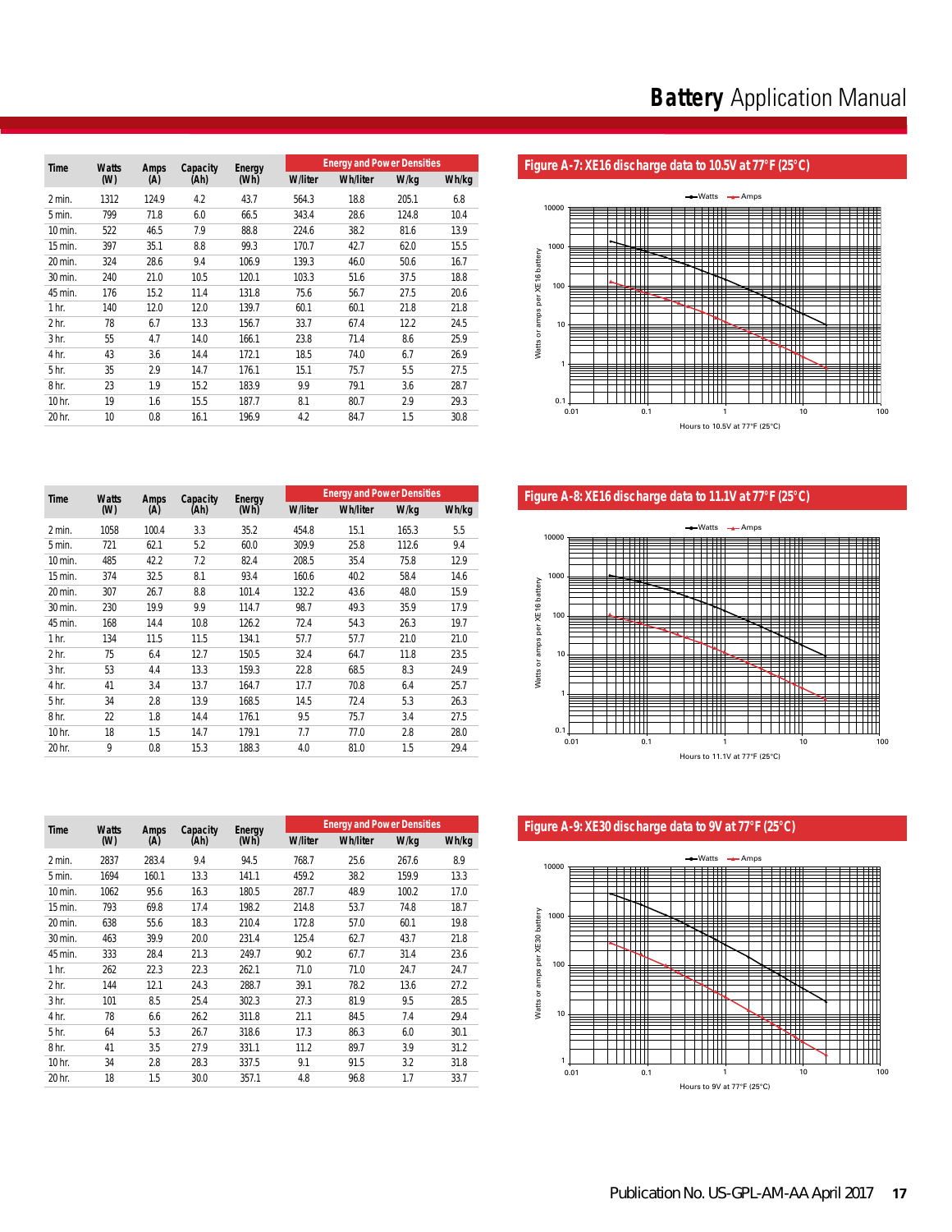| Time | Watts (W) | Amps (A) | Capacity (Ah) | Energy (Wh) | Energy and Power Densities | | | |
|---|---|---|---|---|---|---|---|---|
| | | | | | W/liter | Wh/liter | W/kg | Wh/kg |
| 2 min. | 1312 | 124.9 | 4.2 | 43.7 | 564.3 | 18.8 | 205.1 | 6.8 |
| 5 min. | 799 | 71.8 | 6.0 | 66.5 | 343.4 | 28.6 | 124.8 | 10.4 |
| 10 min. | 522 | 46.5 | 7.9 | 88.8 | 224.6 | 38.2 | 81.6 | 13.9 |
| 15 min. | 397 | 35.1 | 8.8 | 99.3 | 170.7 | 42.7 | 62.0 | 15.5 |
| 20 min. | 324 | 28.6 | 9.4 | 106.9 | 139.3 | 46.0 | 50.6 | 16.7 |
| 30 min. | 240 | 21.0 | 10.5 | 120.1 | 103.3 | 51.6 | 37.5 | 18.8 |
| 45 min. | 176 | 15.2 | 11.4 | 131.8 | 75.6 | 56.7 | 27.5 | 20.6 |
| 1 hr. | 140 | 12.0 | 12.0 | 139.7 | 60.1 | 60.1 | 21.8 | 21.8 |
| 2 hr. | 78 | 6.7 | 13.3 | 156.7 | 33.7 | 67.4 | 12.2 | 24.5 |
| 3 hr. | 55 | 4.7 | 14.0 | 166.1 | 23.8 | 71.4 | 8.6 | 25.9 |
| 4 hr. | 43 | 3.6 | 14.4 | 172.1 | 18.5 | 74.0 | 6.7 | 26.9 |
| 5 hr. | 35 | 2.9 | 14.7 | 176.1 | 15.1 | 75.7 | 5.5 | 27.5 |
| 8 hr. | 23 | 1.9 | 15.2 | 183.9 | 9.9 | 79.1 | 3.6 | 28.7 |
| 10 hr. | 19 | 1.6 | 15.5 | 187.7 | 8.1 | 80.7 | 2.9 | 29.3 |
| 20 hr. | 10 | 0.8 | 16.1 | 196.9 | 4.2 | 84.7 | 1.5 | 30.8 |

**Figure A-7: XE16 discharge data to 10.5V at 77°F (25°C)**

| Time | Watts (W) | Amps (A) | Capacity (Ah) | Energy (Wh) | Energy and Power Densities | | | |
|---|---|---|---|---|---|---|---|---|
| | | | | | W/liter | Wh/liter | W/kg | Wh/kg |
| 2 min. | 1058 | 100.4 | 3.3 | 35.2 | 454.8 | 15.1 | 165.3 | 5.5 |
| 5 min. | 721 | 62.1 | 5.2 | 60.0 | 309.9 | 25.8 | 112.6 | 9.4 |
| 10 min. | 485 | 42.2 | 7.2 | 82.4 | 208.5 | 35.4 | 75.8 | 12.9 |
| 15 min. | 374 | 32.5 | 8.1 | 93.4 | 160.6 | 40.2 | 58.4 | 14.6 |
| 20 min. | 307 | 26.7 | 8.8 | 101.4 | 132.2 | 43.6 | 48.0 | 15.9 |
| 30 min. | 230 | 19.9 | 9.9 | 114.7 | 98.7 | 49.3 | 35.9 | 17.9 |
| 45 min. | 168 | 14.4 | 10.8 | 126.2 | 72.4 | 54.3 | 26.3 | 19.7 |
| 1 hr. | 134 | 11.5 | 11.5 | 134.1 | 57.7 | 57.7 | 21.0 | 21.0 |
| 2 hr. | 75 | 6.4 | 12.7 | 150.5 | 32.4 | 64.7 | 11.8 | 23.5 |
| 3 hr. | 53 | 4.4 | 13.3 | 159.3 | 22.8 | 68.5 | 8.3 | 24.9 |
| 4 hr. | 41 | 3.4 | 13.7 | 164.7 | 17.7 | 70.8 | 6.4 | 25.7 |
| 5 hr. | 34 | 2.8 | 13.9 | 168.5 | 14.5 | 72.4 | 5.3 | 26.3 |
| 8 hr. | 22 | 1.8 | 14.4 | 176.1 | 9.5 | 75.7 | 3.4 | 27.5 |
| 10 hr. | 18 | 1.5 | 14.7 | 179.1 | 7.7 | 77.0 | 2.8 | 28.0 |
| 20 hr. | 9 | 0.8 | 15.3 | 188.3 | 4.0 | 81.0 | 1.5 | 29.4 |

**Figure A-8: XE16 discharge data to 11.1V at 77°F (25°C)**

| Time | Watts (W) | Amps (A) | Capacity (Ah) | Energy (Wh) | Energy and Power Densities | | | |
|---|---|---|---|---|---|---|---|---|
| | | | | | W/liter | Wh/liter | W/kg | Wh/kg |
| 2 min. | 2837 | 283.4 | 9.4 | 94.5 | 768.7 | 25.6 | 267.6 | 8.9 |
| 5 min. | 1694 | 160.1 | 13.3 | 141.1 | 459.2 | 38.2 | 159.9 | 13.3 |
| 10 min. | 1062 | 95.6 | 16.3 | 180.5 | 287.7 | 48.9 | 100.2 | 17.0 |
| 15 min. | 793 | 69.8 | 17.4 | 198.2 | 214.8 | 53.7 | 74.8 | 18.7 |
| 20 min. | 638 | 55.6 | 18.3 | 210.4 | 172.8 | 57.0 | 60.1 | 19.8 |
| 30 min. | 463 | 39.9 | 20.0 | 231.4 | 125.4 | 62.7 | 43.7 | 21.8 |
| 45 min. | 333 | 28.4 | 21.3 | 249.7 | 90.2 | 67.7 | 31.4 | 23.6 |
| 1 hr. | 262 | 22.3 | 22.3 | 262.1 | 71.0 | 71.0 | 24.7 | 24.7 |
| 2 hr. | 144 | 12.1 | 24.3 | 288.7 | 39.1 | 78.2 | 13.6 | 27.2 |
| 3 hr. | 101 | 8.5 | 25.4 | 302.3 | 27.3 | 81.9 | 9.5 | 28.5 |
| 4 hr. | 78 | 6.6 | 26.2 | 311.8 | 21.1 | 84.5 | 7.4 | 29.4 |
| 5 hr. | 64 | 5.3 | 26.7 | 318.6 | 17.3 | 86.3 | 6.0 | 30.1 |
| 8 hr. | 41 | 3.5 | 27.9 | 331.1 | 11.2 | 89.7 | 3.9 | 31.2 |
| 10 hr. | 34 | 2.8 | 28.3 | 337.5 | 9.1 | 91.5 | 3.2 | 31.8 |
| 20 hr. | 18 | 1.5 | 30.0 | 357.1 | 4.8 | 96.8 | 1.7 | 33.7 |

**Figure A-9: XE30 discharge data to 9V at 77°F (25°C)**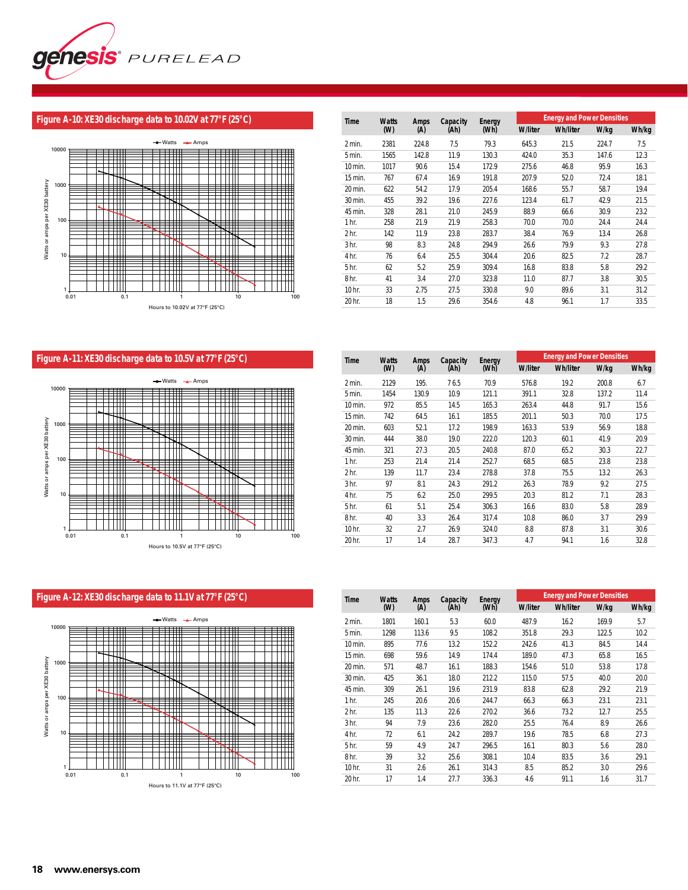## Figure A-10: XE30 discharge data to 10.02V at 77°F (25°C)

| Time | Watts (W) | Amps (A) | Capacity (Ah) | Energy (Wh) | Energy and Power Densities | | | |
|---|---|---|---|---|---|---|---|---|
| | | | | | W/liter | Wh/liter | W/kg | Wh/kg |
| 2 min. | 2381 | 224.8 | 7.5 | 79.3 | 645.3 | 21.5 | 224.7 | 7.5 |
| 5 min. | 1565 | 142.8 | 11.9 | 130.3 | 424.0 | 35.3 | 147.6 | 12.3 |
| 10 min. | 1017 | 90.6 | 15.4 | 172.9 | 275.6 | 46.8 | 95.9 | 16.3 |
| 15 min. | 767 | 67.4 | 16.9 | 191.8 | 207.9 | 52.0 | 72.4 | 18.1 |
| 20 min. | 622 | 54.2 | 17.9 | 205.4 | 168.6 | 55.7 | 58.7 | 19.4 |
| 30 min. | 455 | 39.2 | 19.6 | 227.6 | 123.4 | 61.7 | 42.9 | 21.5 |
| 45 min. | 328 | 28.1 | 21.0 | 245.9 | 88.9 | 66.6 | 30.9 | 23.2 |
| 1 hr. | 258 | 21.9 | 21.9 | 258.3 | 70.0 | 70.0 | 24.4 | 24.4 |
| 2 hr. | 142 | 11.9 | 23.8 | 283.7 | 38.4 | 76.9 | 13.4 | 26.8 |
| 3 hr. | 98 | 8.3 | 24.8 | 294.9 | 26.6 | 79.9 | 9.3 | 27.8 |
| 4 hr. | 76 | 6.4 | 25.5 | 304.4 | 20.6 | 82.5 | 7.2 | 28.7 |
| 5 hr. | 62 | 5.2 | 25.9 | 309.4 | 16.8 | 83.8 | 5.8 | 29.2 |
| 8 hr. | 41 | 3.4 | 27.0 | 323.8 | 11.0 | 87.7 | 3.8 | 30.5 |
| 10 hr. | 33 | 2.75 | 27.5 | 330.8 | 9.0 | 89.6 | 3.1 | 31.2 |
| 20 hr. | 18 | 1.5 | 29.6 | 354.6 | 4.8 | 96.1 | 1.7 | 33.5 |

## Figure A-11: XE30 discharge data to 10.5V at 77°F (25°C)

| Time | Watts (W) | Amps (A) | Capacity (Ah) | Energy (Wh) | Energy and Power Densities | | | |
|---|---|---|---|---|---|---|---|---|
| | | | | | W/liter | Wh/liter | W/kg | Wh/kg |
| 2 min. | 2129 | 195. | 7 6.5 | 70.9 | 576.8 | 19.2 | 200.8 | 6.7 |
| 5 min. | 1454 | 130.9 | 10.9 | 121.1 | 391.1 | 32.8 | 137.2 | 11.4 |
| 10 min. | 972 | 85.5 | 14.5 | 165.3 | 263.4 | 44.8 | 91.7 | 15.6 |
| 15 min. | 742 | 64.5 | 16.1 | 185.5 | 201.1 | 50.3 | 70.0 | 17.5 |
| 20 min. | 603 | 52.1 | 17.2 | 198.9 | 163.3 | 53.9 | 56.9 | 18.8 |
| 30 min. | 444 | 38.0 | 19.0 | 222.0 | 120.3 | 60.1 | 41.9 | 20.9 |
| 45 min. | 321 | 27.3 | 20.5 | 240.8 | 87.0 | 65.2 | 30.3 | 22.7 |
| 1 hr. | 253 | 21.4 | 21.4 | 252.7 | 68.5 | 68.5 | 23.8 | 23.8 |
| 2 hr. | 139 | 11.7 | 23.4 | 278.8 | 37.8 | 75.5 | 13.2 | 26.3 |
| 3 hr. | 97 | 8.1 | 24.3 | 291.2 | 26.3 | 78.9 | 9.2 | 27.5 |
| 4 hr. | 75 | 6.2 | 25.0 | 299.5 | 20.3 | 81.2 | 7.1 | 28.3 |
| 5 hr. | 61 | 5.1 | 25.4 | 306.3 | 16.6 | 83.0 | 5.8 | 28.9 |
| 8 hr. | 40 | 3.3 | 26.4 | 317.4 | 10.8 | 86.0 | 3.7 | 29.9 |
| 10 hr. | 32 | 2.7 | 26.9 | 324.0 | 8.8 | 87.8 | 3.1 | 30.6 |
| 20 hr. | 17 | 1.4 | 28.7 | 347.3 | 4.7 | 94.1 | 1.6 | 32.8 |

## Figure A-12: XE30 discharge data to 11.1V at 77°F (25°C)

| Time | Watts (W) | Amps (A) | Capacity (Ah) | Energy (Wh) | Energy and Power Densities | | | |
|---|---|---|---|---|---|---|---|---|
| | | | | | W/liter | Wh/liter | W/kg | Wh/kg |
| 2 min. | 1801 | 160.1 | 5.3 | 60.0 | 487.9 | 16.2 | 169.9 | 5.7 |
| 5 min. | 1298 | 113.6 | 9.5 | 108.2 | 351.8 | 29.3 | 122.5 | 10.2 |
| 10 min. | 895 | 77.6 | 13.2 | 152.2 | 242.6 | 41.3 | 84.5 | 14.4 |
| 15 min. | 698 | 59.6 | 14.9 | 174.4 | 189.0 | 47.3 | 65.8 | 16.5 |
| 20 min. | 571 | 48.7 | 16.1 | 188.3 | 154.6 | 51.0 | 53.8 | 17.8 |
| 30 min. | 425 | 36.1 | 18.0 | 212.2 | 115.0 | 57.5 | 40.0 | 20.0 |
| 45 min. | 309 | 26.1 | 19.6 | 231.9 | 83.8 | 62.8 | 29.2 | 21.9 |
| 1 hr. | 245 | 20.6 | 20.6 | 244.7 | 66.3 | 66.3 | 23.1 | 23.1 |
| 2 hr. | 135 | 11.3 | 22.6 | 270.2 | 36.6 | 73.2 | 12.7 | 25.5 |
| 3 hr. | 94 | 7.9 | 23.6 | 282.0 | 25.5 | 76.4 | 8.9 | 26.6 |
| 4 hr. | 72 | 6.1 | 24.2 | 289.7 | 19.6 | 78.5 | 6.8 | 27.3 |
| 5 hr. | 59 | 4.9 | 24.7 | 296.5 | 16.1 | 80.3 | 5.6 | 28.0 |
| 8 hr. | 39 | 3.2 | 25.6 | 308.1 | 10.4 | 83.5 | 3.6 | 29.1 |
| 10 hr. | 31 | 2.6 | 26.1 | 314.3 | 8.5 | 85.2 | 3.0 | 29.6 |
| 20 hr. | 17 | 1.4 | 27.7 | 336.3 | 4.6 | 91.1 | 1.6 | 31.7 |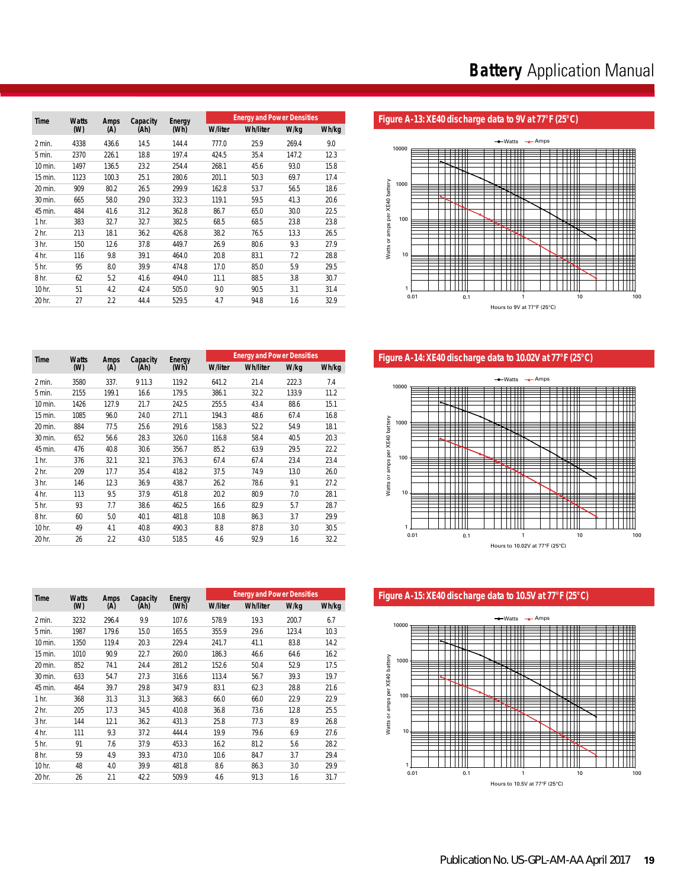| Time | Watts (W) | Amps (A) | Capacity (Ah) | Energy (Wh) | Energy and Power Densities | | | |
|---|---|---|---|---|---|---|---|---|
| | | | | | W/liter | Wh/liter | W/kg | Wh/kg |
| 2 min. | 4338 | 436.6 | 14.5 | 144.4 | 777.0 | 25.9 | 269.4 | 9.0 |
| 5 min. | 2370 | 226.1 | 18.8 | 197.4 | 424.5 | 35.4 | 147.2 | 12.3 |
| 10 min. | 1497 | 136.5 | 23.2 | 254.4 | 268.1 | 45.6 | 93.0 | 15.8 |
| 15 min. | 1123 | 100.3 | 25.1 | 280.6 | 201.1 | 50.3 | 69.7 | 17.4 |
| 20 min. | 909 | 80.2 | 26.5 | 299.9 | 162.8 | 53.7 | 56.5 | 18.6 |
| 30 min. | 665 | 58.0 | 29.0 | 332.3 | 119.1 | 59.5 | 41.3 | 20.6 |
| 45 min. | 484 | 41.6 | 31.2 | 362.8 | 86.7 | 65.0 | 30.0 | 22.5 |
| 1 hr. | 383 | 32.7 | 32.7 | 382.5 | 68.5 | 68.5 | 23.8 | 23.8 |
| 2 hr. | 213 | 18.1 | 36.2 | 426.8 | 38.2 | 76.5 | 13.3 | 26.5 |
| 3 hr. | 150 | 12.6 | 37.8 | 449.7 | 26.9 | 80.6 | 9.3 | 27.9 |
| 4 hr. | 116 | 9.8 | 39.1 | 464.0 | 20.8 | 83.1 | 7.2 | 28.8 |
| 5 hr. | 95 | 8.0 | 39.9 | 474.8 | 17.0 | 85.0 | 5.9 | 29.5 |
| 8 hr. | 62 | 5.2 | 41.6 | 494.0 | 11.1 | 88.5 | 3.8 | 30.7 |
| 10 hr. | 51 | 4.2 | 42.4 | 505.0 | 9.0 | 90.5 | 3.1 | 31.4 |
| 20 hr. | 27 | 2.2 | 44.4 | 529.5 | 4.7 | 94.8 | 1.6 | 32.9 |

**Figure A-13: XE40 discharge data to 9V at 77°F (25°C)**

| Time | Watts (W) | Amps (A) | Capacity (Ah) | Energy (Wh) | Energy and Power Densities | | | |
|---|---|---|---|---|---|---|---|---|
| | | | | | W/liter | Wh/liter | W/kg | Wh/kg |
| 2 min. | 3580 | 337. | 9 11.3 | 119.2 | 641.2 | 21.4 | 222.3 | 7.4 |
| 5 min. | 2155 | 199.1 | 16.6 | 179.5 | 386.1 | 32.2 | 133.9 | 11.2 |
| 10 min. | 1426 | 127.9 | 21.7 | 242.5 | 255.5 | 43.4 | 88.6 | 15.1 |
| 15 min. | 1085 | 96.0 | 24.0 | 271.1 | 194.3 | 48.6 | 67.4 | 16.8 |
| 20 min. | 884 | 77.5 | 25.6 | 291.6 | 158.3 | 52.2 | 54.9 | 18.1 |
| 30 min. | 652 | 56.6 | 28.3 | 326.0 | 116.8 | 58.4 | 40.5 | 20.3 |
| 45 min. | 476 | 40.8 | 30.6 | 356.7 | 85.2 | 63.9 | 29.5 | 22.2 |
| 1 hr. | 376 | 32.1 | 32.1 | 376.3 | 67.4 | 67.4 | 23.4 | 23.4 |
| 2 hr. | 209 | 17.7 | 35.4 | 418.2 | 37.5 | 74.9 | 13.0 | 26.0 |
| 3 hr. | 146 | 12.3 | 36.9 | 438.7 | 26.2 | 78.6 | 9.1 | 27.2 |
| 4 hr. | 113 | 9.5 | 37.9 | 451.8 | 20.2 | 80.9 | 7.0 | 28.1 |
| 5 hr. | 93 | 7.7 | 38.6 | 462.5 | 16.6 | 82.9 | 5.7 | 28.7 |
| 8 hr. | 60 | 5.0 | 40.1 | 481.8 | 10.8 | 86.3 | 3.7 | 29.9 |
| 10 hr. | 49 | 4.1 | 40.8 | 490.3 | 8.8 | 87.8 | 3.0 | 30.5 |
| 20 hr. | 26 | 2.2 | 43.0 | 518.5 | 4.6 | 92.9 | 1.6 | 32.2 |

**Figure A-14: XE40 discharge data to 10.02V at 77°F (25°C)**

| Time | Watts (W) | Amps (A) | Capacity (Ah) | Energy (Wh) | Energy and Power Densities | | | |
|---|---|---|---|---|---|---|---|---|
| | | | | | W/liter | Wh/liter | W/kg | Wh/kg |
| 2 min. | 3232 | 296.4 | 9.9 | 107.6 | 578.9 | 19.3 | 200.7 | 6.7 |
| 5 min. | 1987 | 179.6 | 15.0 | 165.5 | 355.9 | 29.6 | 123.4 | 10.3 |
| 10 min. | 1350 | 119.4 | 20.3 | 229.4 | 241.7 | 41.1 | 83.8 | 14.2 |
| 15 min. | 1010 | 90.9 | 22.7 | 260.0 | 186.3 | 46.6 | 64.6 | 16.2 |
| 20 min. | 852 | 74.1 | 24.4 | 281.2 | 152.6 | 50.4 | 52.9 | 17.5 |
| 30 min. | 633 | 54.7 | 27.3 | 316.6 | 113.4 | 56.7 | 39.3 | 19.7 |
| 45 min. | 464 | 39.7 | 29.8 | 347.9 | 83.1 | 62.3 | 28.8 | 21.6 |
| 1 hr. | 368 | 31.3 | 31.3 | 368.3 | 66.0 | 66.0 | 22.9 | 22.9 |
| 2 hr. | 205 | 17.3 | 34.5 | 410.8 | 36.8 | 73.6 | 12.8 | 25.5 |
| 3 hr. | 144 | 12.1 | 36.2 | 431.3 | 25.8 | 77.3 | 8.9 | 26.8 |
| 4 hr. | 111 | 9.3 | 37.2 | 444.4 | 19.9 | 79.6 | 6.9 | 27.6 |
| 5 hr. | 91 | 7.6 | 37.9 | 453.3 | 16.2 | 81.2 | 5.6 | 28.2 |
| 8 hr. | 59 | 4.9 | 39.3 | 473.0 | 10.6 | 84.7 | 3.7 | 29.4 |
| 10 hr. | 48 | 4.0 | 39.9 | 481.8 | 8.6 | 86.3 | 3.0 | 29.9 |
| 20 hr. | 26 | 2.1 | 42.2 | 509.9 | 4.6 | 91.3 | 1.6 | 31.7 |

**Figure A-15: XE40 discharge data to 10.5V at 77°F (25°C)**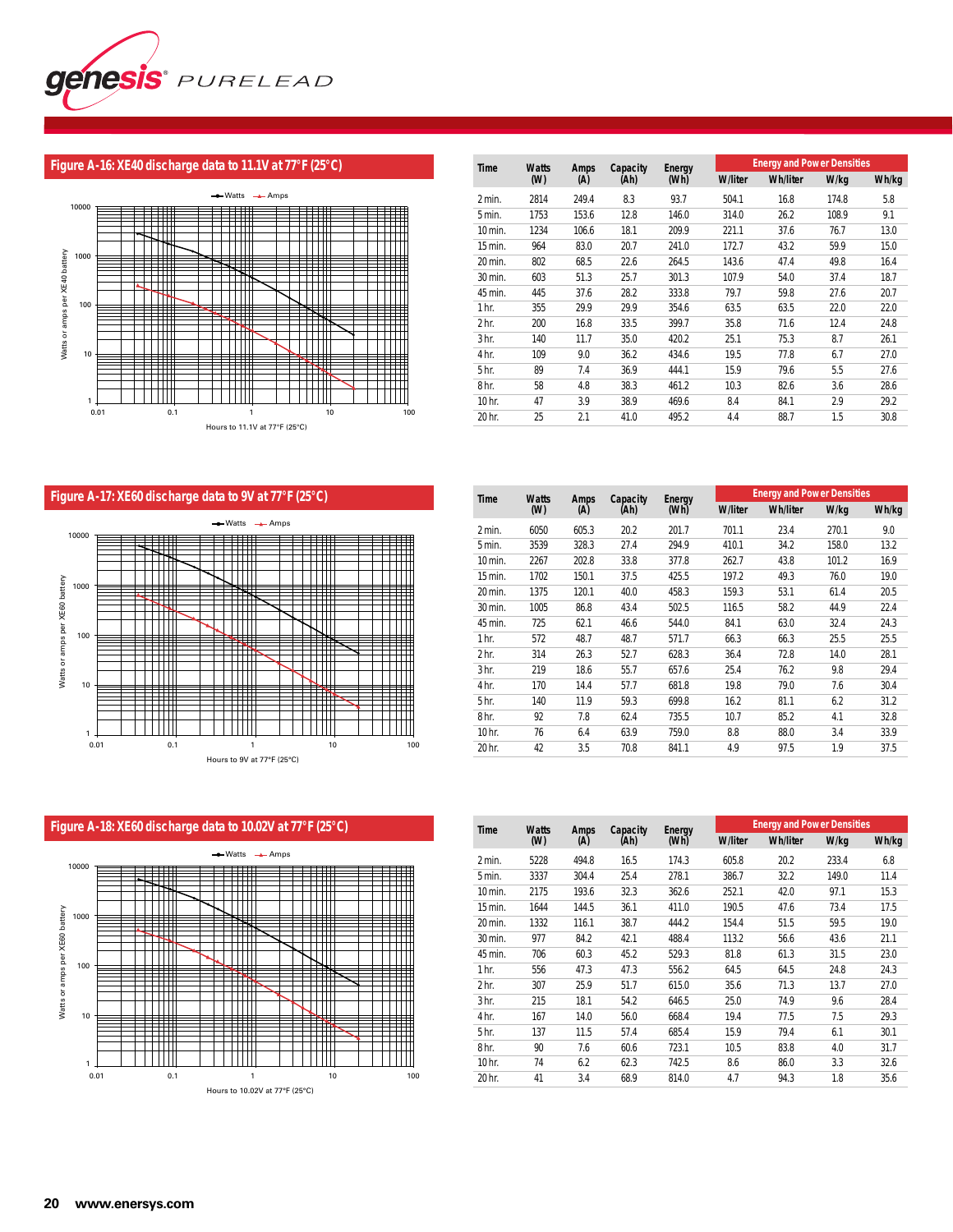## Figure A-16: XE40 discharge data to 11.1V at 77°F (25°C)

| Time | Watts (W) | Amps (A) | Capacity (Ah) | Energy (Wh) | Energy and Power Densities | | | |
|---|---|---|---|---|---|---|---|---|
| | | | | | W/liter | Wh/liter | W/kg | Wh/kg |
| 2 min. | 2814 | 249.4 | 8.3 | 93.7 | 504.1 | 16.8 | 174.8 | 5.8 |
| 5 min. | 1753 | 153.6 | 12.8 | 146.0 | 314.0 | 26.2 | 108.9 | 9.1 |
| 10 min. | 1234 | 106.6 | 18.1 | 209.9 | 221.1 | 37.6 | 76.7 | 13.0 |
| 15 min. | 964 | 83.0 | 20.7 | 241.0 | 172.7 | 43.2 | 59.9 | 15.0 |
| 20 min. | 802 | 68.5 | 22.6 | 264.5 | 143.6 | 47.4 | 49.8 | 16.4 |
| 30 min. | 603 | 51.3 | 25.7 | 301.3 | 107.9 | 54.0 | 37.4 | 18.7 |
| 45 min. | 445 | 37.6 | 28.2 | 333.8 | 79.7 | 59.8 | 27.6 | 20.7 |
| 1 hr. | 355 | 29.9 | 29.9 | 354.6 | 63.5 | 63.5 | 22.0 | 22.0 |
| 2 hr. | 200 | 16.8 | 33.5 | 399.7 | 35.8 | 71.6 | 12.4 | 24.8 |
| 3 hr. | 140 | 11.7 | 35.0 | 420.2 | 25.1 | 75.3 | 8.7 | 26.1 |
| 4 hr. | 109 | 9.0 | 36.2 | 434.6 | 19.5 | 77.8 | 6.7 | 27.0 |
| 5 hr. | 89 | 7.4 | 36.9 | 444.1 | 15.9 | 79.6 | 5.5 | 27.6 |
| 8 hr. | 58 | 4.8 | 38.3 | 461.2 | 10.3 | 82.6 | 3.6 | 28.6 |
| 10 hr. | 47 | 3.9 | 38.9 | 469.6 | 8.4 | 84.1 | 2.9 | 29.2 |
| 20 hr. | 25 | 2.1 | 41.0 | 495.2 | 4.4 | 88.7 | 1.5 | 30.8 |

## Figure A-17: XE60 discharge data to 9V at 77°F (25°C)

| Time | Watts (W) | Amps (A) | Capacity (Ah) | Energy (Wh) | Energy and Power Densities | | | |
|---|---|---|---|---|---|---|---|---|
| | | | | | W/liter | Wh/liter | W/kg | Wh/kg |
| 2 min. | 6050 | 605.3 | 20.2 | 201.7 | 701.1 | 23.4 | 270.1 | 9.0 |
| 5 min. | 3539 | 328.3 | 27.4 | 294.9 | 410.1 | 34.2 | 158.0 | 13.2 |
| 10 min. | 2267 | 202.8 | 33.8 | 377.8 | 262.7 | 43.8 | 101.2 | 16.9 |
| 15 min. | 1702 | 150.1 | 37.5 | 425.5 | 197.2 | 49.3 | 76.0 | 19.0 |
| 20 min. | 1375 | 120.1 | 40.0 | 458.3 | 159.3 | 53.1 | 61.4 | 20.5 |
| 30 min. | 1005 | 86.8 | 43.4 | 502.5 | 116.5 | 58.2 | 44.9 | 22.4 |
| 45 min. | 725 | 62.1 | 46.6 | 544.0 | 84.1 | 63.0 | 32.4 | 24.3 |
| 1 hr. | 572 | 48.7 | 48.7 | 571.7 | 66.3 | 66.3 | 25.5 | 25.5 |
| 2 hr. | 314 | 26.3 | 52.7 | 628.3 | 36.4 | 72.8 | 14.0 | 28.1 |
| 3 hr. | 219 | 18.6 | 55.7 | 657.6 | 25.4 | 76.2 | 9.8 | 29.4 |
| 4 hr. | 170 | 14.4 | 57.7 | 681.8 | 19.8 | 79.0 | 7.6 | 30.4 |
| 5 hr. | 140 | 11.9 | 59.3 | 699.8 | 16.2 | 81.1 | 6.2 | 31.2 |
| 8 hr. | 92 | 7.8 | 62.4 | 735.5 | 10.7 | 85.2 | 4.1 | 32.8 |
| 10 hr. | 76 | 6.4 | 63.9 | 759.0 | 8.8 | 88.0 | 3.4 | 33.9 |
| 20 hr. | 42 | 3.5 | 70.8 | 841.1 | 4.9 | 97.5 | 1.9 | 37.5 |

## Figure A-18: XE60 discharge data to 10.02V at 77°F (25°C)

| Time | Watts (W) | Amps (A) | Capacity (Ah) | Energy (Wh) | Energy and Power Densities | | | |
|---|---|---|---|---|---|---|---|---|
| | | | | | W/liter | Wh/liter | W/kg | Wh/kg |
| 2 min. | 5228 | 494.8 | 16.5 | 174.3 | 605.8 | 20.2 | 233.4 | 6.8 |
| 5 min. | 3337 | 304.4 | 25.4 | 278.1 | 386.7 | 32.2 | 149.0 | 11.4 |
| 10 min. | 2175 | 193.6 | 32.3 | 362.6 | 252.1 | 42.0 | 97.1 | 15.3 |
| 15 min. | 1644 | 144.5 | 36.1 | 411.0 | 190.5 | 47.6 | 73.4 | 17.5 |
| 20 min. | 1332 | 116.1 | 38.7 | 444.2 | 154.4 | 51.5 | 59.5 | 19.0 |
| 30 min. | 977 | 84.2 | 42.1 | 488.4 | 113.2 | 56.6 | 43.6 | 21.1 |
| 45 min. | 706 | 60.3 | 45.2 | 529.3 | 81.8 | 61.3 | 31.5 | 23.0 |
| 1 hr. | 556 | 47.3 | 47.3 | 556.2 | 64.5 | 64.5 | 24.8 | 24.3 |
| 2 hr. | 307 | 25.9 | 51.7 | 615.0 | 35.6 | 71.3 | 13.7 | 27.0 |
| 3 hr. | 215 | 18.1 | 54.2 | 646.5 | 25.0 | 74.9 | 9.6 | 28.4 |
| 4 hr. | 167 | 14.0 | 56.0 | 668.4 | 19.4 | 77.5 | 7.5 | 29.3 |
| 5 hr. | 137 | 11.5 | 57.4 | 685.4 | 15.9 | 79.4 | 6.1 | 30.1 |
| 8 hr. | 90 | 7.6 | 60.6 | 723.1 | 10.5 | 83.8 | 4.0 | 31.7 |
| 10 hr. | 74 | 6.2 | 62.3 | 742.5 | 8.6 | 86.0 | 3.3 | 32.6 |
| 20 hr. | 41 | 3.4 | 68.9 | 814.0 | 4.7 | 94.3 | 1.8 | 35.6 |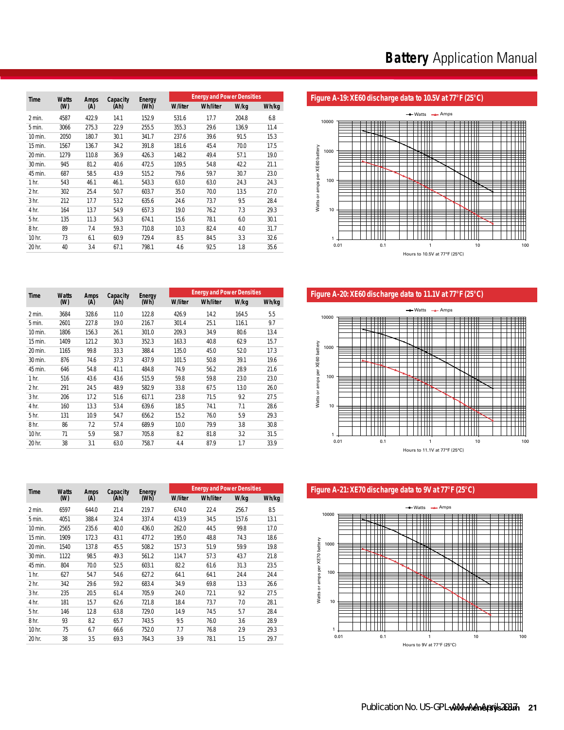| Time | Watts (W) | Amps (A) | Capacity (Ah) | Energy (Wh) | Energy and Power Densities | | | |
|---|---|---|---|---|---|---|---|---|
| | | | | | W/liter | Wh/liter | W/kg | Wh/kg |
| 2 min. | 4587 | 422.9 | 14.1 | 152.9 | 531.6 | 17.7 | 204.8 | 6.8 |
| 5 min. | 3066 | 275.3 | 22.9 | 255.5 | 355.3 | 29.6 | 136.9 | 11.4 |
| 10 min. | 2050 | 180.7 | 30.1 | 341.7 | 237.6 | 39.6 | 91.5 | 15.3 |
| 15 min. | 1567 | 136.7 | 34.2 | 391.8 | 181.6 | 45.4 | 70.0 | 17.5 |
| 20 min. | 1279 | 110.8 | 36.9 | 426.3 | 148.2 | 49.4 | 57.1 | 19.0 |
| 30 min. | 945 | 81.2 | 40.6 | 472.5 | 109.5 | 54.8 | 42.2 | 21.1 |
| 45 min. | 687 | 58.5 | 43.9 | 515.2 | 79.6 | 59.7 | 30.7 | 23.0 |
| 1 hr. | 543 | 46.1 | 46.1. | 543.3 | 63.0 | 63.0 | 24.3 | 24.3 |
| 2 hr. | 302 | 25.4 | 50.7 | 603.7 | 35.0 | 70.0 | 13.5 | 27.0 |
| 3 hr. | 212 | 17.7 | 53.2 | 635.6 | 24.6 | 73.7 | 9.5 | 28.4 |
| 4 hr. | 164 | 13.7 | 54.9 | 657.3 | 19.0 | 76.2 | 7.3 | 29.3 |
| 5 hr. | 135 | 11.3 | 56.3 | 674.1 | 15.6 | 78.1 | 6.0 | 30.1 |
| 8 hr. | 89 | 7.4 | 59.3 | 710.8 | 10.3 | 82.4 | 4.0 | 31.7 |
| 10 hr. | 73 | 6.1 | 60.9 | 729.4 | 8.5 | 84.5 | 3.3 | 32.6 |
| 20 hr. | 40 | 3.4 | 67.1 | 798.1 | 4.6 | 92.5 | 1.8 | 35.6 |

**Figure A-19: XE60 discharge data to 10.5V at 77°F (25°C)**

| Time | Watts (W) | Amps (A) | Capacity (Ah) | Energy (Wh) | Energy and Power Densities | | | |
|---|---|---|---|---|---|---|---|---|
| | | | | | W/liter | Wh/liter | W/kg | Wh/kg |
| 2 min. | 3684 | 328.6 | 11.0 | 122.8 | 426.9 | 14.2 | 164.5 | 5.5 |
| 5 min. | 2601 | 227.8 | 19.0 | 216.7 | 301.4 | 25.1 | 116.1 | 9.7 |
| 10 min. | 1806 | 156.3 | 26.1 | 301.0 | 209.3 | 34.9 | 80.6 | 13.4 |
| 15 min. | 1409 | 121.2 | 30.3 | 352.3 | 163.3 | 40.8 | 62.9 | 15.7 |
| 20 min. | 1165 | 99.8 | 33.3 | 388.4 | 135.0 | 45.0 | 52.0 | 17.3 |
| 30 min. | 876 | 74.6 | 37.3 | 437.9 | 101.5 | 50.8 | 39.1 | 19.6 |
| 45 min. | 646 | 54.8 | 41.1 | 484.8 | 74.9 | 56.2 | 28.9 | 21.6 |
| 1 hr. | 516 | 43.6 | 43.6 | 515.9 | 59.8 | 59.8 | 23.0 | 23.0 |
| 2 hr. | 291 | 24.5 | 48.9 | 582.9 | 33.8 | 67.5 | 13.0 | 26.0 |
| 3 hr. | 206 | 17.2 | 51.6 | 617.1 | 23.8 | 71.5 | 9.2 | 27.5 |
| 4 hr. | 160 | 13.3 | 53.4 | 639.6 | 18.5 | 74.1 | 7.1 | 28.6 |
| 5 hr. | 131 | 10.9 | 54.7 | 656.2 | 15.2 | 76.0 | 5.9 | 29.3 |
| 8 hr. | 86 | 7.2 | 57.4 | 689.9 | 10.0 | 79.9 | 3.8 | 30.8 |
| 10 hr. | 71 | 5.9 | 58.7 | 705.8 | 8.2 | 81.8 | 3.2 | 31.5 |
| 20 hr. | 38 | 3.1 | 63.0 | 758.7 | 4.4 | 87.9 | 1.7 | 33.9 |

**Figure A-20: XE60 discharge data to 11.1V at 77°F (25°C)**

| Time | Watts (W) | Amps (A) | Capacity (Ah) | Energy (Wh) | Energy and Power Densities | | | |
|---|---|---|---|---|---|---|---|---|
| | | | | | W/liter | Wh/liter | W/kg | Wh/kg |
| 2 min. | 6597 | 644.0 | 21.4 | 219.7 | 674.0 | 22.4 | 256.7 | 8.5 |
| 5 min. | 4051 | 388.4 | 32.4 | 337.4 | 413.9 | 34.5 | 157.6 | 13.1 |
| 10 min. | 2565 | 235.6 | 40.0 | 436.0 | 262.0 | 44.5 | 99.8 | 17.0 |
| 15 min. | 1909 | 172.3 | 43.1 | 477.2 | 195.0 | 48.8 | 74.3 | 18.6 |
| 20 min. | 1540 | 137.8 | 45.5 | 508.2 | 157.3 | 51.9 | 59.9 | 19.8 |
| 30 min. | 1122 | 98.5 | 49.3 | 561.2 | 114.7 | 57.3 | 43.7 | 21.8 |
| 45 min. | 804 | 70.0 | 52.5 | 603.1 | 82.2 | 61.6 | 31.3 | 23.5 |
| 1 hr. | 627 | 54.7 | 54.6 | 627.2 | 64.1 | 64.1 | 24.4 | 24.4 |
| 2 hr. | 342 | 29.6 | 59.2 | 683.4 | 34.9 | 69.8 | 13.3 | 26.6 |
| 3 hr. | 235 | 20.5 | 61.4 | 705.9 | 24.0 | 72.1 | 9.2 | 27.5 |
| 4 hr. | 181 | 15.7 | 62.6 | 721.8 | 18.4 | 73.7 | 7.0 | 28.1 |
| 5 hr. | 146 | 12.8 | 63.8 | 729.0 | 14.9 | 74.5 | 5.7 | 28.4 |
| 8 hr. | 93 | 8.2 | 65.7 | 743.5 | 9.5 | 76.0 | 3.6 | 28.9 |
| 10 hr. | 75 | 6.7 | 66.6 | 752.0 | 7.7 | 76.8 | 2.9 | 29.3 |
| 20 hr. | 38 | 3.5 | 69.3 | 764.3 | 3.9 | 78.1 | 1.5 | 29.7 |

**Figure A-21: XE70 discharge data to 9V at 77°F (25°C)**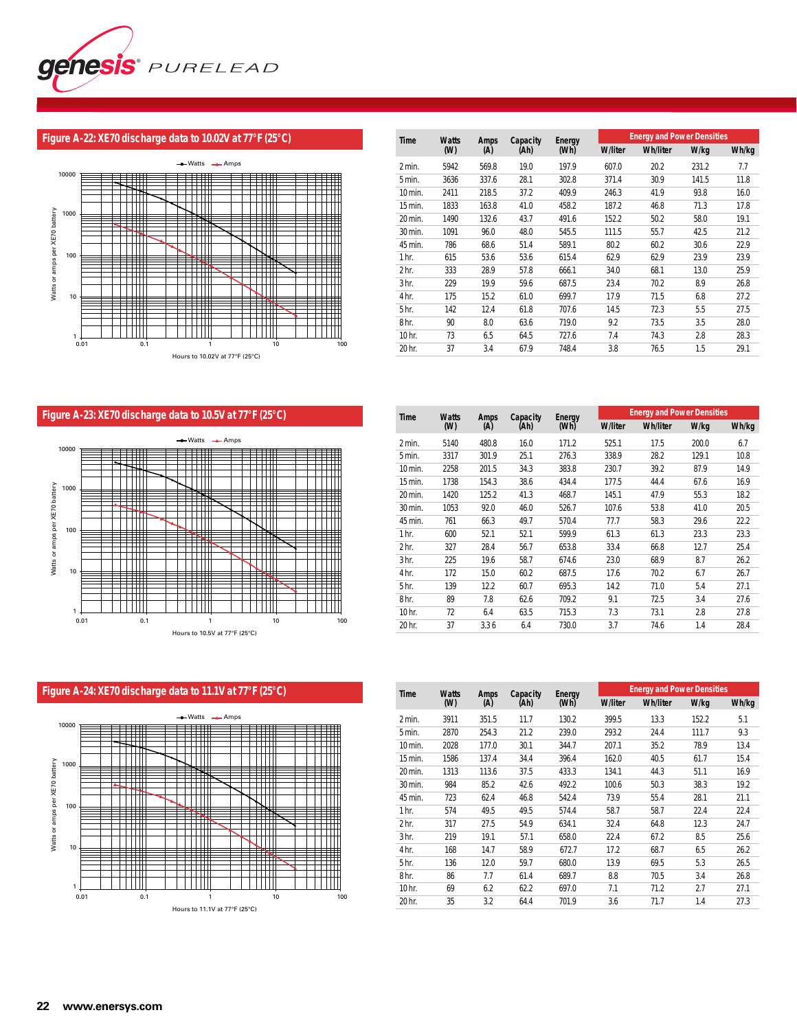## Figure A-22: XE70 discharge data to 10.02V at 77°F (25°C)

| Time | Watts (W) | Amps (A) | Capacity (Ah) | Energy (Wh) | Energy and Power Densities | | | |
|---|---|---|---|---|---|---|---|---|
| | | | | | W/liter | Wh/liter | W/kg | Wh/kg |
| 2 min. | 5942 | 569.8 | 19.0 | 197.9 | 607.0 | 20.2 | 231.2 | 7.7 |
| 5 min. | 3636 | 337.6 | 28.1 | 302.8 | 371.4 | 30.9 | 141.5 | 11.8 |
| 10 min. | 2411 | 218.5 | 37.2 | 409.9 | 246.3 | 41.9 | 93.8 | 16.0 |
| 15 min. | 1833 | 163.8 | 41.0 | 458.2 | 187.2 | 46.8 | 71.3 | 17.8 |
| 20 min. | 1490 | 132.6 | 43.7 | 491.6 | 152.2 | 50.2 | 58.0 | 19.1 |
| 30 min. | 1091 | 96.0 | 48.0 | 545.5 | 111.5 | 55.7 | 42.5 | 21.2 |
| 45 min. | 786 | 68.6 | 51.4 | 589.1 | 80.2 | 60.2 | 30.6 | 22.9 |
| 1 hr. | 615 | 53.6 | 53.6 | 615.4 | 62.9 | 62.9 | 23.9 | 23.9 |
| 2 hr. | 333 | 28.9 | 57.8 | 666.1 | 34.0 | 68.1 | 13.0 | 25.9 |
| 3 hr. | 229 | 19.9 | 59.6 | 687.5 | 23.4 | 70.2 | 8.9 | 26.8 |
| 4 hr. | 175 | 15.2 | 61.0 | 699.7 | 17.9 | 71.5 | 6.8 | 27.2 |
| 5 hr. | 142 | 12.4 | 61.8 | 707.6 | 14.5 | 72.3 | 5.5 | 27.5 |
| 8 hr. | 90 | 8.0 | 63.6 | 719.0 | 9.2 | 73.5 | 3.5 | 28.0 |
| 10 hr. | 73 | 6.5 | 64.5 | 727.6 | 7.4 | 74.3 | 2.8 | 28.3 |
| 20 hr. | 37 | 3.4 | 67.9 | 748.4 | 3.8 | 76.5 | 1.5 | 29.1 |

## Figure A-23: XE70 discharge data to 10.5V at 77°F (25°C)

| Time | Watts (W) | Amps (A) | Capacity (Ah) | Energy (Wh) | Energy and Power Densities | | | |
|---|---|---|---|---|---|---|---|---|
| | | | | | W/liter | Wh/liter | W/kg | Wh/kg |
| 2 min. | 5140 | 480.8 | 16.0 | 171.2 | 525.1 | 17.5 | 200.0 | 6.7 |
| 5 min. | 3317 | 301.9 | 25.1 | 276.3 | 338.9 | 28.2 | 129.1 | 10.8 |
| 10 min. | 2258 | 201.5 | 34.3 | 383.8 | 230.7 | 39.2 | 87.9 | 14.9 |
| 15 min. | 1738 | 154.3 | 38.6 | 434.4 | 177.5 | 44.4 | 67.6 | 16.9 |
| 20 min. | 1420 | 125.2 | 41.3 | 468.7 | 145.1 | 47.9 | 55.3 | 18.2 |
| 30 min. | 1053 | 92.0 | 46.0 | 526.7 | 107.6 | 53.8 | 41.0 | 20.5 |
| 45 min. | 761 | 66.3 | 49.7 | 570.4 | 77.7 | 58.3 | 29.6 | 22.2 |
| 1 hr. | 600 | 52.1 | 52.1 | 599.9 | 61.3 | 61.3 | 23.3 | 23.3 |
| 2 hr. | 327 | 28.4 | 56.7 | 653.8 | 33.4 | 66.8 | 12.7 | 25.4 |
| 3 hr. | 225 | 19.6 | 58.7 | 674.6 | 23.0 | 68.9 | 8.7 | 26.2 |
| 4 hr. | 172 | 15.0 | 60.2 | 687.5 | 17.6 | 70.2 | 6.7 | 26.7 |
| 5 hr. | 139 | 12.2 | 60.7 | 695.3 | 14.2 | 71.0 | 5.4 | 27.1 |
| 8 hr. | 89 | 7.8 | 62.6 | 709.2 | 9.1 | 72.5 | 3.4 | 27.6 |
| 10 hr. | 72 | 6.4 | 63.5 | 715.3 | 7.3 | 73.1 | 2.8 | 27.8 |
| 20 hr. | 37 | 3.36 | 6.4 | 730.0 | 3.7 | 74.6 | 1.4 | 28.4 |

## Figure A-24: XE70 discharge data to 11.1V at 77°F (25°C)

| Time | Watts (W) | Amps (A) | Capacity (Ah) | Energy (Wh) | Energy and Power Densities | | | |
|---|---|---|---|---|---|---|---|---|
| | | | | | W/liter | Wh/liter | W/kg | Wh/kg |
| 2 min. | 3911 | 351.5 | 11.7 | 130.2 | 399.5 | 13.3 | 152.2 | 5.1 |
| 5 min. | 2870 | 254.3 | 21.2 | 239.0 | 293.2 | 24.4 | 111.7 | 9.3 |
| 10 min. | 2028 | 177.0 | 30.1 | 344.7 | 207.1 | 35.2 | 78.9 | 13.4 |
| 15 min. | 1586 | 137.4 | 34.4 | 396.4 | 162.0 | 40.5 | 61.7 | 15.4 |
| 20 min. | 1313 | 113.6 | 37.5 | 433.3 | 134.1 | 44.3 | 51.1 | 16.9 |
| 30 min. | 984 | 85.2 | 42.6 | 492.2 | 100.6 | 50.3 | 38.3 | 19.2 |
| 45 min. | 723 | 62.4 | 46.8 | 542.4 | 73.9 | 55.4 | 28.1 | 21.1 |
| 1 hr. | 574 | 49.5 | 49.5 | 574.4 | 58.7 | 58.7 | 22.4 | 22.4 |
| 2 hr. | 317 | 27.5 | 54.9 | 634.1 | 32.4 | 64.8 | 12.3 | 24.7 |
| 3 hr. | 219 | 19.1 | 57.1 | 658.0 | 22.4 | 67.2 | 8.5 | 25.6 |
| 4 hr. | 168 | 14.7 | 58.9 | 672.7 | 17.2 | 68.7 | 6.5 | 26.2 |
| 5 hr. | 136 | 12.0 | 59.7 | 680.0 | 13.9 | 69.5 | 5.3 | 26.5 |
| 8 hr. | 86 | 7.7 | 61.4 | 689.7 | 8.8 | 70.5 | 3.4 | 26.8 |
| 10 hr. | 69 | 6.2 | 62.2 | 697.0 | 7.1 | 71.2 | 2.7 | 27.1 |
| 20 hr. | 35 | 3.2 | 64.4 | 701.9 | 3.6 | 71.7 | 1.4 | 27.3 |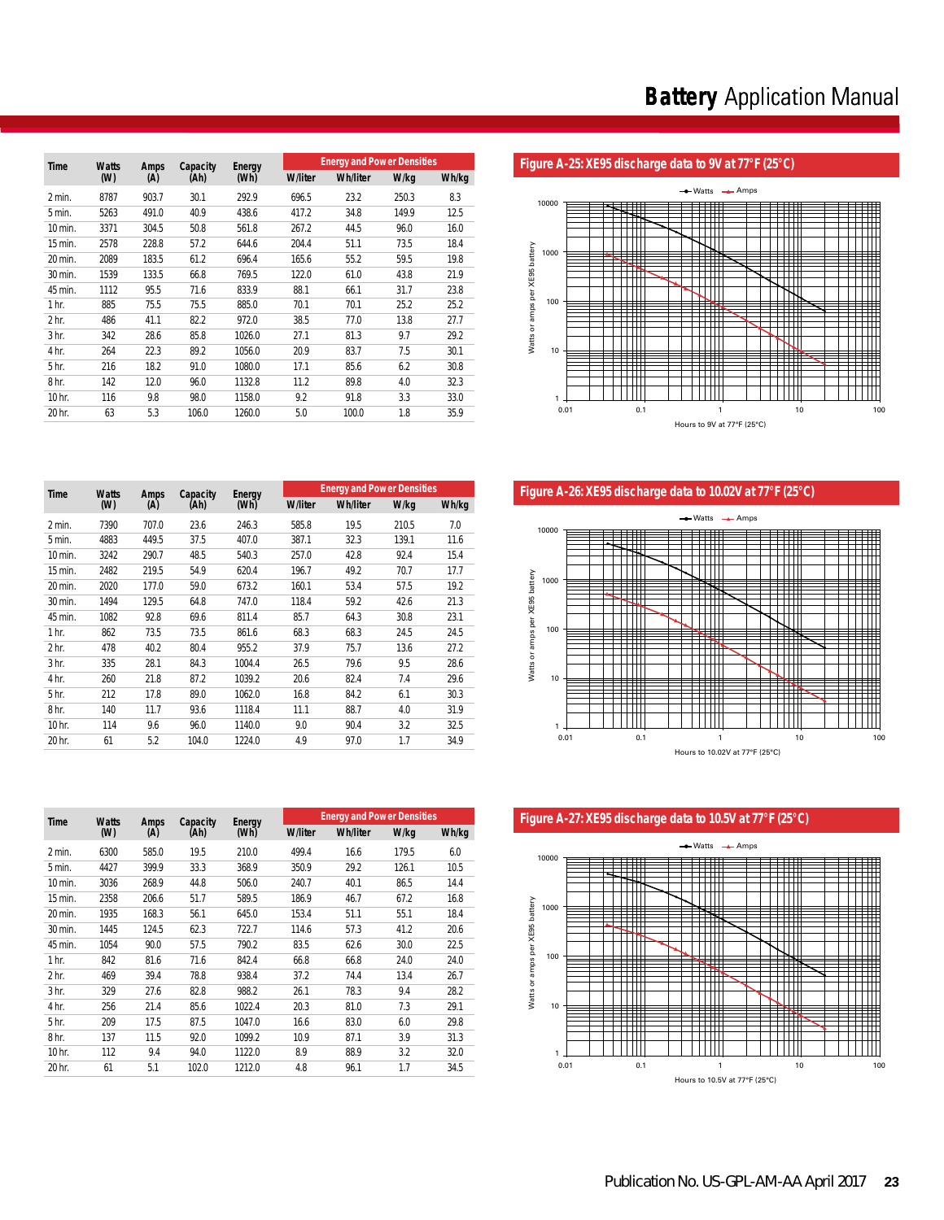| Time | Watts (W) | Amps (A) | Capacity (Ah) | Energy (Wh) | Energy and Power Densities | | | |
|---|---|---|---|---|---|---|---|---|
| | | | | | W/liter | Wh/liter | W/kg | Wh/kg |
| 2 min. | 8787 | 903.7 | 30.1 | 292.9 | 696.5 | 23.2 | 250.3 | 8.3 |
| 5 min. | 5263 | 491.0 | 40.9 | 438.6 | 417.2 | 34.8 | 149.9 | 12.5 |
| 10 min. | 3371 | 304.5 | 50.8 | 561.8 | 267.2 | 44.5 | 96.0 | 16.0 |
| 15 min. | 2578 | 228.8 | 57.2 | 644.6 | 204.4 | 51.1 | 73.5 | 18.4 |
| 20 min. | 2089 | 183.5 | 61.2 | 696.4 | 165.6 | 55.2 | 59.5 | 19.8 |
| 30 min. | 1539 | 133.5 | 66.8 | 769.5 | 122.0 | 61.0 | 43.8 | 21.9 |
| 45 min. | 1112 | 95.5 | 71.6 | 833.9 | 88.1 | 66.1 | 31.7 | 23.8 |
| 1 hr. | 885 | 75.5 | 75.5 | 885.0 | 70.1 | 70.1 | 25.2 | 25.2 |
| 2 hr. | 486 | 41.1 | 82.2 | 972.0 | 38.5 | 77.0 | 13.8 | 27.7 |
| 3 hr. | 342 | 28.6 | 85.8 | 1026.0 | 27.1 | 81.3 | 9.7 | 29.2 |
| 4 hr. | 264 | 22.3 | 89.2 | 1056.0 | 20.9 | 83.7 | 7.5 | 30.1 |
| 5 hr. | 216 | 18.2 | 91.0 | 1080.0 | 17.1 | 85.6 | 6.2 | 30.8 |
| 8 hr. | 142 | 12.0 | 96.0 | 1132.8 | 11.2 | 89.8 | 4.0 | 32.3 |
| 10 hr. | 116 | 9.8 | 98.0 | 1158.0 | 9.2 | 91.8 | 3.3 | 33.0 |
| 20 hr. | 63 | 5.3 | 106.0 | 1260.0 | 5.0 | 100.0 | 1.8 | 35.9 |

**Figure A-25: XE95 discharge data to 9V at 77°F (25°C)**

| Time | Watts (W) | Amps (A) | Capacity (Ah) | Energy (Wh) | Energy and Power Densities | | | |
|---|---|---|---|---|---|---|---|---|
| | | | | | W/liter | Wh/liter | W/kg | Wh/kg |
| 2 min. | 7390 | 707.0 | 23.6 | 246.3 | 585.8 | 19.5 | 210.5 | 7.0 |
| 5 min. | 4883 | 449.5 | 37.5 | 407.0 | 387.1 | 32.3 | 139.1 | 11.6 |
| 10 min. | 3242 | 290.7 | 48.5 | 540.3 | 257.0 | 42.8 | 92.4 | 15.4 |
| 15 min. | 2482 | 219.5 | 54.9 | 620.4 | 196.7 | 49.2 | 70.7 | 17.7 |
| 20 min. | 2020 | 177.0 | 59.0 | 673.2 | 160.1 | 53.4 | 57.5 | 19.2 |
| 30 min. | 1494 | 129.5 | 64.8 | 747.0 | 118.4 | 59.2 | 42.6 | 21.3 |
| 45 min. | 1082 | 92.8 | 69.6 | 811.4 | 85.7 | 64.3 | 30.8 | 23.1 |
| 1 hr. | 862 | 73.5 | 73.5 | 861.6 | 68.3 | 68.3 | 24.5 | 24.5 |
| 2 hr. | 478 | 40.2 | 80.4 | 955.2 | 37.9 | 75.7 | 13.6 | 27.2 |
| 3 hr. | 335 | 28.1 | 84.3 | 1004.4 | 26.5 | 79.6 | 9.5 | 28.6 |
| 4 hr. | 260 | 21.8 | 87.2 | 1039.2 | 20.6 | 82.4 | 7.4 | 29.6 |
| 5 hr. | 212 | 17.8 | 89.0 | 1062.0 | 16.8 | 84.2 | 6.1 | 30.3 |
| 8 hr. | 140 | 11.7 | 93.6 | 1118.4 | 11.1 | 88.7 | 4.0 | 31.9 |
| 10 hr. | 114 | 9.6 | 96.0 | 1140.0 | 9.0 | 90.4 | 3.2 | 32.5 |
| 20 hr. | 61 | 5.2 | 104.0 | 1224.0 | 4.9 | 97.0 | 1.7 | 34.9 |

**Figure A-26: XE95 discharge data to 10.02V at 77°F (25°C)**

| Time | Watts (W) | Amps (A) | Capacity (Ah) | Energy (Wh) | Energy and Power Densities | | | |
|---|---|---|---|---|---|---|---|---|
| | | | | | W/liter | Wh/liter | W/kg | Wh/kg |
| 2 min. | 6300 | 585.0 | 19.5 | 210.0 | 499.4 | 16.6 | 179.5 | 6.0 |
| 5 min. | 4427 | 399.9 | 33.3 | 368.9 | 350.9 | 29.2 | 126.1 | 10.5 |
| 10 min. | 3036 | 268.9 | 44.8 | 506.0 | 240.7 | 40.1 | 86.5 | 14.4 |
| 15 min. | 2358 | 206.6 | 51.7 | 589.5 | 186.9 | 46.7 | 67.2 | 16.8 |
| 20 min. | 1935 | 168.3 | 56.1 | 645.0 | 153.4 | 51.1 | 55.1 | 18.4 |
| 30 min. | 1445 | 124.5 | 62.3 | 722.7 | 114.6 | 57.3 | 41.2 | 20.6 |
| 45 min. | 1054 | 90.0 | 57.5 | 790.2 | 83.5 | 62.6 | 30.0 | 22.5 |
| 1 hr. | 842 | 81.6 | 71.6 | 842.4 | 66.8 | 66.8 | 24.0 | 24.0 |
| 2 hr. | 469 | 39.4 | 78.8 | 938.4 | 37.2 | 74.4 | 13.4 | 26.7 |
| 3 hr. | 329 | 27.6 | 82.8 | 988.2 | 26.1 | 78.3 | 9.4 | 28.2 |
| 4 hr. | 256 | 21.4 | 85.6 | 1022.4 | 20.3 | 81.0 | 7.3 | 29.1 |
| 5 hr. | 209 | 17.5 | 87.5 | 1047.0 | 16.6 | 83.0 | 6.0 | 29.8 |
| 8 hr. | 137 | 11.5 | 92.0 | 1099.2 | 10.9 | 87.1 | 3.9 | 31.3 |
| 10 hr. | 112 | 9.4 | 94.0 | 1122.0 | 8.9 | 88.9 | 3.2 | 32.0 |
| 20 hr. | 61 | 5.1 | 102.0 | 1212.0 | 4.8 | 96.1 | 1.7 | 34.5 |

**Figure A-27: XE95 discharge data to 10.5V at 77°F (25°C)**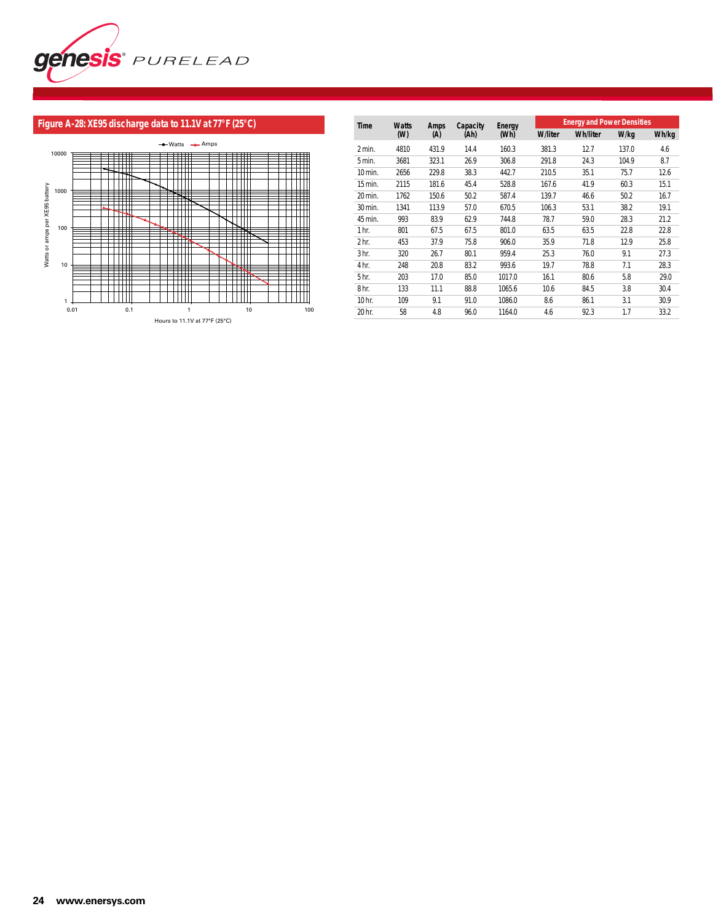## Figure A-28: XE95 discharge data to 11.1V at 77°F (25°C)

| Time | Watts (W) | Amps (A) | Capacity (Ah) | Energy (Wh) | Energy and Power Densities | | | |
|---|---|---|---|---|---|---|---|---|
| | | | | | W/liter | Wh/liter | W/kg | Wh/kg |
| 2 min. | 4810 | 431.9 | 14.4 | 160.3 | 381.3 | 12.7 | 137.0 | 4.6 |
| 5 min. | 3681 | 323.1 | 26.9 | 306.8 | 291.8 | 24.3 | 104.9 | 8.7 |
| 10 min. | 2656 | 229.8 | 38.3 | 442.7 | 210.5 | 35.1 | 75.7 | 12.6 |
| 15 min. | 2115 | 181.6 | 45.4 | 528.8 | 167.6 | 41.9 | 60.3 | 15.1 |
| 20 min. | 1762 | 150.6 | 50.2 | 587.4 | 139.7 | 46.6 | 50.2 | 16.7 |
| 30 min. | 1341 | 113.9 | 57.0 | 670.5 | 106.3 | 53.1 | 38.2 | 19.1 |
| 45 min. | 993 | 83.9 | 62.9 | 744.8 | 78.7 | 59.0 | 28.3 | 21.2 |
| 1 hr. | 801 | 67.5 | 67.5 | 801.0 | 63.5 | 63.5 | 22.8 | 22.8 |
| 2 hr. | 453 | 37.9 | 75.8 | 906.0 | 35.9 | 71.8 | 12.9 | 25.8 |
| 3 hr. | 320 | 26.7 | 80.1 | 959.4 | 25.3 | 76.0 | 9.1 | 27.3 |
| 4 hr. | 248 | 20.8 | 83.2 | 993.6 | 19.7 | 78.8 | 7.1 | 28.3 |
| 5 hr. | 203 | 17.0 | 85.0 | 1017.0 | 16.1 | 80.6 | 5.8 | 29.0 |
| 8 hr. | 133 | 11.1 | 88.8 | 1065.6 | 10.6 | 84.5 | 3.8 | 30.4 |
| 10 hr. | 109 | 9.1 | 91.0 | 1086.0 | 8.6 | 86.1 | 3.1 | 30.9 |
| 20 hr. | 58 | 4.8 | 96.0 | 1164.0 | 4.6 | 92.3 | 1.7 | 33.2 |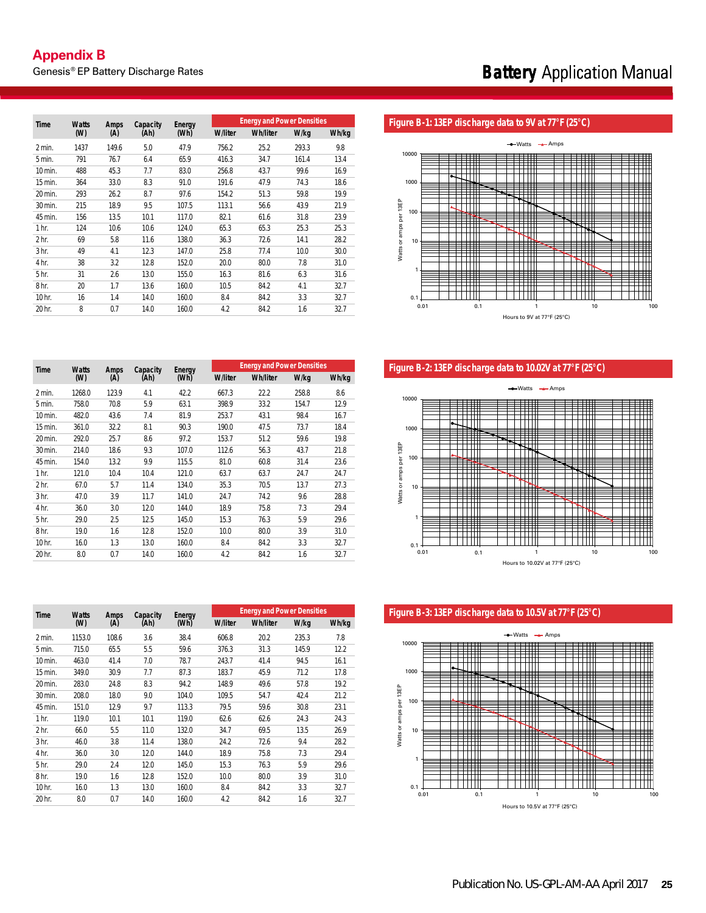# Appendix B

Genesis® EP Battery Discharge Rates

| Time | Watts (W) | Amps (A) | Capacity (Ah) | Energy (Wh) | Energy and Power Densities | | | |
|---|---|---|---|---|---|---|---|---|
| | | | | | W/liter | Wh/liter | W/kg | Wh/kg |
| 2 min. | 1437 | 149.6 | 5.0 | 47.9 | 756.2 | 25.2 | 293.3 | 9.8 |
| 5 min. | 791 | 76.7 | 6.4 | 65.9 | 416.3 | 34.7 | 161.4 | 13.4 |
| 10 min. | 488 | 45.3 | 7.7 | 83.0 | 256.8 | 43.7 | 99.6 | 16.9 |
| 15 min. | 364 | 33.0 | 8.3 | 91.0 | 191.6 | 47.9 | 74.3 | 18.6 |
| 20 min. | 293 | 26.2 | 8.7 | 97.6 | 154.2 | 51.3 | 59.8 | 19.9 |
| 30 min. | 215 | 18.9 | 9.5 | 107.5 | 113.1 | 56.6 | 43.9 | 21.9 |
| 45 min. | 156 | 13.5 | 10.1 | 117.0 | 82.1 | 61.6 | 31.8 | 23.9 |
| 1 hr. | 124 | 10.6 | 10.6 | 124.0 | 65.3 | 65.3 | 25.3 | 25.3 |
| 2 hr. | 69 | 5.8 | 11.6 | 138.0 | 36.3 | 72.6 | 14.1 | 28.2 |
| 3 hr. | 49 | 4.1 | 12.3 | 147.0 | 25.8 | 77.4 | 10.0 | 30.0 |
| 4 hr. | 38 | 3.2 | 12.8 | 152.0 | 20.0 | 80.0 | 7.8 | 31.0 |
| 5 hr. | 31 | 2.6 | 13.0 | 155.0 | 16.3 | 81.6 | 6.3 | 31.6 |
| 8 hr. | 20 | 1.7 | 13.6 | 160.0 | 10.5 | 84.2 | 4.1 | 32.7 |
| 10 hr. | 16 | 1.4 | 14.0 | 160.0 | 8.4 | 84.2 | 3.3 | 32.7 |
| 20 hr. | 8 | 0.7 | 14.0 | 160.0 | 4.2 | 84.2 | 1.6 | 32.7 |

**Figure B-1: 13EP discharge data to 9V at 77°F (25°C)**

| Time | Watts (W) | Amps (A) | Capacity (Ah) | Energy (Wh) | Energy and Power Densities | | | |
|---|---|---|---|---|---|---|---|---|
| | | | | | W/liter | Wh/liter | W/kg | Wh/kg |
| 2 min. | 1268.0 | 123.9 | 4.1 | 42.2 | 667.3 | 22.2 | 258.8 | 8.6 |
| 5 min. | 758.0 | 70.8 | 5.9 | 63.1 | 398.9 | 33.2 | 154.7 | 12.9 |
| 10 min. | 482.0 | 43.6 | 7.4 | 81.9 | 253.7 | 43.1 | 98.4 | 16.7 |
| 15 min. | 361.0 | 32.2 | 8.1 | 90.3 | 190.0 | 47.5 | 73.7 | 18.4 |
| 20 min. | 292.0 | 25.7 | 8.6 | 97.2 | 153.7 | 51.2 | 59.6 | 19.8 |
| 30 min. | 214.0 | 18.6 | 9.3 | 107.0 | 112.6 | 56.3 | 43.7 | 21.8 |
| 45 min. | 154.0 | 13.2 | 9.9 | 115.5 | 81.0 | 60.8 | 31.4 | 23.6 |
| 1 hr. | 121.0 | 10.4 | 10.4 | 121.0 | 63.7 | 63.7 | 24.7 | 24.7 |
| 2 hr. | 67.0 | 5.7 | 11.4 | 134.0 | 35.3 | 70.5 | 13.7 | 27.3 |
| 3 hr. | 47.0 | 3.9 | 11.7 | 141.0 | 24.7 | 74.2 | 9.6 | 28.8 |
| 4 hr. | 36.0 | 3.0 | 12.0 | 144.0 | 18.9 | 75.8 | 7.3 | 29.4 |
| 5 hr. | 29.0 | 2.5 | 12.5 | 145.0 | 15.3 | 76.3 | 5.9 | 29.6 |
| 8 hr. | 19.0 | 1.6 | 12.8 | 152.0 | 10.0 | 80.0 | 3.9 | 31.0 |
| 10 hr. | 16.0 | 1.3 | 13.0 | 160.0 | 8.4 | 84.2 | 3.3 | 32.7 |
| 20 hr. | 8.0 | 0.7 | 14.0 | 160.0 | 4.2 | 84.2 | 1.6 | 32.7 |

**Figure B-2: 13EP discharge data to 10.02V at 77°F (25°C)**

| Time | Watts (W) | Amps (A) | Capacity (Ah) | Energy (Wh) | Energy and Power Densities | | | |
|---|---|---|---|---|---|---|---|---|
| | | | | | W/liter | Wh/liter | W/kg | Wh/kg |
| 2 min. | 1153.0 | 108.6 | 3.6 | 38.4 | 606.8 | 20.2 | 235.3 | 7.8 |
| 5 min. | 715.0 | 65.5 | 5.5 | 59.6 | 376.3 | 31.3 | 145.9 | 12.2 |
| 10 min. | 463.0 | 41.4 | 7.0 | 78.7 | 243.7 | 41.4 | 94.5 | 16.1 |
| 15 min. | 349.0 | 30.9 | 7.7 | 87.3 | 183.7 | 45.9 | 71.2 | 17.8 |
| 20 min. | 283.0 | 24.8 | 8.3 | 94.2 | 148.9 | 49.6 | 57.8 | 19.2 |
| 30 min. | 208.0 | 18.0 | 9.0 | 104.0 | 109.5 | 54.7 | 42.4 | 21.2 |
| 45 min. | 151.0 | 12.9 | 9.7 | 113.3 | 79.5 | 59.6 | 30.8 | 23.1 |
| 1 hr. | 119.0 | 10.1 | 10.1 | 119.0 | 62.6 | 62.6 | 24.3 | 24.3 |
| 2 hr. | 66.0 | 5.5 | 11.0 | 132.0 | 34.7 | 69.5 | 13.5 | 26.9 |
| 3 hr. | 46.0 | 3.8 | 11.4 | 138.0 | 24.2 | 72.6 | 9.4 | 28.2 |
| 4 hr. | 36.0 | 3.0 | 12.0 | 144.0 | 18.9 | 75.8 | 7.3 | 29.4 |
| 5 hr. | 29.0 | 2.4 | 12.0 | 145.0 | 15.3 | 76.3 | 5.9 | 29.6 |
| 8 hr. | 19.0 | 1.6 | 12.8 | 152.0 | 10.0 | 80.0 | 3.9 | 31.0 |
| 10 hr. | 16.0 | 1.3 | 13.0 | 160.0 | 8.4 | 84.2 | 3.3 | 32.7 |
| 20 hr. | 8.0 | 0.7 | 14.0 | 160.0 | 4.2 | 84.2 | 1.6 | 32.7 |

**Figure B-3: 13EP discharge data to 10.5V at 77°F (25°C)**

Publication No. US-GPL-AM-AA April 2017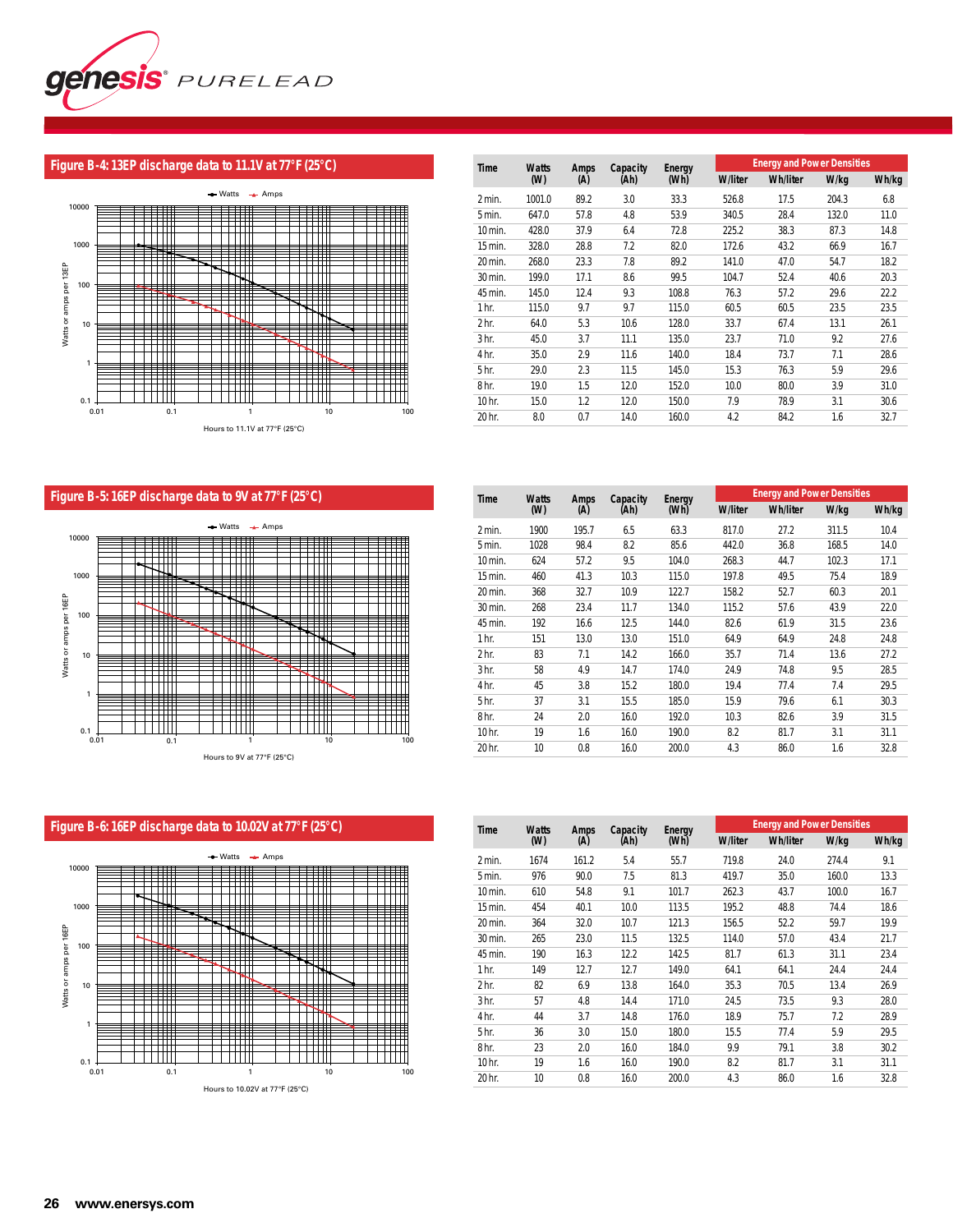## Figure B-4: 13EP discharge data to 11.1V at 77°F (25°C)

| Time | Watts (W) | Amps (A) | Capacity (Ah) | Energy (Wh) | Energy and Power Densities | | | |
|---|---|---|---|---|---|---|---|---|
| | | | | | W/liter | Wh/liter | W/kg | Wh/kg |
| 2 min. | 1001.0 | 89.2 | 3.0 | 33.3 | 526.8 | 17.5 | 204.3 | 6.8 |
| 5 min. | 647.0 | 57.8 | 4.8 | 53.9 | 340.5 | 28.4 | 132.0 | 11.0 |
| 10 min. | 428.0 | 37.9 | 6.4 | 72.8 | 225.2 | 38.3 | 87.3 | 14.8 |
| 15 min. | 328.0 | 28.8 | 7.2 | 82.0 | 172.6 | 43.2 | 66.9 | 16.7 |
| 20 min. | 268.0 | 23.3 | 7.8 | 89.2 | 141.0 | 47.0 | 54.7 | 18.2 |
| 30 min. | 199.0 | 17.1 | 8.6 | 99.5 | 104.7 | 52.4 | 40.6 | 20.3 |
| 45 min. | 145.0 | 12.4 | 9.3 | 108.8 | 76.3 | 57.2 | 29.6 | 22.2 |
| 1 hr. | 115.0 | 9.7 | 9.7 | 115.0 | 60.5 | 60.5 | 23.5 | 23.5 |
| 2 hr. | 64.0 | 5.3 | 10.6 | 128.0 | 33.7 | 67.4 | 13.1 | 26.1 |
| 3 hr. | 45.0 | 3.7 | 11.1 | 135.0 | 23.7 | 71.0 | 9.2 | 27.6 |
| 4 hr. | 35.0 | 2.9 | 11.6 | 140.0 | 18.4 | 73.7 | 7.1 | 28.6 |
| 5 hr. | 29.0 | 2.3 | 11.5 | 145.0 | 15.3 | 76.3 | 5.9 | 29.6 |
| 8 hr. | 19.0 | 1.5 | 12.0 | 152.0 | 10.0 | 80.0 | 3.9 | 31.0 |
| 10 hr. | 15.0 | 1.2 | 12.0 | 150.0 | 7.9 | 78.9 | 3.1 | 30.6 |
| 20 hr. | 8.0 | 0.7 | 14.0 | 160.0 | 4.2 | 84.2 | 1.6 | 32.7 |

## Figure B-5: 16EP discharge data to 9V at 77°F (25°C)

| Time | Watts (W) | Amps (A) | Capacity (Ah) | Energy (Wh) | Energy and Power Densities | | | |
|---|---|---|---|---|---|---|---|---|
| | | | | | W/liter | Wh/liter | W/kg | Wh/kg |
| 2 min. | 1900 | 195.7 | 6.5 | 63.3 | 817.0 | 27.2 | 311.5 | 10.4 |
| 5 min. | 1028 | 98.4 | 8.2 | 85.6 | 442.0 | 36.8 | 168.5 | 14.0 |
| 10 min. | 624 | 57.2 | 9.5 | 104.0 | 268.3 | 44.7 | 102.3 | 17.1 |
| 15 min. | 460 | 41.3 | 10.3 | 115.0 | 197.8 | 49.5 | 75.4 | 18.9 |
| 20 min. | 368 | 32.7 | 10.9 | 122.7 | 158.2 | 52.7 | 60.3 | 20.1 |
| 30 min. | 268 | 23.4 | 11.7 | 134.0 | 115.2 | 57.6 | 43.9 | 22.0 |
| 45 min. | 192 | 16.6 | 12.5 | 144.0 | 82.6 | 61.9 | 31.5 | 23.6 |
| 1 hr. | 151 | 13.0 | 13.0 | 151.0 | 64.9 | 64.9 | 24.8 | 24.8 |
| 2 hr. | 83 | 7.1 | 14.2 | 166.0 | 35.7 | 71.4 | 13.6 | 27.2 |
| 3 hr. | 58 | 4.9 | 14.7 | 174.0 | 24.9 | 74.8 | 9.5 | 28.5 |
| 4 hr. | 45 | 3.8 | 15.2 | 180.0 | 19.4 | 77.4 | 7.4 | 29.5 |
| 5 hr. | 37 | 3.1 | 15.5 | 185.0 | 15.9 | 79.6 | 6.1 | 30.3 |
| 8 hr. | 24 | 2.0 | 16.0 | 192.0 | 10.3 | 82.6 | 3.9 | 31.5 |
| 10 hr. | 19 | 1.6 | 16.0 | 190.0 | 8.2 | 81.7 | 3.1 | 31.1 |
| 20 hr. | 10 | 0.8 | 16.0 | 200.0 | 4.3 | 86.0 | 1.6 | 32.8 |

## Figure B-6: 16EP discharge data to 10.02V at 77°F (25°C)

| Time | Watts (W) | Amps (A) | Capacity (Ah) | Energy (Wh) | Energy and Power Densities | | | |
|---|---|---|---|---|---|---|---|---|
| | | | | | W/liter | Wh/liter | W/kg | Wh/kg |
| 2 min. | 1674 | 161.2 | 5.4 | 55.7 | 719.8 | 24.0 | 274.4 | 9.1 |
| 5 min. | 976 | 90.0 | 7.5 | 81.3 | 419.7 | 35.0 | 160.0 | 13.3 |
| 10 min. | 610 | 54.8 | 9.1 | 101.7 | 262.3 | 43.7 | 100.0 | 16.7 |
| 15 min. | 454 | 40.1 | 10.0 | 113.5 | 195.2 | 48.8 | 74.4 | 18.6 |
| 20 min. | 364 | 32.0 | 10.7 | 121.3 | 156.5 | 52.2 | 59.7 | 19.9 |
| 30 min. | 265 | 23.0 | 11.5 | 132.5 | 114.0 | 57.0 | 43.4 | 21.7 |
| 45 min. | 190 | 16.3 | 12.2 | 142.5 | 81.7 | 61.3 | 31.1 | 23.4 |
| 1 hr. | 149 | 12.7 | 12.7 | 149.0 | 64.1 | 64.1 | 24.4 | 24.4 |
| 2 hr. | 82 | 6.9 | 13.8 | 164.0 | 35.3 | 70.5 | 13.4 | 26.9 |
| 3 hr. | 57 | 4.8 | 14.4 | 171.0 | 24.5 | 73.5 | 9.3 | 28.0 |
| 4 hr. | 44 | 3.7 | 14.8 | 176.0 | 18.9 | 75.7 | 7.2 | 28.9 |
| 5 hr. | 36 | 3.0 | 15.0 | 180.0 | 15.5 | 77.4 | 5.9 | 29.5 |
| 8 hr. | 23 | 2.0 | 16.0 | 184.0 | 9.9 | 79.1 | 3.8 | 30.2 |
| 10 hr. | 19 | 1.6 | 16.0 | 190.0 | 8.2 | 81.7 | 3.1 | 31.1 |
| 20 hr. | 10 | 0.8 | 16.0 | 200.0 | 4.3 | 86.0 | 1.6 | 32.8 |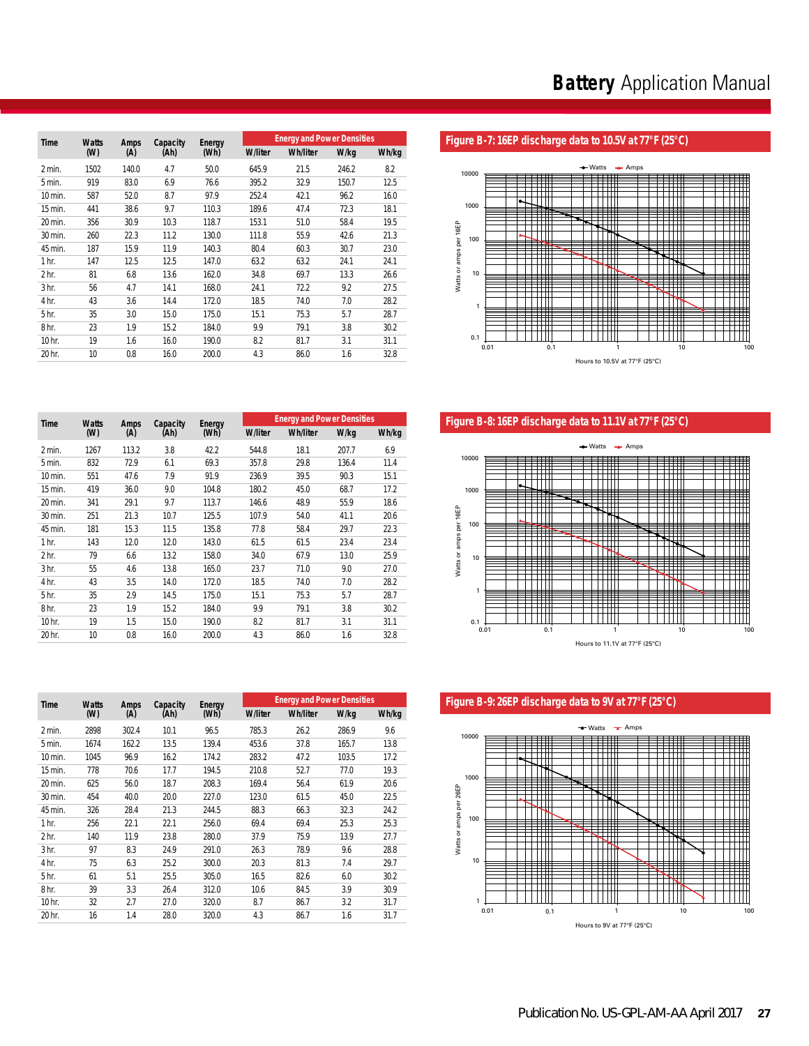| Time | Watts (W) | Amps (A) | Capacity (Ah) | Energy (Wh) | Energy and Power Densities | | | |
|---|---|---|---|---|---|---|---|---|
| | | | | | W/liter | Wh/liter | W/kg | Wh/kg |
| 2 min. | 1502 | 140.0 | 4.7 | 50.0 | 645.9 | 21.5 | 246.2 | 8.2 |
| 5 min. | 919 | 83.0 | 6.9 | 76.6 | 395.2 | 32.9 | 150.7 | 12.5 |
| 10 min. | 587 | 52.0 | 8.7 | 97.9 | 252.4 | 42.1 | 96.2 | 16.0 |
| 15 min. | 441 | 38.6 | 9.7 | 110.3 | 189.6 | 47.4 | 72.3 | 18.1 |
| 20 min. | 356 | 30.9 | 10.3 | 118.7 | 153.1 | 51.0 | 58.4 | 19.5 |
| 30 min. | 260 | 22.3 | 11.2 | 130.0 | 111.8 | 55.9 | 42.6 | 21.3 |
| 45 min. | 187 | 15.9 | 11.9 | 140.3 | 80.4 | 60.3 | 30.7 | 23.0 |
| 1 hr. | 147 | 12.5 | 12.5 | 147.0 | 63.2 | 63.2 | 24.1 | 24.1 |
| 2 hr. | 81 | 6.8 | 13.6 | 162.0 | 34.8 | 69.7 | 13.3 | 26.6 |
| 3 hr. | 56 | 4.7 | 14.1 | 168.0 | 24.1 | 72.2 | 9.2 | 27.5 |
| 4 hr. | 43 | 3.6 | 14.4 | 172.0 | 18.5 | 74.0 | 7.0 | 28.2 |
| 5 hr. | 35 | 3.0 | 15.0 | 175.0 | 15.1 | 75.3 | 5.7 | 28.7 |
| 8 hr. | 23 | 1.9 | 15.2 | 184.0 | 9.9 | 79.1 | 3.8 | 30.2 |
| 10 hr. | 19 | 1.6 | 16.0 | 190.0 | 8.2 | 81.7 | 3.1 | 31.1 |
| 20 hr. | 10 | 0.8 | 16.0 | 200.0 | 4.3 | 86.0 | 1.6 | 32.8 |

**Figure B-7: 16EP discharge data to 10.5V at 77°F (25°C)**

| Time | Watts (W) | Amps (A) | Capacity (Ah) | Energy (Wh) | Energy and Power Densities | | | |
|---|---|---|---|---|---|---|---|---|
| | | | | | W/liter | Wh/liter | W/kg | Wh/kg |
| 2 min. | 1267 | 113.2 | 3.8 | 42.2 | 544.8 | 18.1 | 207.7 | 6.9 |
| 5 min. | 832 | 72.9 | 6.1 | 69.3 | 357.8 | 29.8 | 136.4 | 11.4 |
| 10 min. | 551 | 47.6 | 7.9 | 91.9 | 236.9 | 39.5 | 90.3 | 15.1 |
| 15 min. | 419 | 36.0 | 9.0 | 104.8 | 180.2 | 45.0 | 68.7 | 17.2 |
| 20 min. | 341 | 29.1 | 9.7 | 113.7 | 146.6 | 48.9 | 55.9 | 18.6 |
| 30 min. | 251 | 21.3 | 10.7 | 125.5 | 107.9 | 54.0 | 41.1 | 20.6 |
| 45 min. | 181 | 15.3 | 11.5 | 135.8 | 77.8 | 58.4 | 29.7 | 22.3 |
| 1 hr. | 143 | 12.0 | 12.0 | 143.0 | 61.5 | 61.5 | 23.4 | 23.4 |
| 2 hr. | 79 | 6.6 | 13.2 | 158.0 | 34.0 | 67.9 | 13.0 | 25.9 |
| 3 hr. | 55 | 4.6 | 13.8 | 165.0 | 23.7 | 71.0 | 9.0 | 27.0 |
| 4 hr. | 43 | 3.5 | 14.0 | 172.0 | 18.5 | 74.0 | 7.0 | 28.2 |
| 5 hr. | 35 | 2.9 | 14.5 | 175.0 | 15.1 | 75.3 | 5.7 | 28.7 |
| 8 hr. | 23 | 1.9 | 15.2 | 184.0 | 9.9 | 79.1 | 3.8 | 30.2 |
| 10 hr. | 19 | 1.5 | 15.0 | 190.0 | 8.2 | 81.7 | 3.1 | 31.1 |
| 20 hr. | 10 | 0.8 | 16.0 | 200.0 | 4.3 | 86.0 | 1.6 | 32.8 |

**Figure B-8: 16EP discharge data to 11.1V at 77°F (25°C)**

| Time | Watts (W) | Amps (A) | Capacity (Ah) | Energy (Wh) | Energy and Power Densities | | | |
|---|---|---|---|---|---|---|---|---|
| | | | | | W/liter | Wh/liter | W/kg | Wh/kg |
| 2 min. | 2898 | 302.4 | 10.1 | 96.5 | 785.3 | 26.2 | 286.9 | 9.6 |
| 5 min. | 1674 | 162.2 | 13.5 | 139.4 | 453.6 | 37.8 | 165.7 | 13.8 |
| 10 min. | 1045 | 96.9 | 16.2 | 174.2 | 283.2 | 47.2 | 103.5 | 17.2 |
| 15 min. | 778 | 70.6 | 17.7 | 194.5 | 210.8 | 52.7 | 77.0 | 19.3 |
| 20 min. | 625 | 56.0 | 18.7 | 208.3 | 169.4 | 56.4 | 61.9 | 20.6 |
| 30 min. | 454 | 40.0 | 20.0 | 227.0 | 123.0 | 61.5 | 45.0 | 22.5 |
| 45 min. | 326 | 28.4 | 21.3 | 244.5 | 88.3 | 66.3 | 32.3 | 24.2 |
| 1 hr. | 256 | 22.1 | 22.1 | 256.0 | 69.4 | 69.4 | 25.3 | 25.3 |
| 2 hr. | 140 | 11.9 | 23.8 | 280.0 | 37.9 | 75.9 | 13.9 | 27.7 |
| 3 hr. | 97 | 8.3 | 24.9 | 291.0 | 26.3 | 78.9 | 9.6 | 28.8 |
| 4 hr. | 75 | 6.3 | 25.2 | 300.0 | 20.3 | 81.3 | 7.4 | 29.7 |
| 5 hr. | 61 | 5.1 | 25.5 | 305.0 | 16.5 | 82.6 | 6.0 | 30.2 |
| 8 hr. | 39 | 3.3 | 26.4 | 312.0 | 10.6 | 84.5 | 3.9 | 30.9 |
| 10 hr. | 32 | 2.7 | 27.0 | 320.0 | 8.7 | 86.7 | 3.2 | 31.7 |
| 20 hr. | 16 | 1.4 | 28.0 | 320.0 | 4.3 | 86.7 | 1.6 | 31.7 |

**Figure B-9: 26EP discharge data to 9V at 77°F (25°C)**

Publication No. US-GPL-AM-AA April 2017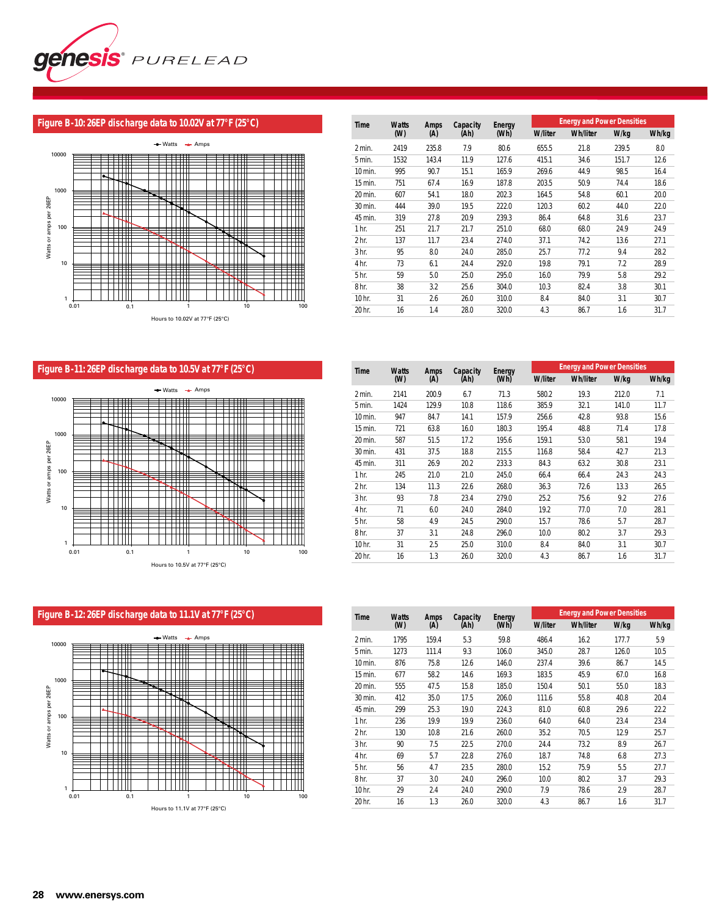## Figure B-10: 26EP discharge data to 10.02V at 77°F (25°C)

| Time | Watts (W) | Amps (A) | Capacity (Ah) | Energy (Wh) | Energy and Power Densities | | | |
|---|---|---|---|---|---|---|---|---|
| | | | | | W/liter | Wh/liter | W/kg | Wh/kg |
| 2 min. | 2419 | 235.8 | 7.9 | 80.6 | 655.5 | 21.8 | 239.5 | 8.0 |
| 5 min. | 1532 | 143.4 | 11.9 | 127.6 | 415.1 | 34.6 | 151.7 | 12.6 |
| 10 min. | 995 | 90.7 | 15.1 | 165.9 | 269.6 | 44.9 | 98.5 | 16.4 |
| 15 min. | 751 | 67.4 | 16.9 | 187.8 | 203.5 | 50.9 | 74.4 | 18.6 |
| 20 min. | 607 | 54.1 | 18.0 | 202.3 | 164.5 | 54.8 | 60.1 | 20.0 |
| 30 min. | 444 | 39.0 | 19.5 | 222.0 | 120.3 | 60.2 | 44.0 | 22.0 |
| 45 min. | 319 | 27.8 | 20.9 | 239.3 | 86.4 | 64.8 | 31.6 | 23.7 |
| 1 hr. | 251 | 21.7 | 21.7 | 251.0 | 68.0 | 68.0 | 24.9 | 24.9 |
| 2 hr. | 137 | 11.7 | 23.4 | 274.0 | 37.1 | 74.2 | 13.6 | 27.1 |
| 3 hr. | 95 | 8.0 | 24.0 | 285.0 | 25.7 | 77.2 | 9.4 | 28.2 |
| 4 hr. | 73 | 6.1 | 24.4 | 292.0 | 19.8 | 79.1 | 7.2 | 28.9 |
| 5 hr. | 59 | 5.0 | 25.0 | 295.0 | 16.0 | 79.9 | 5.8 | 29.2 |
| 8 hr. | 38 | 3.2 | 25.6 | 304.0 | 10.3 | 82.4 | 3.8 | 30.1 |
| 10 hr. | 31 | 2.6 | 26.0 | 310.0 | 8.4 | 84.0 | 3.1 | 30.7 |
| 20 hr. | 16 | 1.4 | 28.0 | 320.0 | 4.3 | 86.7 | 1.6 | 31.7 |

## Figure B-11: 26EP discharge data to 10.5V at 77°F (25°C)

| Time | Watts (W) | Amps (A) | Capacity (Ah) | Energy (Wh) | Energy and Power Densities | | | |
|---|---|---|---|---|---|---|---|---|
| | | | | | W/liter | Wh/liter | W/kg | Wh/kg |
| 2 min. | 2141 | 200.9 | 6.7 | 71.3 | 580.2 | 19.3 | 212.0 | 7.1 |
| 5 min. | 1424 | 129.9 | 10.8 | 118.6 | 385.9 | 32.1 | 141.0 | 11.7 |
| 10 min. | 947 | 84.7 | 14.1 | 157.9 | 256.6 | 42.8 | 93.8 | 15.6 |
| 15 min. | 721 | 63.8 | 16.0 | 180.3 | 195.4 | 48.8 | 71.4 | 17.8 |
| 20 min. | 587 | 51.5 | 17.2 | 195.6 | 159.1 | 53.0 | 58.1 | 19.4 |
| 30 min. | 431 | 37.5 | 18.8 | 215.5 | 116.8 | 58.4 | 42.7 | 21.3 |
| 45 min. | 311 | 26.9 | 20.2 | 233.3 | 84.3 | 63.2 | 30.8 | 23.1 |
| 1 hr. | 245 | 21.0 | 21.0 | 245.0 | 66.4 | 66.4 | 24.3 | 24.3 |
| 2 hr. | 134 | 11.3 | 22.6 | 268.0 | 36.3 | 72.6 | 13.3 | 26.5 |
| 3 hr. | 93 | 7.8 | 23.4 | 279.0 | 25.2 | 75.6 | 9.2 | 27.6 |
| 4 hr. | 71 | 6.0 | 24.0 | 284.0 | 19.2 | 77.0 | 7.0 | 28.1 |
| 5 hr. | 58 | 4.9 | 24.5 | 290.0 | 15.7 | 78.6 | 5.7 | 28.7 |
| 8 hr. | 37 | 3.1 | 24.8 | 296.0 | 10.0 | 80.2 | 3.7 | 29.3 |
| 10 hr. | 31 | 2.5 | 25.0 | 310.0 | 8.4 | 84.0 | 3.1 | 30.7 |
| 20 hr. | 16 | 1.3 | 26.0 | 320.0 | 4.3 | 86.7 | 1.6 | 31.7 |

## Figure B-12: 26EP discharge data to 11.1V at 77°F (25°C)

| Time | Watts (W) | Amps (A) | Capacity (Ah) | Energy (Wh) | Energy and Power Densities | | | |
|---|---|---|---|---|---|---|---|---|
| | | | | | W/liter | Wh/liter | W/kg | Wh/kg |
| 2 min. | 1795 | 159.4 | 5.3 | 59.8 | 486.4 | 16.2 | 177.7 | 5.9 |
| 5 min. | 1273 | 111.4 | 9.3 | 106.0 | 345.0 | 28.7 | 126.0 | 10.5 |
| 10 min. | 876 | 75.8 | 12.6 | 146.0 | 237.4 | 39.6 | 86.7 | 14.5 |
| 15 min. | 677 | 58.2 | 14.6 | 169.3 | 183.5 | 45.9 | 67.0 | 16.8 |
| 20 min. | 555 | 47.5 | 15.8 | 185.0 | 150.4 | 50.1 | 55.0 | 18.3 |
| 30 min. | 412 | 35.0 | 17.5 | 206.0 | 111.6 | 55.8 | 40.8 | 20.4 |
| 45 min. | 299 | 25.3 | 19.0 | 224.3 | 81.0 | 60.8 | 29.6 | 22.2 |
| 1 hr. | 236 | 19.9 | 19.9 | 236.0 | 64.0 | 64.0 | 23.4 | 23.4 |
| 2 hr. | 130 | 10.8 | 21.6 | 260.0 | 35.2 | 70.5 | 12.9 | 25.7 |
| 3 hr. | 90 | 7.5 | 22.5 | 270.0 | 24.4 | 73.2 | 8.9 | 26.7 |
| 4 hr. | 69 | 5.7 | 22.8 | 276.0 | 18.7 | 74.8 | 6.8 | 27.3 |
| 5 hr. | 56 | 4.7 | 23.5 | 280.0 | 15.2 | 75.9 | 5.5 | 27.7 |
| 8 hr. | 37 | 3.0 | 24.0 | 296.0 | 10.0 | 80.2 | 3.7 | 29.3 |
| 10 hr. | 29 | 2.4 | 24.0 | 290.0 | 7.9 | 78.6 | 2.9 | 28.7 |
| 20 hr. | 16 | 1.3 | 26.0 | 320.0 | 4.3 | 86.7 | 1.6 | 31.7 |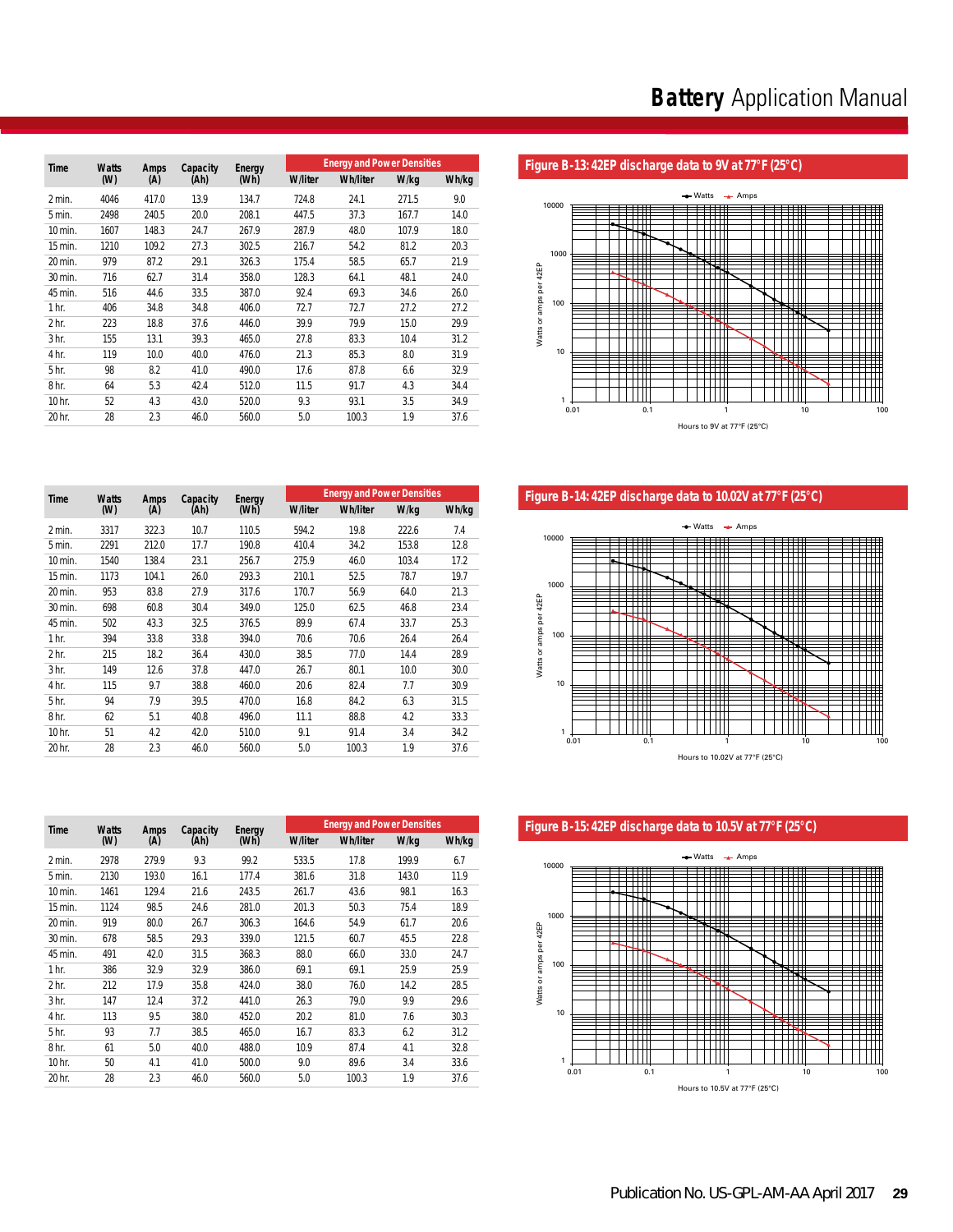| Time | Watts (W) | Amps (A) | Capacity (Ah) | Energy (Wh) | Energy and Power Densities | | | |
|---|---|---|---|---|---|---|---|---|
| | | | | | W/liter | Wh/liter | W/kg | Wh/kg |
| 2 min. | 4046 | 417.0 | 13.9 | 134.7 | 724.8 | 24.1 | 271.5 | 9.0 |
| 5 min. | 2498 | 240.5 | 20.0 | 208.1 | 447.5 | 37.3 | 167.7 | 14.0 |
| 10 min. | 1607 | 148.3 | 24.7 | 267.9 | 287.9 | 48.0 | 107.9 | 18.0 |
| 15 min. | 1210 | 109.2 | 27.3 | 302.5 | 216.7 | 54.2 | 81.2 | 20.3 |
| 20 min. | 979 | 87.2 | 29.1 | 326.3 | 175.4 | 58.5 | 65.7 | 21.9 |
| 30 min. | 716 | 62.7 | 31.4 | 358.0 | 128.3 | 64.1 | 48.1 | 24.0 |
| 45 min. | 516 | 44.6 | 33.5 | 387.0 | 92.4 | 69.3 | 34.6 | 26.0 |
| 1 hr. | 406 | 34.8 | 34.8 | 406.0 | 72.7 | 72.7 | 27.2 | 27.2 |
| 2 hr. | 223 | 18.8 | 37.6 | 446.0 | 39.9 | 79.9 | 15.0 | 29.9 |
| 3 hr. | 155 | 13.1 | 39.3 | 465.0 | 27.8 | 83.3 | 10.4 | 31.2 |
| 4 hr. | 119 | 10.0 | 40.0 | 476.0 | 21.3 | 85.3 | 8.0 | 31.9 |
| 5 hr. | 98 | 8.2 | 41.0 | 490.0 | 17.6 | 87.8 | 6.6 | 32.9 |
| 8 hr. | 64 | 5.3 | 42.4 | 512.0 | 11.5 | 91.7 | 4.3 | 34.4 |
| 10 hr. | 52 | 4.3 | 43.0 | 520.0 | 9.3 | 93.1 | 3.5 | 34.9 |
| 20 hr. | 28 | 2.3 | 46.0 | 560.0 | 5.0 | 100.3 | 1.9 | 37.6 |

**Figure B-13: 42EP discharge data to 9V at 77°F (25°C)**

| Time | Watts (W) | Amps (A) | Capacity (Ah) | Energy (Wh) | Energy and Power Densities | | | |
|---|---|---|---|---|---|---|---|---|
| | | | | | W/liter | Wh/liter | W/kg | Wh/kg |
| 2 min. | 3317 | 322.3 | 10.7 | 110.5 | 594.2 | 19.8 | 222.6 | 7.4 |
| 5 min. | 2291 | 212.0 | 17.7 | 190.8 | 410.4 | 34.2 | 153.8 | 12.8 |
| 10 min. | 1540 | 138.4 | 23.1 | 256.7 | 275.9 | 46.0 | 103.4 | 17.2 |
| 15 min. | 1173 | 104.1 | 26.0 | 293.3 | 210.1 | 52.5 | 78.7 | 19.7 |
| 20 min. | 953 | 83.8 | 27.9 | 317.6 | 170.7 | 56.9 | 64.0 | 21.3 |
| 30 min. | 698 | 60.8 | 30.4 | 349.0 | 125.0 | 62.5 | 46.8 | 23.4 |
| 45 min. | 502 | 43.3 | 32.5 | 376.5 | 89.9 | 67.4 | 33.7 | 25.3 |
| 1 hr. | 394 | 33.8 | 33.8 | 394.0 | 70.6 | 70.6 | 26.4 | 26.4 |
| 2 hr. | 215 | 18.2 | 36.4 | 430.0 | 38.5 | 77.0 | 14.4 | 28.9 |
| 3 hr. | 149 | 12.6 | 37.8 | 447.0 | 26.7 | 80.1 | 10.0 | 30.0 |
| 4 hr. | 115 | 9.7 | 38.8 | 460.0 | 20.6 | 82.4 | 7.7 | 30.9 |
| 5 hr. | 94 | 7.9 | 39.5 | 470.0 | 16.8 | 84.2 | 6.3 | 31.5 |
| 8 hr. | 62 | 5.1 | 40.8 | 496.0 | 11.1 | 88.8 | 4.2 | 33.3 |
| 10 hr. | 51 | 4.2 | 42.0 | 510.0 | 9.1 | 91.4 | 3.4 | 34.2 |
| 20 hr. | 28 | 2.3 | 46.0 | 560.0 | 5.0 | 100.3 | 1.9 | 37.6 |

**Figure B-14: 42EP discharge data to 10.02V at 77°F (25°C)**

| Time | Watts (W) | Amps (A) | Capacity (Ah) | Energy (Wh) | Energy and Power Densities | | | |
|---|---|---|---|---|---|---|---|---|
| | | | | | W/liter | Wh/liter | W/kg | Wh/kg |
| 2 min. | 2978 | 279.9 | 9.3 | 99.2 | 533.5 | 17.8 | 199.9 | 6.7 |
| 5 min. | 2130 | 193.0 | 16.1 | 177.4 | 381.6 | 31.8 | 143.0 | 11.9 |
| 10 min. | 1461 | 129.4 | 21.6 | 243.5 | 261.7 | 43.6 | 98.1 | 16.3 |
| 15 min. | 1124 | 98.5 | 24.6 | 281.0 | 201.3 | 50.3 | 75.4 | 18.9 |
| 20 min. | 919 | 80.0 | 26.7 | 306.3 | 164.6 | 54.9 | 61.7 | 20.6 |
| 30 min. | 678 | 58.5 | 29.3 | 339.0 | 121.5 | 60.7 | 45.5 | 22.8 |
| 45 min. | 491 | 42.0 | 31.5 | 368.3 | 88.0 | 66.0 | 33.0 | 24.7 |
| 1 hr. | 386 | 32.9 | 32.9 | 386.0 | 69.1 | 69.1 | 25.9 | 25.9 |
| 2 hr. | 212 | 17.9 | 35.8 | 424.0 | 38.0 | 76.0 | 14.2 | 28.5 |
| 3 hr. | 147 | 12.4 | 37.2 | 441.0 | 26.3 | 79.0 | 9.9 | 29.6 |
| 4 hr. | 113 | 9.5 | 38.0 | 452.0 | 20.2 | 81.0 | 7.6 | 30.3 |
| 5 hr. | 93 | 7.7 | 38.5 | 465.0 | 16.7 | 83.3 | 6.2 | 31.2 |
| 8 hr. | 61 | 5.0 | 40.0 | 488.0 | 10.9 | 87.4 | 4.1 | 32.8 |
| 10 hr. | 50 | 4.1 | 41.0 | 500.0 | 9.0 | 89.6 | 3.4 | 33.6 |
| 20 hr. | 28 | 2.3 | 46.0 | 560.0 | 5.0 | 100.3 | 1.9 | 37.6 |

**Figure B-15: 42EP discharge data to 10.5V at 77°F (25°C)**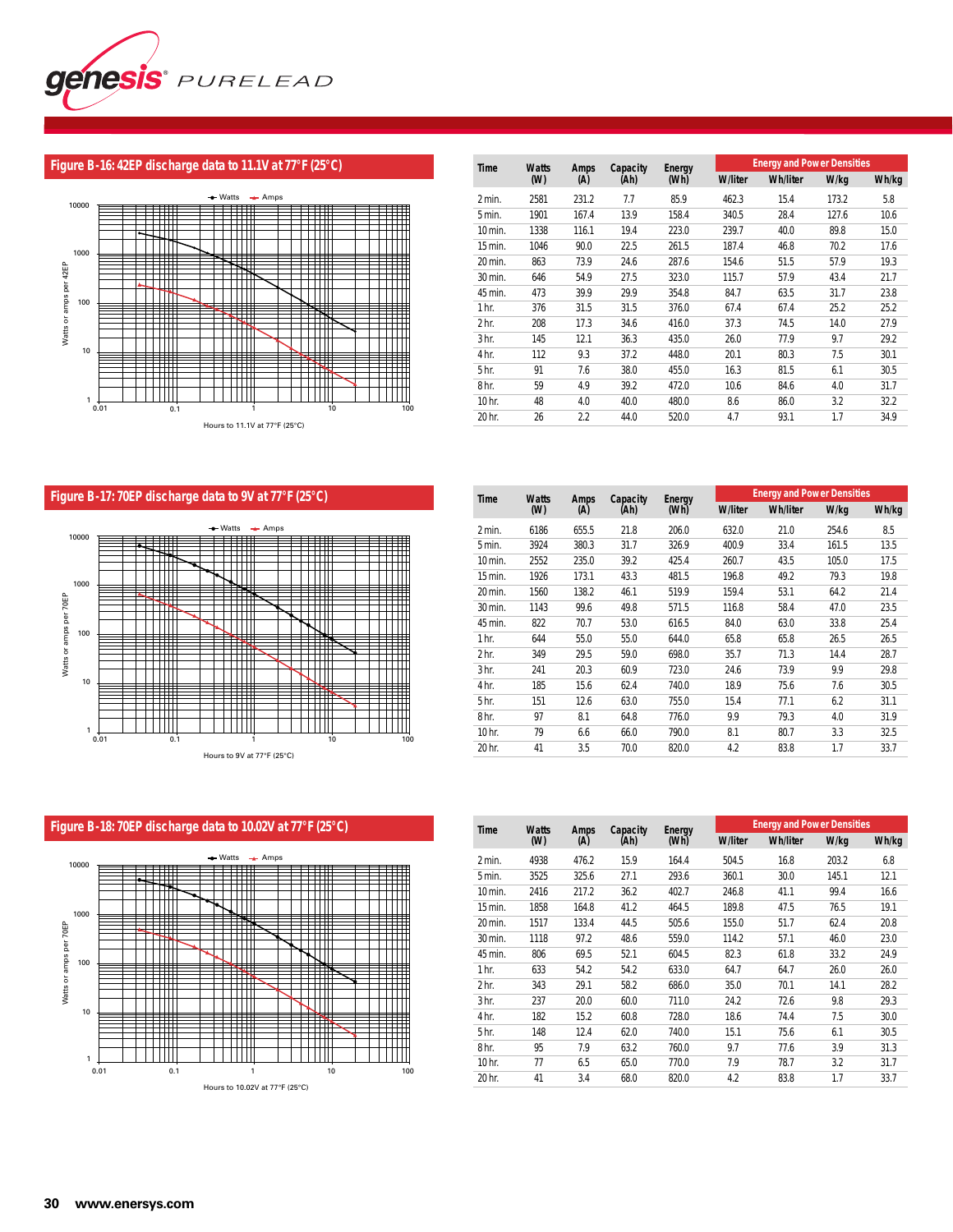## Figure B-16: 42EP discharge data to 11.1V at 77°F (25°C)

| Time | Watts (W) | Amps (A) | Capacity (Ah) | Energy (Wh) | Energy and Power Densities | | | |
|---|---|---|---|---|---|---|---|---|
| | | | | | W/liter | Wh/liter | W/kg | Wh/kg |
| 2 min. | 2581 | 231.2 | 7.7 | 85.9 | 462.3 | 15.4 | 173.2 | 5.8 |
| 5 min. | 1901 | 167.4 | 13.9 | 158.4 | 340.5 | 28.4 | 127.6 | 10.6 |
| 10 min. | 1338 | 116.1 | 19.4 | 223.0 | 239.7 | 40.0 | 89.8 | 15.0 |
| 15 min. | 1046 | 90.0 | 22.5 | 261.5 | 187.4 | 46.8 | 70.2 | 17.6 |
| 20 min. | 863 | 73.9 | 24.6 | 287.6 | 154.6 | 51.5 | 57.9 | 19.3 |
| 30 min. | 646 | 54.9 | 27.5 | 323.0 | 115.7 | 57.9 | 43.4 | 21.7 |
| 45 min. | 473 | 39.9 | 29.9 | 354.8 | 84.7 | 63.5 | 31.7 | 23.8 |
| 1 hr. | 376 | 31.5 | 31.5 | 376.0 | 67.4 | 67.4 | 25.2 | 25.2 |
| 2 hr. | 208 | 17.3 | 34.6 | 416.0 | 37.3 | 74.5 | 14.0 | 27.9 |
| 3 hr. | 145 | 12.1 | 36.3 | 435.0 | 26.0 | 77.9 | 9.7 | 29.2 |
| 4 hr. | 112 | 9.3 | 37.2 | 448.0 | 20.1 | 80.3 | 7.5 | 30.1 |
| 5 hr. | 91 | 7.6 | 38.0 | 455.0 | 16.3 | 81.5 | 6.1 | 30.5 |
| 8 hr. | 59 | 4.9 | 39.2 | 472.0 | 10.6 | 84.6 | 4.0 | 31.7 |
| 10 hr. | 48 | 4.0 | 40.0 | 480.0 | 8.6 | 86.0 | 3.2 | 32.2 |
| 20 hr. | 26 | 2.2 | 44.0 | 520.0 | 4.7 | 93.1 | 1.7 | 34.9 |

## Figure B-17: 70EP discharge data to 9V at 77°F (25°C)

| Time | Watts (W) | Amps (A) | Capacity (Ah) | Energy (Wh) | Energy and Power Densities | | | |
|---|---|---|---|---|---|---|---|---|
| | | | | | W/liter | Wh/liter | W/kg | Wh/kg |
| 2 min. | 6186 | 655.5 | 21.8 | 206.0 | 632.0 | 21.0 | 254.6 | 8.5 |
| 5 min. | 3924 | 380.3 | 31.7 | 326.9 | 400.9 | 33.4 | 161.5 | 13.5 |
| 10 min. | 2552 | 235.0 | 39.2 | 425.4 | 260.7 | 43.5 | 105.0 | 17.5 |
| 15 min. | 1926 | 173.1 | 43.3 | 481.5 | 196.8 | 49.2 | 79.3 | 19.8 |
| 20 min. | 1560 | 138.2 | 46.1 | 519.9 | 159.4 | 53.1 | 64.2 | 21.4 |
| 30 min. | 1143 | 99.6 | 49.8 | 571.5 | 116.8 | 58.4 | 47.0 | 23.5 |
| 45 min. | 822 | 70.7 | 53.0 | 616.5 | 84.0 | 63.0 | 33.8 | 25.4 |
| 1 hr. | 644 | 55.0 | 55.0 | 644.0 | 65.8 | 65.8 | 26.5 | 26.5 |
| 2 hr. | 349 | 29.5 | 59.0 | 698.0 | 35.7 | 71.3 | 14.4 | 28.7 |
| 3 hr. | 241 | 20.3 | 60.9 | 723.0 | 24.6 | 73.9 | 9.9 | 29.8 |
| 4 hr. | 185 | 15.6 | 62.4 | 740.0 | 18.9 | 75.6 | 7.6 | 30.5 |
| 5 hr. | 151 | 12.6 | 63.0 | 755.0 | 15.4 | 77.1 | 6.2 | 31.1 |
| 8 hr. | 97 | 8.1 | 64.8 | 776.0 | 9.9 | 79.3 | 4.0 | 31.9 |
| 10 hr. | 79 | 6.6 | 66.0 | 790.0 | 8.1 | 80.7 | 3.3 | 32.5 |
| 20 hr. | 41 | 3.5 | 70.0 | 820.0 | 4.2 | 83.8 | 1.7 | 33.7 |

## Figure B-18: 70EP discharge data to 10.02V at 77°F (25°C)

| Time | Watts (W) | Amps (A) | Capacity (Ah) | Energy (Wh) | Energy and Power Densities | | | |
|---|---|---|---|---|---|---|---|---|
| | | | | | W/liter | Wh/liter | W/kg | Wh/kg |
| 2 min. | 4938 | 476.2 | 15.9 | 164.4 | 504.5 | 16.8 | 203.2 | 6.8 |
| 5 min. | 3525 | 325.6 | 27.1 | 293.6 | 360.1 | 30.0 | 145.1 | 12.1 |
| 10 min. | 2416 | 217.2 | 36.2 | 402.7 | 246.8 | 41.1 | 99.4 | 16.6 |
| 15 min. | 1858 | 164.8 | 41.2 | 464.5 | 189.8 | 47.5 | 76.5 | 19.1 |
| 20 min. | 1517 | 133.4 | 44.5 | 505.6 | 155.0 | 51.7 | 62.4 | 20.8 |
| 30 min. | 1118 | 97.2 | 48.6 | 559.0 | 114.2 | 57.1 | 46.0 | 23.0 |
| 45 min. | 806 | 69.5 | 52.1 | 604.5 | 82.3 | 61.8 | 33.2 | 24.9 |
| 1 hr. | 633 | 54.2 | 54.2 | 633.0 | 64.7 | 64.7 | 26.0 | 26.0 |
| 2 hr. | 343 | 29.1 | 58.2 | 686.0 | 35.0 | 70.1 | 14.1 | 28.2 |
| 3 hr. | 237 | 20.0 | 60.0 | 711.0 | 24.2 | 72.6 | 9.8 | 29.3 |
| 4 hr. | 182 | 15.2 | 60.8 | 728.0 | 18.6 | 74.4 | 7.5 | 30.0 |
| 5 hr. | 148 | 12.4 | 62.0 | 740.0 | 15.1 | 75.6 | 6.1 | 30.5 |
| 8 hr. | 95 | 7.9 | 63.2 | 760.0 | 9.7 | 77.6 | 3.9 | 31.3 |
| 10 hr. | 77 | 6.5 | 65.0 | 770.0 | 7.9 | 78.7 | 3.2 | 31.7 |
| 20 hr. | 41 | 3.4 | 68.0 | 820.0 | 4.2 | 83.8 | 1.7 | 33.7 |

www.enersys.com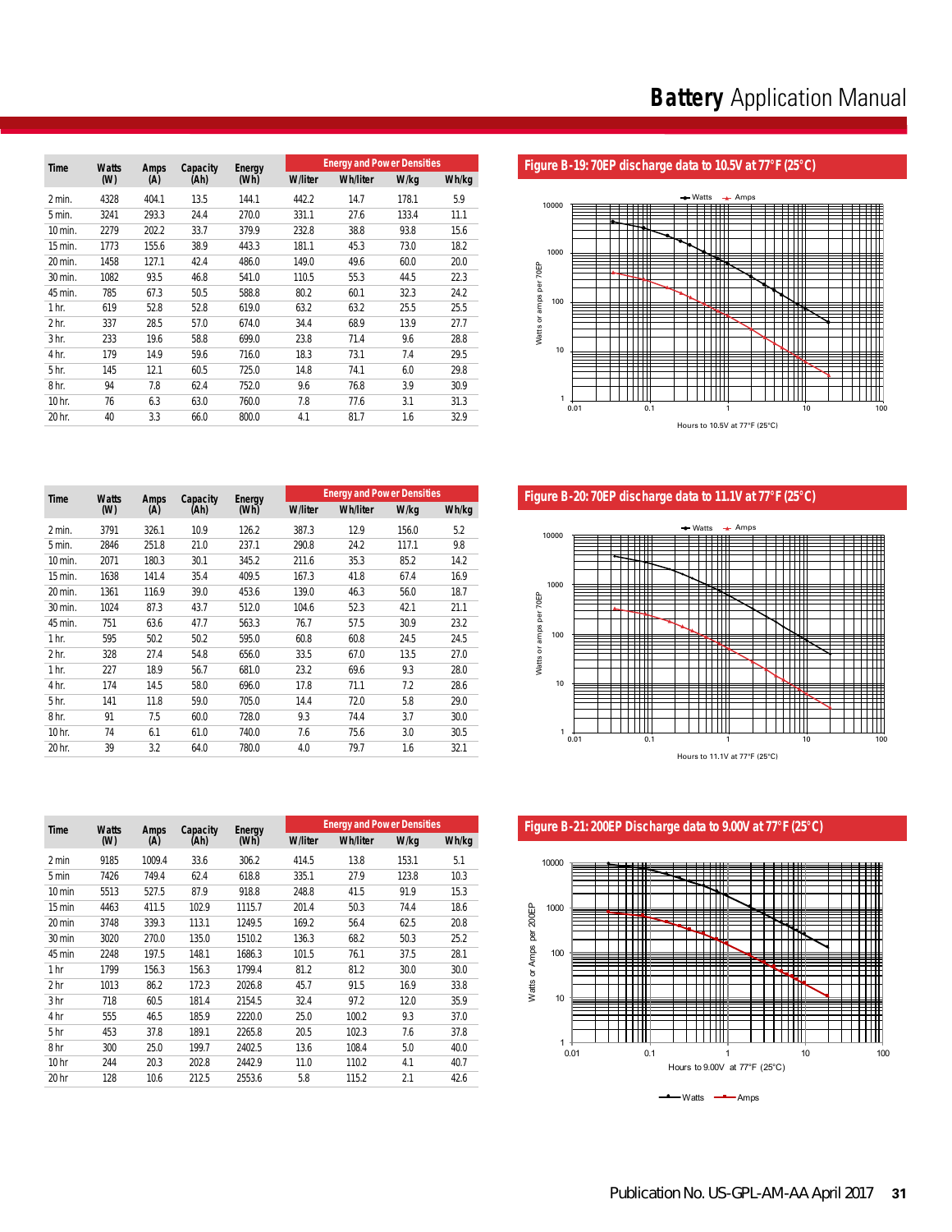| Time | Watts (W) | Amps (A) | Capacity (Ah) | Energy (Wh) | Energy and Power Densities | | | |
|---|---|---|---|---|---|---|---|---|
| | | | | | W/liter | Wh/liter | W/kg | Wh/kg |
| 2 min. | 4328 | 404.1 | 13.5 | 144.1 | 442.2 | 14.7 | 178.1 | 5.9 |
| 5 min. | 3241 | 293.3 | 24.4 | 270.0 | 331.1 | 27.6 | 133.4 | 11.1 |
| 10 min. | 2279 | 202.2 | 33.7 | 379.9 | 232.8 | 38.8 | 93.8 | 15.6 |
| 15 min. | 1773 | 155.6 | 38.9 | 443.3 | 181.1 | 45.3 | 73.0 | 18.2 |
| 20 min. | 1458 | 127.1 | 42.4 | 486.0 | 149.0 | 49.6 | 60.0 | 20.0 |
| 30 min. | 1082 | 93.5 | 46.8 | 541.0 | 110.5 | 55.3 | 44.5 | 22.3 |
| 45 min. | 785 | 67.3 | 50.5 | 588.8 | 80.2 | 60.1 | 32.3 | 24.2 |
| 1 hr. | 619 | 52.8 | 52.8 | 619.0 | 63.2 | 63.2 | 25.5 | 25.5 |
| 2 hr. | 337 | 28.5 | 57.0 | 674.0 | 34.4 | 68.9 | 13.9 | 27.7 |
| 3 hr. | 233 | 19.6 | 58.8 | 699.0 | 23.8 | 71.4 | 9.6 | 28.8 |
| 4 hr. | 179 | 14.9 | 59.6 | 716.0 | 18.3 | 73.1 | 7.4 | 29.5 |
| 5 hr. | 145 | 12.1 | 60.5 | 725.0 | 14.8 | 74.1 | 6.0 | 29.8 |
| 8 hr. | 94 | 7.8 | 62.4 | 752.0 | 9.6 | 76.8 | 3.9 | 30.9 |
| 10 hr. | 76 | 6.3 | 63.0 | 760.0 | 7.8 | 77.6 | 3.1 | 31.3 |
| 20 hr. | 40 | 3.3 | 66.0 | 800.0 | 4.1 | 81.7 | 1.6 | 32.9 |

**Figure B-19: 70EP discharge data to 10.5V at 77°F (25°C)**

| Time | Watts (W) | Amps (A) | Capacity (Ah) | Energy (Wh) | Energy and Power Densities | | | |
|---|---|---|---|---|---|---|---|---|
| | | | | | W/liter | Wh/liter | W/kg | Wh/kg |
| 2 min. | 3791 | 326.1 | 10.9 | 126.2 | 387.3 | 12.9 | 156.0 | 5.2 |
| 5 min. | 2846 | 251.8 | 21.0 | 237.1 | 290.8 | 24.2 | 117.1 | 9.8 |
| 10 min. | 2071 | 180.3 | 30.1 | 345.2 | 211.6 | 35.3 | 85.2 | 14.2 |
| 15 min. | 1638 | 141.4 | 35.4 | 409.5 | 167.3 | 41.8 | 67.4 | 16.9 |
| 20 min. | 1361 | 116.9 | 39.0 | 453.6 | 139.0 | 46.3 | 56.0 | 18.7 |
| 30 min. | 1024 | 87.3 | 43.7 | 512.0 | 104.6 | 52.3 | 42.1 | 21.1 |
| 45 min. | 751 | 63.6 | 47.7 | 563.3 | 76.7 | 57.5 | 30.9 | 23.2 |
| 1 hr. | 595 | 50.2 | 50.2 | 595.0 | 60.8 | 60.8 | 24.5 | 24.5 |
| 2 hr. | 328 | 27.4 | 54.8 | 656.0 | 33.5 | 67.0 | 13.5 | 27.0 |
| 1 hr. | 227 | 18.9 | 56.7 | 681.0 | 23.2 | 69.6 | 9.3 | 28.0 |
| 4 hr. | 174 | 14.5 | 58.0 | 696.0 | 17.8 | 71.1 | 7.2 | 28.6 |
| 5 hr. | 141 | 11.8 | 59.0 | 705.0 | 14.4 | 72.0 | 5.8 | 29.0 |
| 8 hr. | 91 | 7.5 | 60.0 | 728.0 | 9.3 | 74.4 | 3.7 | 30.0 |
| 10 hr. | 74 | 6.1 | 61.0 | 740.0 | 7.6 | 75.6 | 3.0 | 30.5 |
| 20 hr. | 39 | 3.2 | 64.0 | 780.0 | 4.0 | 79.7 | 1.6 | 32.1 |

**Figure B-20: 70EP discharge data to 11.1V at 77°F (25°C)**

| Time | Watts (W) | Amps (A) | Capacity (Ah) | Energy (Wh) | Energy and Power Densities | | | |
|---|---|---|---|---|---|---|---|---|
| | | | | | W/liter | Wh/liter | W/kg | Wh/kg |
| 2 min | 9185 | 1009.4 | 33.6 | 306.2 | 414.5 | 13.8 | 153.1 | 5.1 |
| 5 min | 7426 | 749.4 | 62.4 | 618.8 | 335.1 | 27.9 | 123.8 | 10.3 |
| 10 min | 5513 | 527.5 | 87.9 | 918.8 | 248.8 | 41.5 | 91.9 | 15.3 |
| 15 min | 4463 | 411.5 | 102.9 | 1115.7 | 201.4 | 50.3 | 74.4 | 18.6 |
| 20 min | 3748 | 339.3 | 113.1 | 1249.5 | 169.2 | 56.4 | 62.5 | 20.8 |
| 30 min | 3020 | 270.0 | 135.0 | 1510.2 | 136.3 | 68.2 | 50.3 | 25.2 |
| 45 min | 2248 | 197.5 | 148.1 | 1686.3 | 101.5 | 76.1 | 37.5 | 28.1 |
| 1 hr | 1799 | 156.3 | 156.3 | 1799.4 | 81.2 | 81.2 | 30.0 | 30.0 |
| 2 hr | 1013 | 86.2 | 172.3 | 2026.8 | 45.7 | 91.5 | 16.9 | 33.8 |
| 3 hr | 718 | 60.5 | 181.4 | 2154.5 | 32.4 | 97.2 | 12.0 | 35.9 |
| 4 hr | 555 | 46.5 | 185.9 | 2220.0 | 25.0 | 100.2 | 9.3 | 37.0 |
| 5 hr | 453 | 37.8 | 189.1 | 2265.8 | 20.5 | 102.3 | 7.6 | 37.8 |
| 8 hr | 300 | 25.0 | 199.7 | 2402.5 | 13.6 | 108.4 | 5.0 | 40.0 |
| 10 hr | 244 | 20.3 | 202.8 | 2442.9 | 11.0 | 110.2 | 4.1 | 40.7 |
| 20 hr | 128 | 10.6 | 212.5 | 2553.6 | 5.8 | 115.2 | 2.1 | 42.6 |

**Figure B-21: 200EP Discharge data to 9.00V at 77°F (25°C)**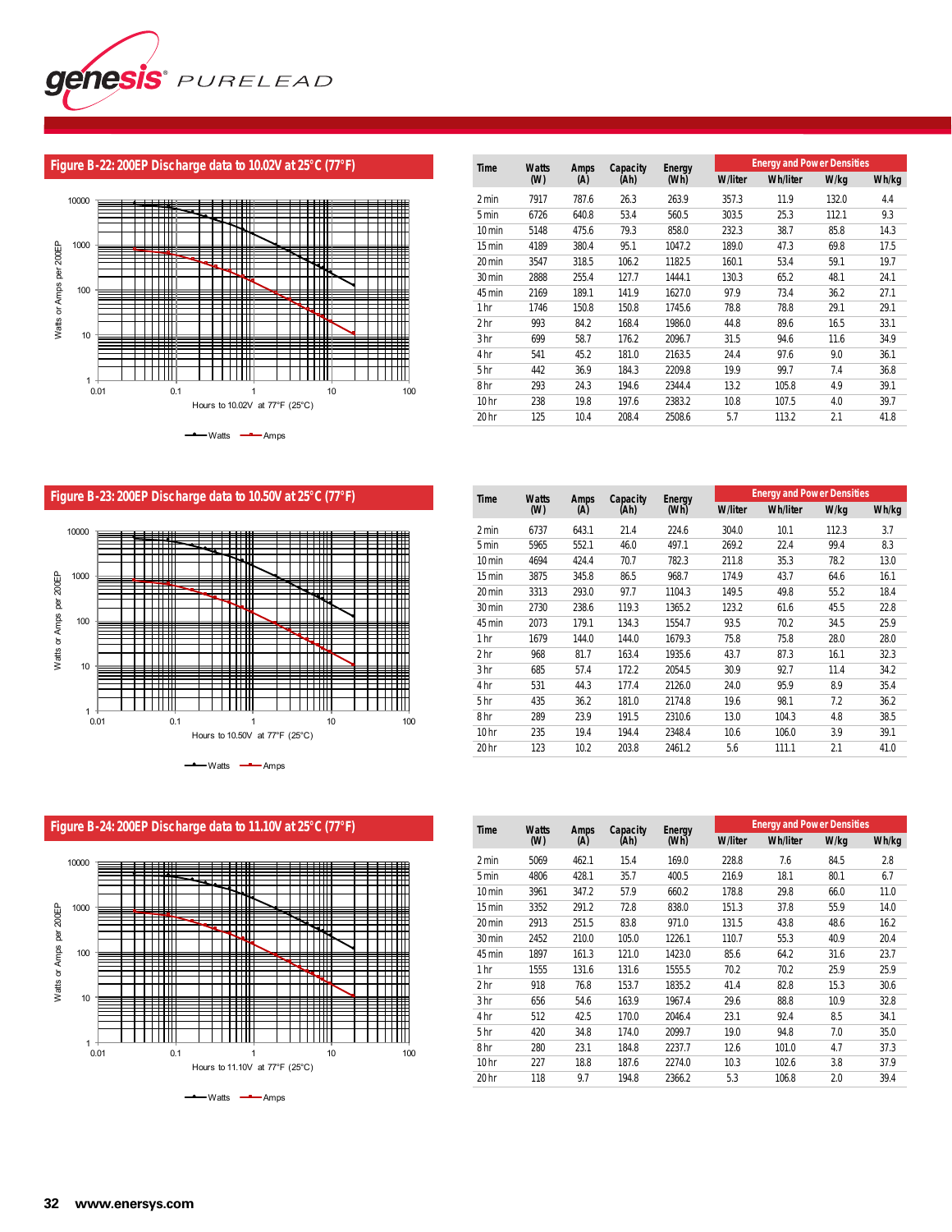# genesis PURELEAD

## Figure B-22: 200EP Discharge data to 10.02V at 25°C (77°F)

Watts or Amps per 200EP

Hours to 10.02V at 77°F (25°C)

Watts — Amps

| Time | Watts (W) | Amps (A) | Capacity (Ah) | Energy (Wh) | Energy and Power Densities | | | |
|---|---|---|---|---|---|---|---|---|
| | | | | | W/liter | Wh/liter | W/kg | Wh/kg |
| 2 min | 7917 | 787.6 | 26.3 | 263.9 | 357.3 | 11.9 | 132.0 | 4.4 |
| 5 min | 6726 | 640.8 | 53.4 | 560.5 | 303.5 | 25.3 | 112.1 | 9.3 |
| 10 min | 5148 | 475.6 | 79.3 | 858.0 | 232.3 | 38.7 | 85.8 | 14.3 |
| 15 min | 4189 | 380.4 | 95.1 | 1047.2 | 189.0 | 47.3 | 69.8 | 17.5 |
| 20 min | 3547 | 318.5 | 106.2 | 1182.5 | 160.1 | 53.4 | 59.1 | 19.7 |
| 30 min | 2888 | 255.4 | 127.7 | 1444.1 | 130.3 | 65.2 | 48.1 | 24.1 |
| 45 min | 2169 | 189.1 | 141.9 | 1627.0 | 97.9 | 73.4 | 36.2 | 27.1 |
| 1 hr | 1746 | 150.8 | 150.8 | 1745.6 | 78.8 | 78.8 | 29.1 | 29.1 |
| 2 hr | 993 | 84.2 | 168.4 | 1986.0 | 44.8 | 89.6 | 16.5 | 33.1 |
| 3 hr | 699 | 58.7 | 176.2 | 2096.7 | 31.5 | 94.6 | 11.6 | 34.9 |
| 4 hr | 541 | 45.2 | 181.0 | 2163.5 | 24.4 | 97.6 | 9.0 | 36.1 |
| 5 hr | 442 | 36.9 | 184.3 | 2209.8 | 19.9 | 99.7 | 7.4 | 36.8 |
| 8 hr | 293 | 24.3 | 194.6 | 2344.4 | 13.2 | 105.8 | 4.9 | 39.1 |
| 10 hr | 238 | 19.8 | 197.6 | 2383.2 | 10.8 | 107.5 | 4.0 | 39.7 |
| 20 hr | 125 | 10.4 | 208.4 | 2508.6 | 5.7 | 113.2 | 2.1 | 41.8 |

## Figure B-23: 200EP Discharge data to 10.50V at 25°C (77°F)

Watts or Amps per 200EP

Hours to 10.50V at 77°F (25°C)

Watts — Amps

| Time | Watts (W) | Amps (A) | Capacity (Ah) | Energy (Wh) | Energy and Power Densities | | | |
|---|---|---|---|---|---|---|---|---|
| | | | | | W/liter | Wh/liter | W/kg | Wh/kg |
| 2 min | 6737 | 643.1 | 21.4 | 224.6 | 304.0 | 10.1 | 112.3 | 3.7 |
| 5 min | 5965 | 552.1 | 46.0 | 497.1 | 269.2 | 22.4 | 99.4 | 8.3 |
| 10 min | 4694 | 424.4 | 70.7 | 782.3 | 211.8 | 35.3 | 78.2 | 13.0 |
| 15 min | 3875 | 345.8 | 86.5 | 968.7 | 174.9 | 43.7 | 64.6 | 16.1 |
| 20 min | 3313 | 293.0 | 97.7 | 1104.3 | 149.5 | 49.8 | 55.2 | 18.4 |
| 30 min | 2730 | 238.6 | 119.3 | 1365.2 | 123.2 | 61.6 | 45.5 | 22.8 |
| 45 min | 2073 | 179.1 | 134.3 | 1554.7 | 93.5 | 70.2 | 34.5 | 25.9 |
| 1 hr | 1679 | 144.0 | 144.0 | 1679.3 | 75.8 | 75.8 | 28.0 | 28.0 |
| 2 hr | 968 | 81.7 | 163.4 | 1935.6 | 43.7 | 87.3 | 16.1 | 32.3 |
| 3 hr | 685 | 57.4 | 172.2 | 2054.5 | 30.9 | 92.7 | 11.4 | 34.2 |
| 4 hr | 531 | 44.3 | 177.4 | 2126.0 | 24.0 | 95.9 | 8.9 | 35.4 |
| 5 hr | 435 | 36.2 | 181.0 | 2174.8 | 19.6 | 98.1 | 7.2 | 36.2 |
| 8 hr | 289 | 23.9 | 191.5 | 2310.6 | 13.0 | 104.3 | 4.8 | 38.5 |
| 10 hr | 235 | 19.4 | 194.4 | 2348.4 | 10.6 | 106.0 | 3.9 | 39.1 |
| 20 hr | 123 | 10.2 | 203.8 | 2461.2 | 5.6 | 111.1 | 2.1 | 41.0 |

## Figure B-24: 200EP Discharge data to 11.10V at 25°C (77°F)

Watts or Amps per 200EP

Hours to 11.10V at 77°F (25°C)

Watts — Amps

| Time | Watts (W) | Amps (A) | Capacity (Ah) | Energy (Wh) | Energy and Power Densities | | | |
|---|---|---|---|---|---|---|---|---|
| | | | | | W/liter | Wh/liter | W/kg | Wh/kg |
| 2 min | 5069 | 462.1 | 15.4 | 169.0 | 228.8 | 7.6 | 84.5 | 2.8 |
| 5 min | 4806 | 428.1 | 35.7 | 400.5 | 216.9 | 18.1 | 80.1 | 6.7 |
| 10 min | 3961 | 347.2 | 57.9 | 660.2 | 178.8 | 29.8 | 66.0 | 11.0 |
| 15 min | 3352 | 291.2 | 72.8 | 838.0 | 151.3 | 37.8 | 55.9 | 14.0 |
| 20 min | 2913 | 251.5 | 83.8 | 971.0 | 131.5 | 43.8 | 48.6 | 16.2 |
| 30 min | 2452 | 210.0 | 105.0 | 1226.1 | 110.7 | 55.3 | 40.9 | 20.4 |
| 45 min | 1897 | 161.3 | 121.0 | 1423.0 | 85.6 | 64.2 | 31.6 | 23.7 |
| 1 hr | 1555 | 131.6 | 131.6 | 1555.5 | 70.2 | 70.2 | 25.9 | 25.9 |
| 2 hr | 918 | 76.8 | 153.7 | 1835.2 | 41.4 | 82.8 | 15.3 | 30.6 |
| 3 hr | 656 | 54.6 | 163.9 | 1967.4 | 29.6 | 88.8 | 10.9 | 32.8 |
| 4 hr | 512 | 42.5 | 170.0 | 2046.4 | 23.1 | 92.4 | 8.5 | 34.1 |
| 5 hr | 420 | 34.8 | 174.0 | 2099.7 | 19.0 | 94.8 | 7.0 | 35.0 |
| 8 hr | 280 | 23.1 | 184.8 | 2237.7 | 12.6 | 101.0 | 4.7 | 37.3 |
| 10 hr | 227 | 18.8 | 187.6 | 2274.0 | 10.3 | 102.6 | 3.8 | 37.9 |
| 20 hr | 118 | 9.7 | 194.8 | 2366.2 | 5.3 | 106.8 | 2.0 | 39.4 |

www.enersys.com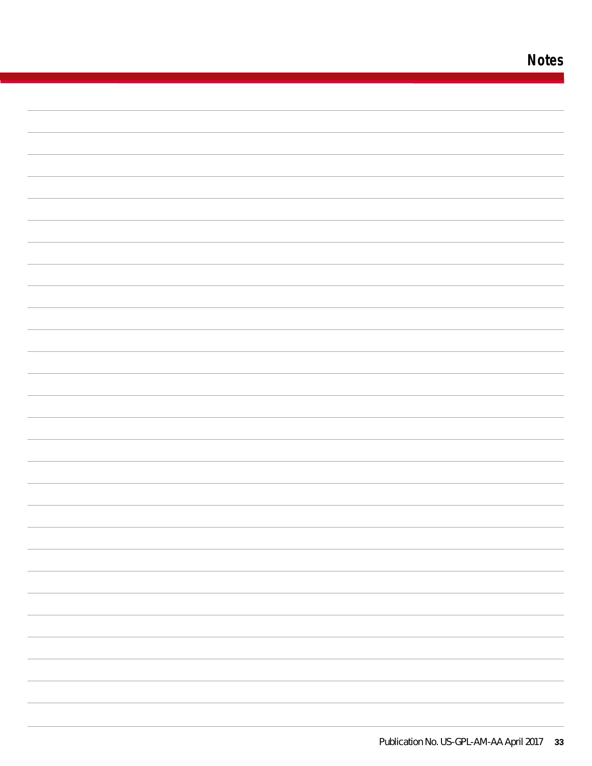# Notes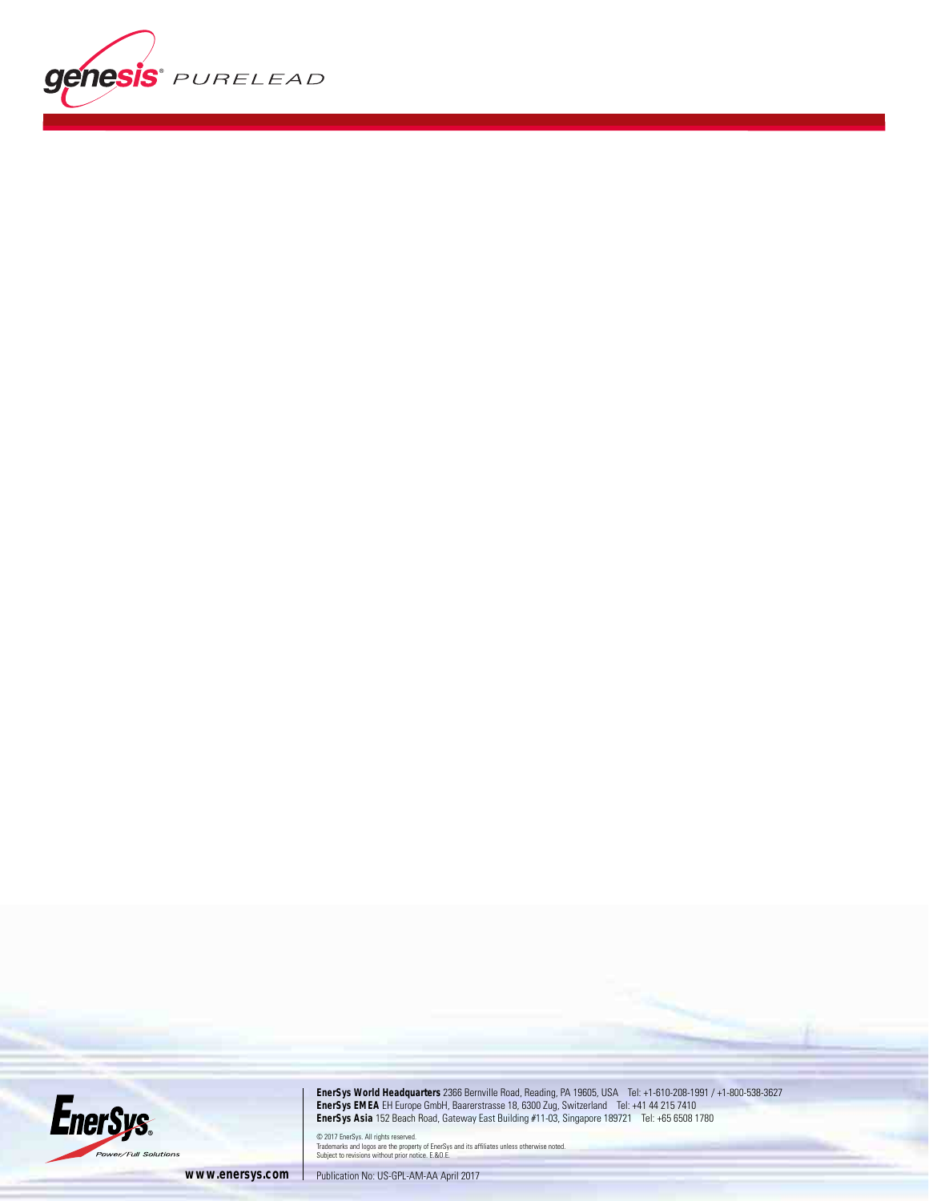genesis® PURELEAD

EnerSys
Power/Full Solutions

**EnerSys World Headquarters** 2366 Bernville Road, Reading, PA 19605, USA Tel: +1-610-208-1991 / +1-800-538-3627
**EnerSys EMEA** EH Europe GmbH, Baarerstrasse 18, 6300 Zug, Switzerland Tel: +41 44 215 7410
**EnerSys Asia** 152 Beach Road, Gateway East Building #11-03, Singapore 189721 Tel: +65 6508 1780

© 2017 EnerSys. All rights reserved.
Trademarks and logos are the property of EnerSys and its affiliates unless otherwise noted.
Subject to revisions without prior notice. E.&O.E.

**www.enersys.com**

Publication No: US-GPL-AM-AA April 2017